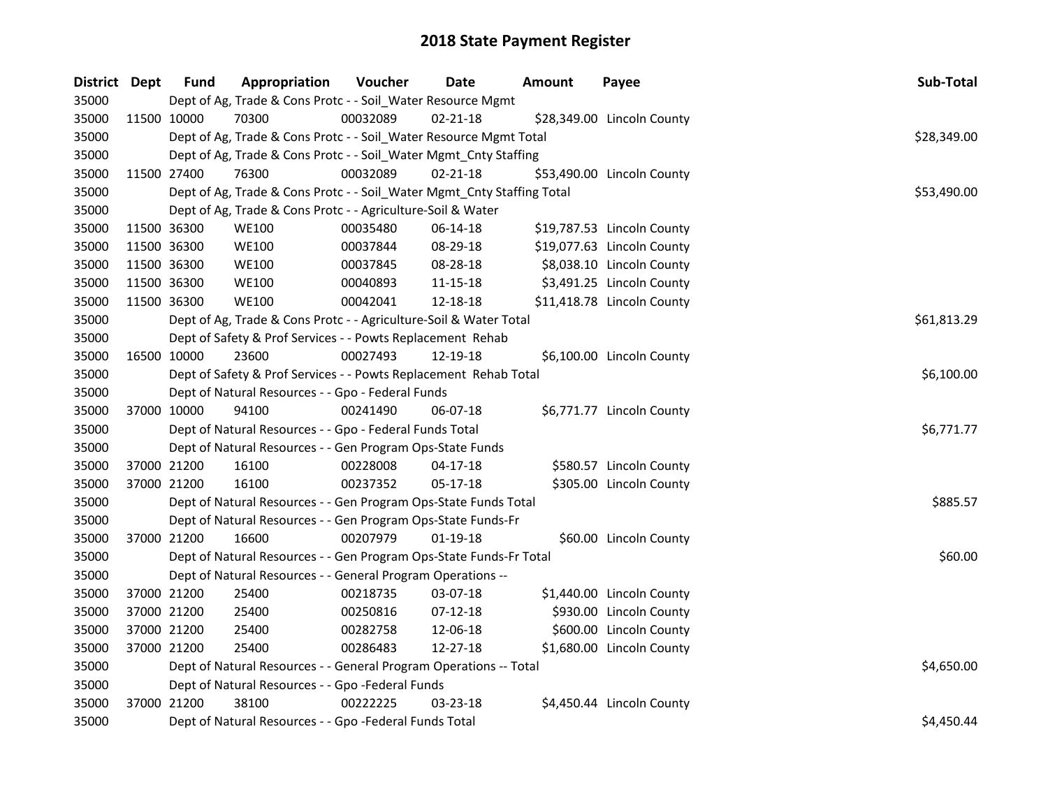# 2018 State Payment Register

| District | Dept | Fund | Appropriation | Voucher | Date | Amount | Payee | Sub-Total |
|---|---|---|---|---|---|---|---|---|
| 35000 | | Dept of Ag, Trade & Cons Protc - - Soil_Water Resource Mgmt | | | | | | |
| 35000 | 11500 | 10000 | 70300 | 00032089 | 02-21-18 | $28,349.00 | Lincoln County | |
| 35000 | | Dept of Ag, Trade & Cons Protc - - Soil_Water Resource Mgmt Total | | | | | | $28,349.00 |
| 35000 | | Dept of Ag, Trade & Cons Protc - - Soil_Water Mgmt_Cnty Staffing | | | | | | |
| 35000 | 11500 | 27400 | 76300 | 00032089 | 02-21-18 | $53,490.00 | Lincoln County | |
| 35000 | | Dept of Ag, Trade & Cons Protc - - Soil_Water Mgmt_Cnty Staffing Total | | | | | | $53,490.00 |
| 35000 | | Dept of Ag, Trade & Cons Protc - - Agriculture-Soil & Water | | | | | | |
| 35000 | 11500 | 36300 | WE100 | 00035480 | 06-14-18 | $19,787.53 | Lincoln County | |
| 35000 | 11500 | 36300 | WE100 | 00037844 | 08-29-18 | $19,077.63 | Lincoln County | |
| 35000 | 11500 | 36300 | WE100 | 00037845 | 08-28-18 | $8,038.10 | Lincoln County | |
| 35000 | 11500 | 36300 | WE100 | 00040893 | 11-15-18 | $3,491.25 | Lincoln County | |
| 35000 | 11500 | 36300 | WE100 | 00042041 | 12-18-18 | $11,418.78 | Lincoln County | |
| 35000 | | Dept of Ag, Trade & Cons Protc - - Agriculture-Soil & Water Total | | | | | | $61,813.29 |
| 35000 | | Dept of Safety & Prof Services - - Powts Replacement Rehab | | | | | | |
| 35000 | 16500 | 10000 | 23600 | 00027493 | 12-19-18 | $6,100.00 | Lincoln County | |
| 35000 | | Dept of Safety & Prof Services - - Powts Replacement Rehab Total | | | | | | $6,100.00 |
| 35000 | | Dept of Natural Resources - - Gpo - Federal Funds | | | | | | |
| 35000 | 37000 | 10000 | 94100 | 00241490 | 06-07-18 | $6,771.77 | Lincoln County | |
| 35000 | | Dept of Natural Resources - - Gpo - Federal Funds Total | | | | | | $6,771.77 |
| 35000 | | Dept of Natural Resources - - Gen Program Ops-State Funds | | | | | | |
| 35000 | 37000 | 21200 | 16100 | 00228008 | 04-17-18 | $580.57 | Lincoln County | |
| 35000 | 37000 | 21200 | 16100 | 00237352 | 05-17-18 | $305.00 | Lincoln County | |
| 35000 | | Dept of Natural Resources - - Gen Program Ops-State Funds Total | | | | | | $885.57 |
| 35000 | | Dept of Natural Resources - - Gen Program Ops-State Funds-Fr | | | | | | |
| 35000 | 37000 | 21200 | 16600 | 00207979 | 01-19-18 | $60.00 | Lincoln County | |
| 35000 | | Dept of Natural Resources - - Gen Program Ops-State Funds-Fr Total | | | | | | $60.00 |
| 35000 | | Dept of Natural Resources - - General Program Operations -- | | | | | | |
| 35000 | 37000 | 21200 | 25400 | 00218735 | 03-07-18 | $1,440.00 | Lincoln County | |
| 35000 | 37000 | 21200 | 25400 | 00250816 | 07-12-18 | $930.00 | Lincoln County | |
| 35000 | 37000 | 21200 | 25400 | 00282758 | 12-06-18 | $600.00 | Lincoln County | |
| 35000 | 37000 | 21200 | 25400 | 00286483 | 12-27-18 | $1,680.00 | Lincoln County | |
| 35000 | | Dept of Natural Resources - - General Program Operations -- Total | | | | | | $4,650.00 |
| 35000 | | Dept of Natural Resources - - Gpo -Federal Funds | | | | | | |
| 35000 | 37000 | 21200 | 38100 | 00222225 | 03-23-18 | $4,450.44 | Lincoln County | |
| 35000 | | Dept of Natural Resources - - Gpo -Federal Funds Total | | | | | | $4,450.44 |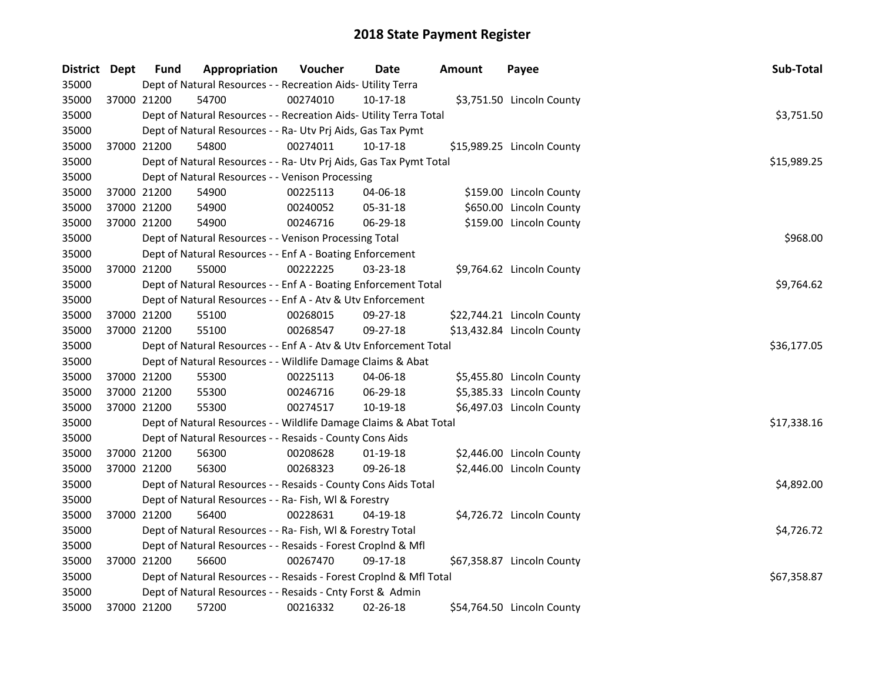# 2018 State Payment Register

| District | Dept | Fund | Appropriation | Voucher | Date | Amount | Payee | Sub-Total |
|---|---|---|---|---|---|---|---|---|
| 35000 | | Dept of Natural Resources - - Recreation Aids- Utility Terra | | | | | | |
| 35000 | 37000 | 21200 | 54700 | 00274010 | 10-17-18 | $3,751.50 | Lincoln County | |
| 35000 | | Dept of Natural Resources - - Recreation Aids- Utility Terra Total | | | | | | $3,751.50 |
| 35000 | | Dept of Natural Resources - - Ra- Utv Prj Aids, Gas Tax Pymt | | | | | | |
| 35000 | 37000 | 21200 | 54800 | 00274011 | 10-17-18 | $15,989.25 | Lincoln County | |
| 35000 | | Dept of Natural Resources - - Ra- Utv Prj Aids, Gas Tax Pymt Total | | | | | | $15,989.25 |
| 35000 | | Dept of Natural Resources - - Venison Processing | | | | | | |
| 35000 | 37000 | 21200 | 54900 | 00225113 | 04-06-18 | $159.00 | Lincoln County | |
| 35000 | 37000 | 21200 | 54900 | 00240052 | 05-31-18 | $650.00 | Lincoln County | |
| 35000 | 37000 | 21200 | 54900 | 00246716 | 06-29-18 | $159.00 | Lincoln County | |
| 35000 | | Dept of Natural Resources - - Venison Processing Total | | | | | | $968.00 |
| 35000 | | Dept of Natural Resources - - Enf A - Boating Enforcement | | | | | | |
| 35000 | 37000 | 21200 | 55000 | 00222225 | 03-23-18 | $9,764.62 | Lincoln County | |
| 35000 | | Dept of Natural Resources - - Enf A - Boating Enforcement Total | | | | | | $9,764.62 |
| 35000 | | Dept of Natural Resources - - Enf A - Atv & Utv Enforcement | | | | | | |
| 35000 | 37000 | 21200 | 55100 | 00268015 | 09-27-18 | $22,744.21 | Lincoln County | |
| 35000 | 37000 | 21200 | 55100 | 00268547 | 09-27-18 | $13,432.84 | Lincoln County | |
| 35000 | | Dept of Natural Resources - - Enf A - Atv & Utv Enforcement Total | | | | | | $36,177.05 |
| 35000 | | Dept of Natural Resources - - Wildlife Damage Claims & Abat | | | | | | |
| 35000 | 37000 | 21200 | 55300 | 00225113 | 04-06-18 | $5,455.80 | Lincoln County | |
| 35000 | 37000 | 21200 | 55300 | 00246716 | 06-29-18 | $5,385.33 | Lincoln County | |
| 35000 | 37000 | 21200 | 55300 | 00274517 | 10-19-18 | $6,497.03 | Lincoln County | |
| 35000 | | Dept of Natural Resources - - Wildlife Damage Claims & Abat Total | | | | | | $17,338.16 |
| 35000 | | Dept of Natural Resources - - Resaids - County Cons Aids | | | | | | |
| 35000 | 37000 | 21200 | 56300 | 00208628 | 01-19-18 | $2,446.00 | Lincoln County | |
| 35000 | 37000 | 21200 | 56300 | 00268323 | 09-26-18 | $2,446.00 | Lincoln County | |
| 35000 | | Dept of Natural Resources - - Resaids - County Cons Aids Total | | | | | | $4,892.00 |
| 35000 | | Dept of Natural Resources - - Ra- Fish, Wl & Forestry | | | | | | |
| 35000 | 37000 | 21200 | 56400 | 00228631 | 04-19-18 | $4,726.72 | Lincoln County | |
| 35000 | | Dept of Natural Resources - - Ra- Fish, Wl & Forestry Total | | | | | | $4,726.72 |
| 35000 | | Dept of Natural Resources - - Resaids - Forest Croplnd & Mfl | | | | | | |
| 35000 | 37000 | 21200 | 56600 | 00267470 | 09-17-18 | $67,358.87 | Lincoln County | |
| 35000 | | Dept of Natural Resources - - Resaids - Forest Croplnd & Mfl Total | | | | | | $67,358.87 |
| 35000 | | Dept of Natural Resources - - Resaids - Cnty Forst & Admin | | | | | | |
| 35000 | 37000 | 21200 | 57200 | 00216332 | 02-26-18 | $54,764.50 | Lincoln County | |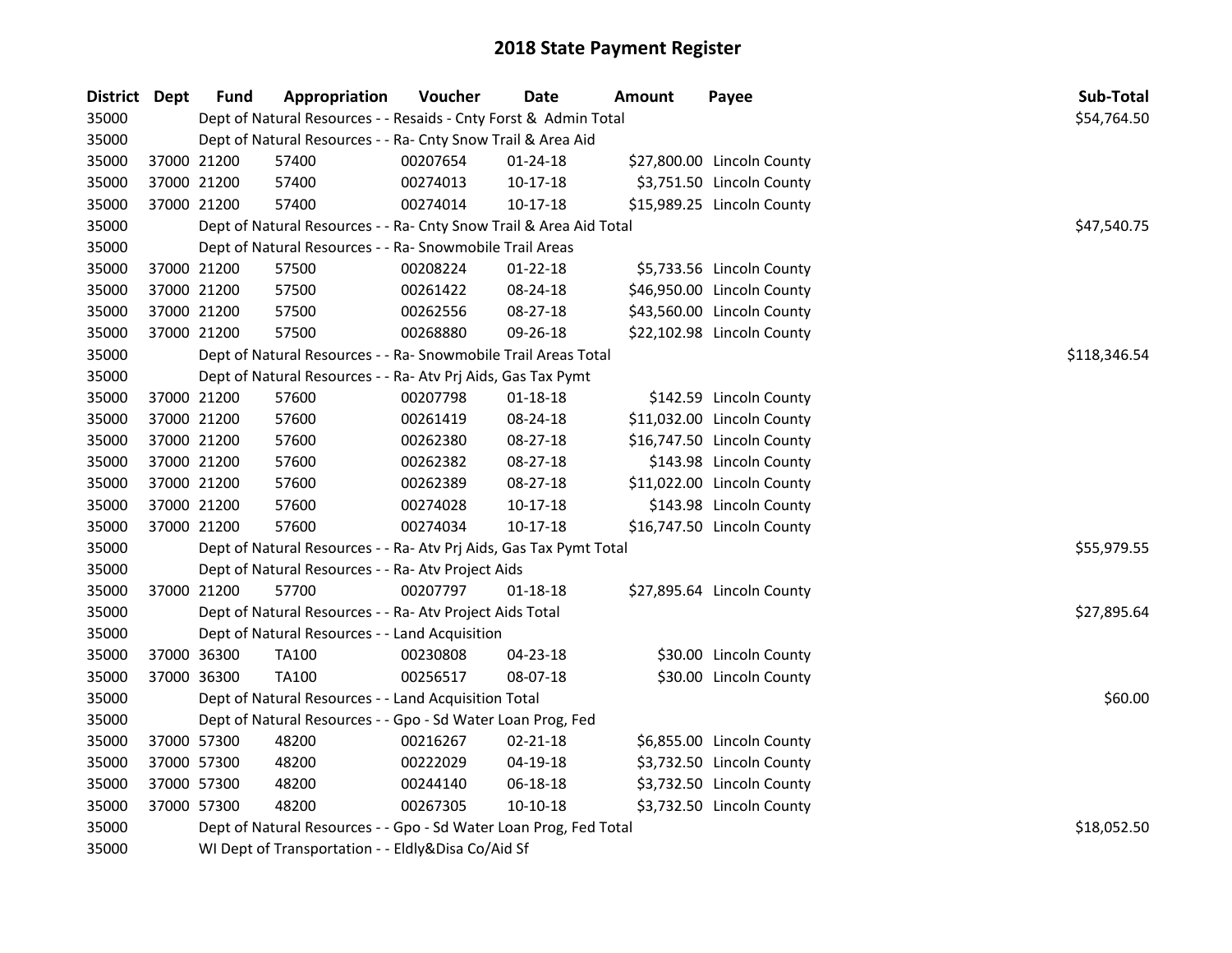# 2018 State Payment Register

| District | Dept | Fund | Appropriation | Voucher | Date | Amount | Payee | Sub-Total |
|---|---|---|---|---|---|---|---|---|
| 35000 | | Dept of Natural Resources - - Resaids - Cnty Forst & Admin Total | | | | | | $54,764.50 |
| 35000 | | Dept of Natural Resources - - Ra- Cnty Snow Trail & Area Aid | | | | | | |
| 35000 | 37000 | 21200 | 57400 | 00207654 | 01-24-18 | $27,800.00 | Lincoln County | |
| 35000 | 37000 | 21200 | 57400 | 00274013 | 10-17-18 | $3,751.50 | Lincoln County | |
| 35000 | 37000 | 21200 | 57400 | 00274014 | 10-17-18 | $15,989.25 | Lincoln County | |
| 35000 | | Dept of Natural Resources - - Ra- Cnty Snow Trail & Area Aid Total | | | | | | $47,540.75 |
| 35000 | | Dept of Natural Resources - - Ra- Snowmobile Trail Areas | | | | | | |
| 35000 | 37000 | 21200 | 57500 | 00208224 | 01-22-18 | $5,733.56 | Lincoln County | |
| 35000 | 37000 | 21200 | 57500 | 00261422 | 08-24-18 | $46,950.00 | Lincoln County | |
| 35000 | 37000 | 21200 | 57500 | 00262556 | 08-27-18 | $43,560.00 | Lincoln County | |
| 35000 | 37000 | 21200 | 57500 | 00268880 | 09-26-18 | $22,102.98 | Lincoln County | |
| 35000 | | Dept of Natural Resources - - Ra- Snowmobile Trail Areas Total | | | | | | $118,346.54 |
| 35000 | | Dept of Natural Resources - - Ra- Atv Prj Aids, Gas Tax Pymt | | | | | | |
| 35000 | 37000 | 21200 | 57600 | 00207798 | 01-18-18 | $142.59 | Lincoln County | |
| 35000 | 37000 | 21200 | 57600 | 00261419 | 08-24-18 | $11,032.00 | Lincoln County | |
| 35000 | 37000 | 21200 | 57600 | 00262380 | 08-27-18 | $16,747.50 | Lincoln County | |
| 35000 | 37000 | 21200 | 57600 | 00262382 | 08-27-18 | $143.98 | Lincoln County | |
| 35000 | 37000 | 21200 | 57600 | 00262389 | 08-27-18 | $11,022.00 | Lincoln County | |
| 35000 | 37000 | 21200 | 57600 | 00274028 | 10-17-18 | $143.98 | Lincoln County | |
| 35000 | 37000 | 21200 | 57600 | 00274034 | 10-17-18 | $16,747.50 | Lincoln County | |
| 35000 | | Dept of Natural Resources - - Ra- Atv Prj Aids, Gas Tax Pymt Total | | | | | | $55,979.55 |
| 35000 | | Dept of Natural Resources - - Ra- Atv Project Aids | | | | | | |
| 35000 | 37000 | 21200 | 57700 | 00207797 | 01-18-18 | $27,895.64 | Lincoln County | |
| 35000 | | Dept of Natural Resources - - Ra- Atv Project Aids Total | | | | | | $27,895.64 |
| 35000 | | Dept of Natural Resources - - Land Acquisition | | | | | | |
| 35000 | 37000 | 36300 | TA100 | 00230808 | 04-23-18 | $30.00 | Lincoln County | |
| 35000 | 37000 | 36300 | TA100 | 00256517 | 08-07-18 | $30.00 | Lincoln County | |
| 35000 | | Dept of Natural Resources - - Land Acquisition Total | | | | | | $60.00 |
| 35000 | | Dept of Natural Resources - - Gpo - Sd Water Loan Prog, Fed | | | | | | |
| 35000 | 37000 | 57300 | 48200 | 00216267 | 02-21-18 | $6,855.00 | Lincoln County | |
| 35000 | 37000 | 57300 | 48200 | 00222029 | 04-19-18 | $3,732.50 | Lincoln County | |
| 35000 | 37000 | 57300 | 48200 | 00244140 | 06-18-18 | $3,732.50 | Lincoln County | |
| 35000 | 37000 | 57300 | 48200 | 00267305 | 10-10-18 | $3,732.50 | Lincoln County | |
| 35000 | | Dept of Natural Resources - - Gpo - Sd Water Loan Prog, Fed Total | | | | | | $18,052.50 |
| 35000 | | WI Dept of Transportation - - Eldly&Disa Co/Aid Sf | | | | | | |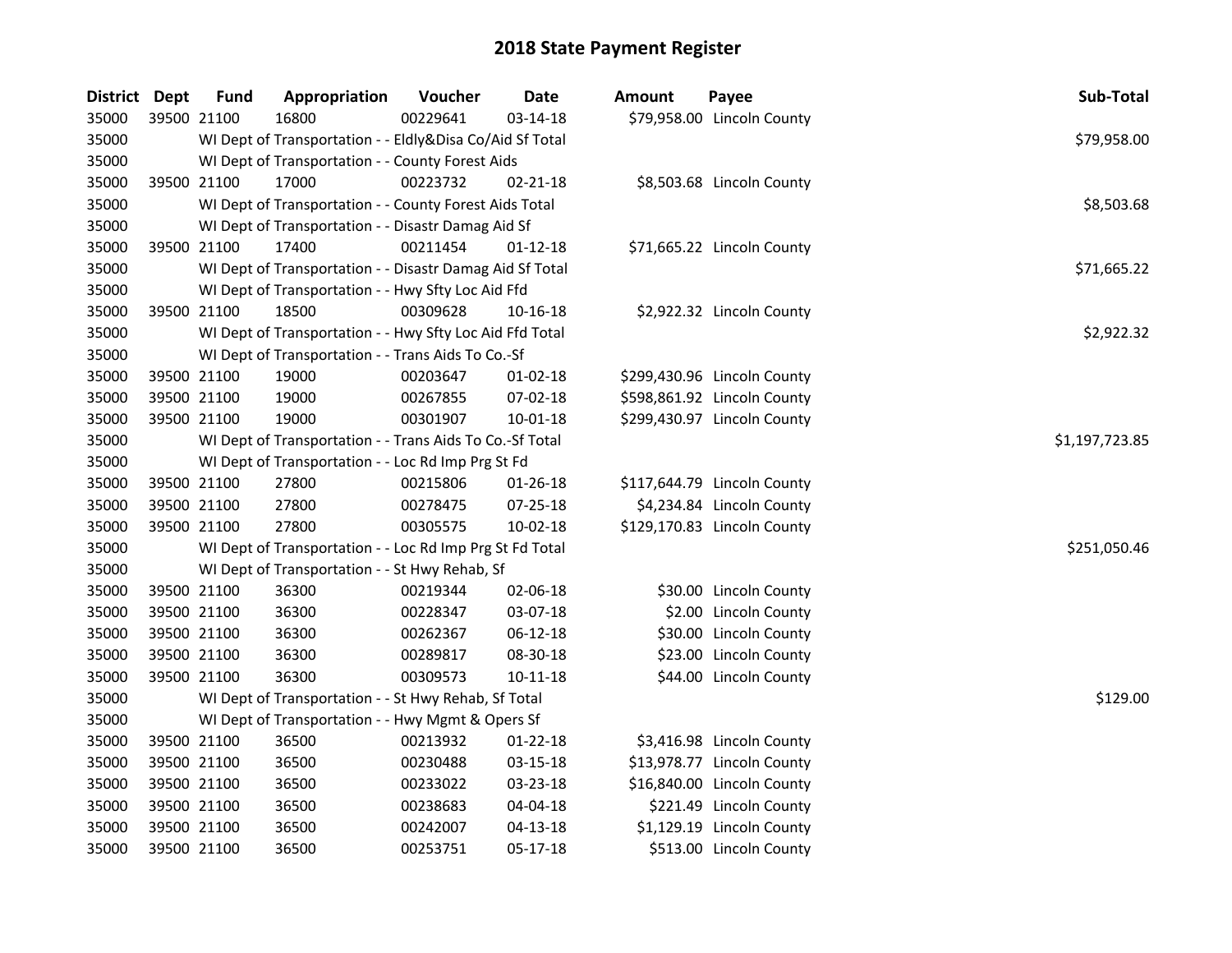# 2018 State Payment Register

| District | Dept | Fund | Appropriation | Voucher | Date | Amount | Payee | Sub-Total |
|---|---|---|---|---|---|---|---|---|
| 35000 | 39500 | 21100 | 16800 | 00229641 | 03-14-18 | $79,958.00 | Lincoln County | |
| 35000 | | WI Dept of Transportation - - Eldly&Disa Co/Aid Sf Total | | | | | | $79,958.00 |
| 35000 | | WI Dept of Transportation - - County Forest Aids | | | | | | |
| 35000 | 39500 | 21100 | 17000 | 00223732 | 02-21-18 | $8,503.68 | Lincoln County | |
| 35000 | | WI Dept of Transportation - - County Forest Aids Total | | | | | | $8,503.68 |
| 35000 | | WI Dept of Transportation - - Disastr Damag Aid Sf | | | | | | |
| 35000 | 39500 | 21100 | 17400 | 00211454 | 01-12-18 | $71,665.22 | Lincoln County | |
| 35000 | | WI Dept of Transportation - - Disastr Damag Aid Sf Total | | | | | | $71,665.22 |
| 35000 | | WI Dept of Transportation - - Hwy Sfty Loc Aid Ffd | | | | | | |
| 35000 | 39500 | 21100 | 18500 | 00309628 | 10-16-18 | $2,922.32 | Lincoln County | |
| 35000 | | WI Dept of Transportation - - Hwy Sfty Loc Aid Ffd Total | | | | | | $2,922.32 |
| 35000 | | WI Dept of Transportation - - Trans Aids To Co.-Sf | | | | | | |
| 35000 | 39500 | 21100 | 19000 | 00203647 | 01-02-18 | $299,430.96 | Lincoln County | |
| 35000 | 39500 | 21100 | 19000 | 00267855 | 07-02-18 | $598,861.92 | Lincoln County | |
| 35000 | 39500 | 21100 | 19000 | 00301907 | 10-01-18 | $299,430.97 | Lincoln County | |
| 35000 | | WI Dept of Transportation - - Trans Aids To Co.-Sf Total | | | | | | $1,197,723.85 |
| 35000 | | WI Dept of Transportation - - Loc Rd Imp Prg St Fd | | | | | | |
| 35000 | 39500 | 21100 | 27800 | 00215806 | 01-26-18 | $117,644.79 | Lincoln County | |
| 35000 | 39500 | 21100 | 27800 | 00278475 | 07-25-18 | $4,234.84 | Lincoln County | |
| 35000 | 39500 | 21100 | 27800 | 00305575 | 10-02-18 | $129,170.83 | Lincoln County | |
| 35000 | | WI Dept of Transportation - - Loc Rd Imp Prg St Fd Total | | | | | | $251,050.46 |
| 35000 | | WI Dept of Transportation - - St Hwy Rehab, Sf | | | | | | |
| 35000 | 39500 | 21100 | 36300 | 00219344 | 02-06-18 | $30.00 | Lincoln County | |
| 35000 | 39500 | 21100 | 36300 | 00228347 | 03-07-18 | $2.00 | Lincoln County | |
| 35000 | 39500 | 21100 | 36300 | 00262367 | 06-12-18 | $30.00 | Lincoln County | |
| 35000 | 39500 | 21100 | 36300 | 00289817 | 08-30-18 | $23.00 | Lincoln County | |
| 35000 | 39500 | 21100 | 36300 | 00309573 | 10-11-18 | $44.00 | Lincoln County | |
| 35000 | | WI Dept of Transportation - - St Hwy Rehab, Sf Total | | | | | | $129.00 |
| 35000 | | WI Dept of Transportation - - Hwy Mgmt & Opers Sf | | | | | | |
| 35000 | 39500 | 21100 | 36500 | 00213932 | 01-22-18 | $3,416.98 | Lincoln County | |
| 35000 | 39500 | 21100 | 36500 | 00230488 | 03-15-18 | $13,978.77 | Lincoln County | |
| 35000 | 39500 | 21100 | 36500 | 00233022 | 03-23-18 | $16,840.00 | Lincoln County | |
| 35000 | 39500 | 21100 | 36500 | 00238683 | 04-04-18 | $221.49 | Lincoln County | |
| 35000 | 39500 | 21100 | 36500 | 00242007 | 04-13-18 | $1,129.19 | Lincoln County | |
| 35000 | 39500 | 21100 | 36500 | 00253751 | 05-17-18 | $513.00 | Lincoln County | |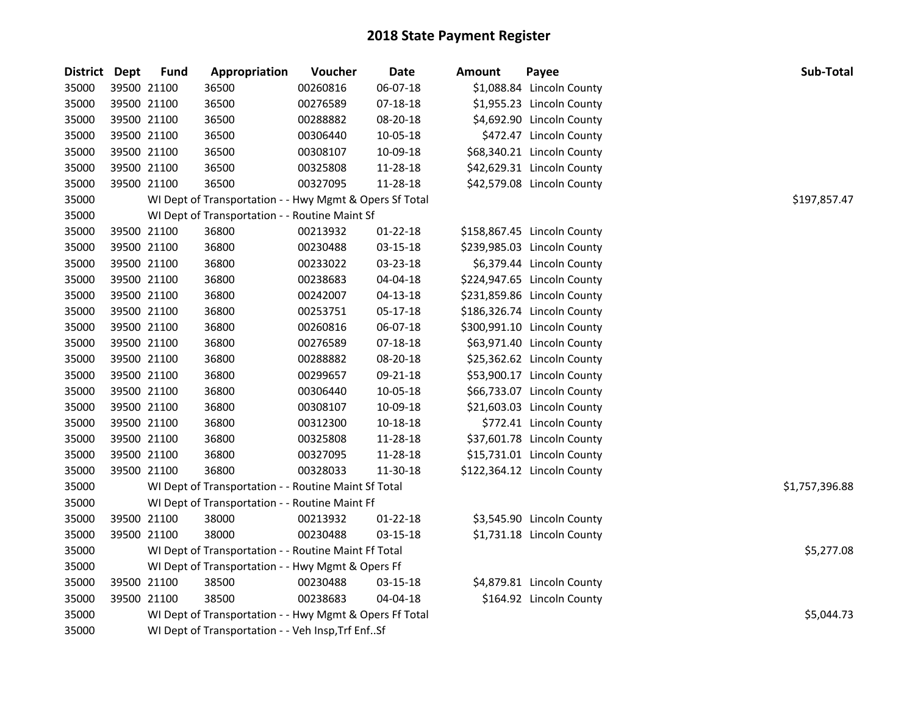# 2018 State Payment Register

| District | Dept | Fund | Appropriation | Voucher | Date | Amount | Payee | Sub-Total |
|---|---|---|---|---|---|---|---|---|
| 35000 | 39500 | 21100 | 36500 | 00260816 | 06-07-18 | $1,088.84 | Lincoln County | |
| 35000 | 39500 | 21100 | 36500 | 00276589 | 07-18-18 | $1,955.23 | Lincoln County | |
| 35000 | 39500 | 21100 | 36500 | 00288882 | 08-20-18 | $4,692.90 | Lincoln County | |
| 35000 | 39500 | 21100 | 36500 | 00306440 | 10-05-18 | $472.47 | Lincoln County | |
| 35000 | 39500 | 21100 | 36500 | 00308107 | 10-09-18 | $68,340.21 | Lincoln County | |
| 35000 | 39500 | 21100 | 36500 | 00325808 | 11-28-18 | $42,629.31 | Lincoln County | |
| 35000 | 39500 | 21100 | 36500 | 00327095 | 11-28-18 | $42,579.08 | Lincoln County | |
| 35000 | | WI Dept of Transportation - - Hwy Mgmt & Opers Sf Total | | | | | | $197,857.47 |
| 35000 | | WI Dept of Transportation - - Routine Maint Sf | | | | | | |
| 35000 | 39500 | 21100 | 36800 | 00213932 | 01-22-18 | $158,867.45 | Lincoln County | |
| 35000 | 39500 | 21100 | 36800 | 00230488 | 03-15-18 | $239,985.03 | Lincoln County | |
| 35000 | 39500 | 21100 | 36800 | 00233022 | 03-23-18 | $6,379.44 | Lincoln County | |
| 35000 | 39500 | 21100 | 36800 | 00238683 | 04-04-18 | $224,947.65 | Lincoln County | |
| 35000 | 39500 | 21100 | 36800 | 00242007 | 04-13-18 | $231,859.86 | Lincoln County | |
| 35000 | 39500 | 21100 | 36800 | 00253751 | 05-17-18 | $186,326.74 | Lincoln County | |
| 35000 | 39500 | 21100 | 36800 | 00260816 | 06-07-18 | $300,991.10 | Lincoln County | |
| 35000 | 39500 | 21100 | 36800 | 00276589 | 07-18-18 | $63,971.40 | Lincoln County | |
| 35000 | 39500 | 21100 | 36800 | 00288882 | 08-20-18 | $25,362.62 | Lincoln County | |
| 35000 | 39500 | 21100 | 36800 | 00299657 | 09-21-18 | $53,900.17 | Lincoln County | |
| 35000 | 39500 | 21100 | 36800 | 00306440 | 10-05-18 | $66,733.07 | Lincoln County | |
| 35000 | 39500 | 21100 | 36800 | 00308107 | 10-09-18 | $21,603.03 | Lincoln County | |
| 35000 | 39500 | 21100 | 36800 | 00312300 | 10-18-18 | $772.41 | Lincoln County | |
| 35000 | 39500 | 21100 | 36800 | 00325808 | 11-28-18 | $37,601.78 | Lincoln County | |
| 35000 | 39500 | 21100 | 36800 | 00327095 | 11-28-18 | $15,731.01 | Lincoln County | |
| 35000 | 39500 | 21100 | 36800 | 00328033 | 11-30-18 | $122,364.12 | Lincoln County | |
| 35000 | | WI Dept of Transportation - - Routine Maint Sf Total | | | | | | $1,757,396.88 |
| 35000 | | WI Dept of Transportation - - Routine Maint Ff | | | | | | |
| 35000 | 39500 | 21100 | 38000 | 00213932 | 01-22-18 | $3,545.90 | Lincoln County | |
| 35000 | 39500 | 21100 | 38000 | 00230488 | 03-15-18 | $1,731.18 | Lincoln County | |
| 35000 | | WI Dept of Transportation - - Routine Maint Ff Total | | | | | | $5,277.08 |
| 35000 | | WI Dept of Transportation - - Hwy Mgmt & Opers Ff | | | | | | |
| 35000 | 39500 | 21100 | 38500 | 00230488 | 03-15-18 | $4,879.81 | Lincoln County | |
| 35000 | 39500 | 21100 | 38500 | 00238683 | 04-04-18 | $164.92 | Lincoln County | |
| 35000 | | WI Dept of Transportation - - Hwy Mgmt & Opers Ff Total | | | | | | $5,044.73 |
| 35000 | | WI Dept of Transportation - - Veh Insp,Trf Enf..Sf | | | | | | |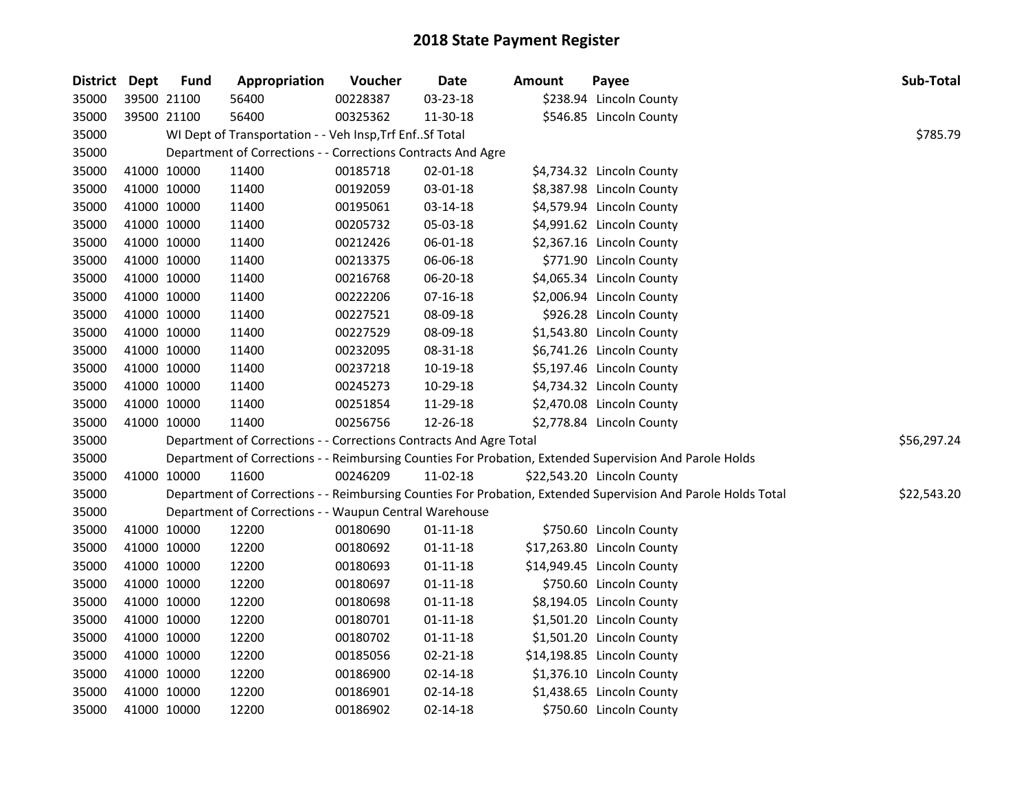# 2018 State Payment Register

| District | Dept | Fund | Appropriation | Voucher | Date | Amount | Payee | Sub-Total |
|---|---|---|---|---|---|---|---|---|
| 35000 | 39500 | 21100 | 56400 | 00228387 | 03-23-18 | $238.94 | Lincoln County | |
| 35000 | 39500 | 21100 | 56400 | 00325362 | 11-30-18 | $546.85 | Lincoln County | |
| 35000 | | | WI Dept of Transportation - - Veh Insp,Trf Enf..Sf Total | | | | | $785.79 |
| 35000 | | | Department of Corrections - - Corrections Contracts And Agre | | | | | |
| 35000 | 41000 | 10000 | 11400 | 00185718 | 02-01-18 | $4,734.32 | Lincoln County | |
| 35000 | 41000 | 10000 | 11400 | 00192059 | 03-01-18 | $8,387.98 | Lincoln County | |
| 35000 | 41000 | 10000 | 11400 | 00195061 | 03-14-18 | $4,579.94 | Lincoln County | |
| 35000 | 41000 | 10000 | 11400 | 00205732 | 05-03-18 | $4,991.62 | Lincoln County | |
| 35000 | 41000 | 10000 | 11400 | 00212426 | 06-01-18 | $2,367.16 | Lincoln County | |
| 35000 | 41000 | 10000 | 11400 | 00213375 | 06-06-18 | $771.90 | Lincoln County | |
| 35000 | 41000 | 10000 | 11400 | 00216768 | 06-20-18 | $4,065.34 | Lincoln County | |
| 35000 | 41000 | 10000 | 11400 | 00222206 | 07-16-18 | $2,006.94 | Lincoln County | |
| 35000 | 41000 | 10000 | 11400 | 00227521 | 08-09-18 | $926.28 | Lincoln County | |
| 35000 | 41000 | 10000 | 11400 | 00227529 | 08-09-18 | $1,543.80 | Lincoln County | |
| 35000 | 41000 | 10000 | 11400 | 00232095 | 08-31-18 | $6,741.26 | Lincoln County | |
| 35000 | 41000 | 10000 | 11400 | 00237218 | 10-19-18 | $5,197.46 | Lincoln County | |
| 35000 | 41000 | 10000 | 11400 | 00245273 | 10-29-18 | $4,734.32 | Lincoln County | |
| 35000 | 41000 | 10000 | 11400 | 00251854 | 11-29-18 | $2,470.08 | Lincoln County | |
| 35000 | 41000 | 10000 | 11400 | 00256756 | 12-26-18 | $2,778.84 | Lincoln County | |
| 35000 | | | Department of Corrections - - Corrections Contracts And Agre Total | | | | | $56,297.24 |
| 35000 | | | Department of Corrections - - Reimbursing Counties For Probation, Extended Supervision And Parole Holds | | | | | |
| 35000 | 41000 | 10000 | 11600 | 00246209 | 11-02-18 | $22,543.20 | Lincoln County | |
| 35000 | | | Department of Corrections - - Reimbursing Counties For Probation, Extended Supervision And Parole Holds Total | | | | | $22,543.20 |
| 35000 | | | Department of Corrections - - Waupun Central Warehouse | | | | | |
| 35000 | 41000 | 10000 | 12200 | 00180690 | 01-11-18 | $750.60 | Lincoln County | |
| 35000 | 41000 | 10000 | 12200 | 00180692 | 01-11-18 | $17,263.80 | Lincoln County | |
| 35000 | 41000 | 10000 | 12200 | 00180693 | 01-11-18 | $14,949.45 | Lincoln County | |
| 35000 | 41000 | 10000 | 12200 | 00180697 | 01-11-18 | $750.60 | Lincoln County | |
| 35000 | 41000 | 10000 | 12200 | 00180698 | 01-11-18 | $8,194.05 | Lincoln County | |
| 35000 | 41000 | 10000 | 12200 | 00180701 | 01-11-18 | $1,501.20 | Lincoln County | |
| 35000 | 41000 | 10000 | 12200 | 00180702 | 01-11-18 | $1,501.20 | Lincoln County | |
| 35000 | 41000 | 10000 | 12200 | 00185056 | 02-21-18 | $14,198.85 | Lincoln County | |
| 35000 | 41000 | 10000 | 12200 | 00186900 | 02-14-18 | $1,376.10 | Lincoln County | |
| 35000 | 41000 | 10000 | 12200 | 00186901 | 02-14-18 | $1,438.65 | Lincoln County | |
| 35000 | 41000 | 10000 | 12200 | 00186902 | 02-14-18 | $750.60 | Lincoln County | |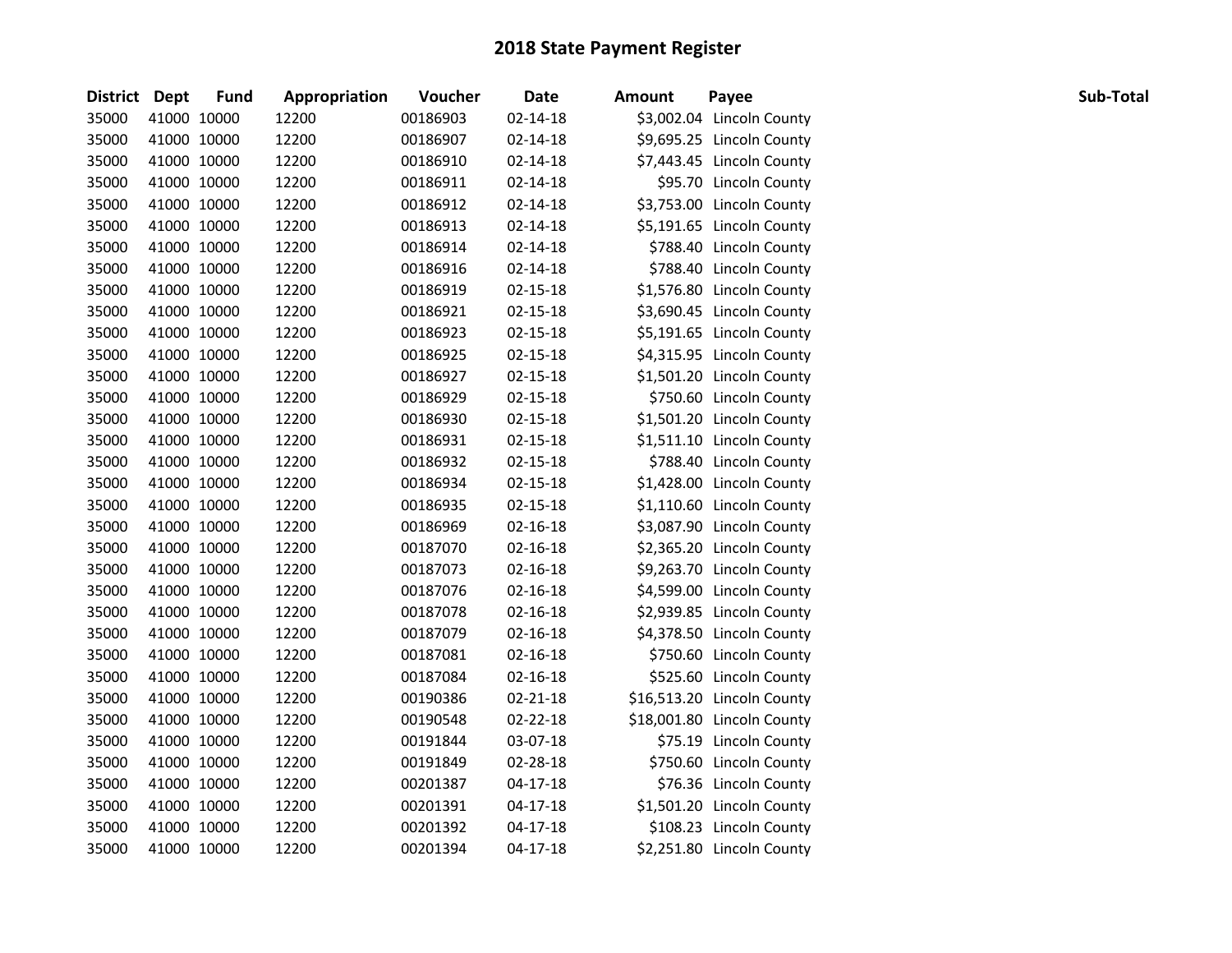# 2018 State Payment Register

| District | Dept | Fund | Appropriation | Voucher | Date | Amount | Payee | Sub-Total |
|---|---|---|---|---|---|---|---|---|
| 35000 | 41000 | 10000 | 12200 | 00186903 | 02-14-18 | $3,002.04 | Lincoln County | |
| 35000 | 41000 | 10000 | 12200 | 00186907 | 02-14-18 | $9,695.25 | Lincoln County | |
| 35000 | 41000 | 10000 | 12200 | 00186910 | 02-14-18 | $7,443.45 | Lincoln County | |
| 35000 | 41000 | 10000 | 12200 | 00186911 | 02-14-18 | $95.70 | Lincoln County | |
| 35000 | 41000 | 10000 | 12200 | 00186912 | 02-14-18 | $3,753.00 | Lincoln County | |
| 35000 | 41000 | 10000 | 12200 | 00186913 | 02-14-18 | $5,191.65 | Lincoln County | |
| 35000 | 41000 | 10000 | 12200 | 00186914 | 02-14-18 | $788.40 | Lincoln County | |
| 35000 | 41000 | 10000 | 12200 | 00186916 | 02-14-18 | $788.40 | Lincoln County | |
| 35000 | 41000 | 10000 | 12200 | 00186919 | 02-15-18 | $1,576.80 | Lincoln County | |
| 35000 | 41000 | 10000 | 12200 | 00186921 | 02-15-18 | $3,690.45 | Lincoln County | |
| 35000 | 41000 | 10000 | 12200 | 00186923 | 02-15-18 | $5,191.65 | Lincoln County | |
| 35000 | 41000 | 10000 | 12200 | 00186925 | 02-15-18 | $4,315.95 | Lincoln County | |
| 35000 | 41000 | 10000 | 12200 | 00186927 | 02-15-18 | $1,501.20 | Lincoln County | |
| 35000 | 41000 | 10000 | 12200 | 00186929 | 02-15-18 | $750.60 | Lincoln County | |
| 35000 | 41000 | 10000 | 12200 | 00186930 | 02-15-18 | $1,501.20 | Lincoln County | |
| 35000 | 41000 | 10000 | 12200 | 00186931 | 02-15-18 | $1,511.10 | Lincoln County | |
| 35000 | 41000 | 10000 | 12200 | 00186932 | 02-15-18 | $788.40 | Lincoln County | |
| 35000 | 41000 | 10000 | 12200 | 00186934 | 02-15-18 | $1,428.00 | Lincoln County | |
| 35000 | 41000 | 10000 | 12200 | 00186935 | 02-15-18 | $1,110.60 | Lincoln County | |
| 35000 | 41000 | 10000 | 12200 | 00186969 | 02-16-18 | $3,087.90 | Lincoln County | |
| 35000 | 41000 | 10000 | 12200 | 00187070 | 02-16-18 | $2,365.20 | Lincoln County | |
| 35000 | 41000 | 10000 | 12200 | 00187073 | 02-16-18 | $9,263.70 | Lincoln County | |
| 35000 | 41000 | 10000 | 12200 | 00187076 | 02-16-18 | $4,599.00 | Lincoln County | |
| 35000 | 41000 | 10000 | 12200 | 00187078 | 02-16-18 | $2,939.85 | Lincoln County | |
| 35000 | 41000 | 10000 | 12200 | 00187079 | 02-16-18 | $4,378.50 | Lincoln County | |
| 35000 | 41000 | 10000 | 12200 | 00187081 | 02-16-18 | $750.60 | Lincoln County | |
| 35000 | 41000 | 10000 | 12200 | 00187084 | 02-16-18 | $525.60 | Lincoln County | |
| 35000 | 41000 | 10000 | 12200 | 00190386 | 02-21-18 | $16,513.20 | Lincoln County | |
| 35000 | 41000 | 10000 | 12200 | 00190548 | 02-22-18 | $18,001.80 | Lincoln County | |
| 35000 | 41000 | 10000 | 12200 | 00191844 | 03-07-18 | $75.19 | Lincoln County | |
| 35000 | 41000 | 10000 | 12200 | 00191849 | 02-28-18 | $750.60 | Lincoln County | |
| 35000 | 41000 | 10000 | 12200 | 00201387 | 04-17-18 | $76.36 | Lincoln County | |
| 35000 | 41000 | 10000 | 12200 | 00201391 | 04-17-18 | $1,501.20 | Lincoln County | |
| 35000 | 41000 | 10000 | 12200 | 00201392 | 04-17-18 | $108.23 | Lincoln County | |
| 35000 | 41000 | 10000 | 12200 | 00201394 | 04-17-18 | $2,251.80 | Lincoln County | |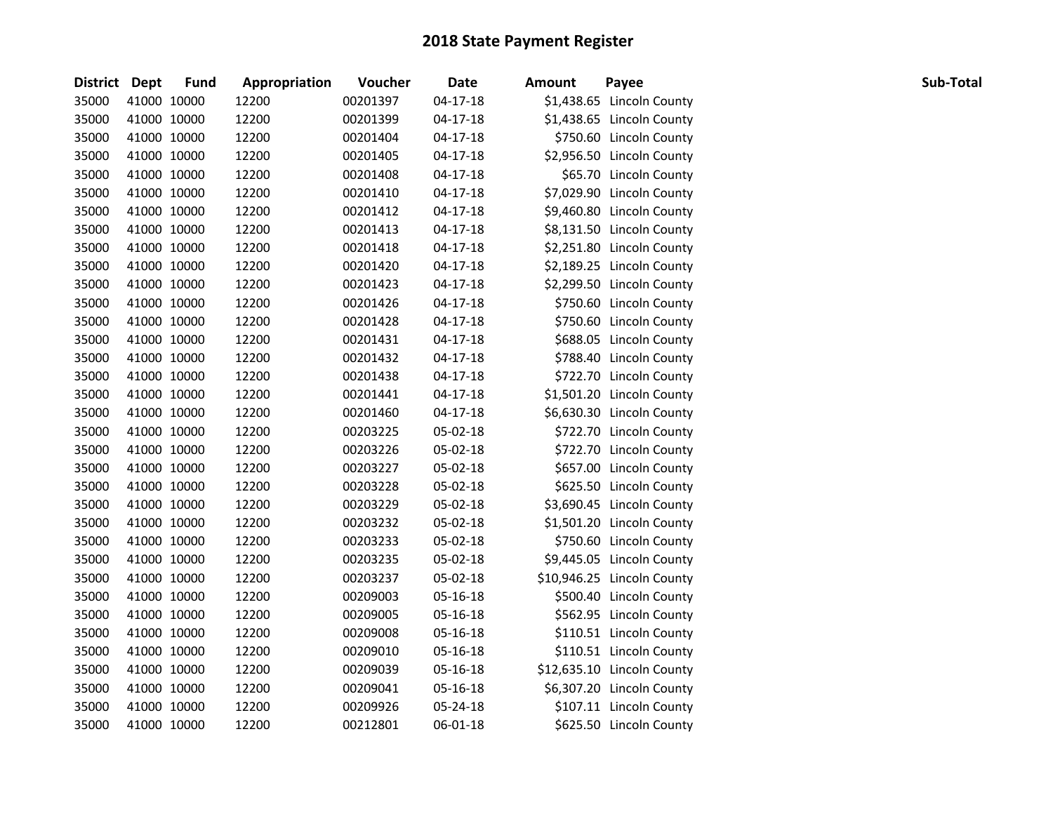# 2018 State Payment Register

| District | Dept | Fund | Appropriation | Voucher | Date | Amount | Payee | Sub-Total |
|---|---|---|---|---|---|---|---|---|
| 35000 | 41000 | 10000 | 12200 | 00201397 | 04-17-18 | $1,438.65 | Lincoln County | |
| 35000 | 41000 | 10000 | 12200 | 00201399 | 04-17-18 | $1,438.65 | Lincoln County | |
| 35000 | 41000 | 10000 | 12200 | 00201404 | 04-17-18 | $750.60 | Lincoln County | |
| 35000 | 41000 | 10000 | 12200 | 00201405 | 04-17-18 | $2,956.50 | Lincoln County | |
| 35000 | 41000 | 10000 | 12200 | 00201408 | 04-17-18 | $65.70 | Lincoln County | |
| 35000 | 41000 | 10000 | 12200 | 00201410 | 04-17-18 | $7,029.90 | Lincoln County | |
| 35000 | 41000 | 10000 | 12200 | 00201412 | 04-17-18 | $9,460.80 | Lincoln County | |
| 35000 | 41000 | 10000 | 12200 | 00201413 | 04-17-18 | $8,131.50 | Lincoln County | |
| 35000 | 41000 | 10000 | 12200 | 00201418 | 04-17-18 | $2,251.80 | Lincoln County | |
| 35000 | 41000 | 10000 | 12200 | 00201420 | 04-17-18 | $2,189.25 | Lincoln County | |
| 35000 | 41000 | 10000 | 12200 | 00201423 | 04-17-18 | $2,299.50 | Lincoln County | |
| 35000 | 41000 | 10000 | 12200 | 00201426 | 04-17-18 | $750.60 | Lincoln County | |
| 35000 | 41000 | 10000 | 12200 | 00201428 | 04-17-18 | $750.60 | Lincoln County | |
| 35000 | 41000 | 10000 | 12200 | 00201431 | 04-17-18 | $688.05 | Lincoln County | |
| 35000 | 41000 | 10000 | 12200 | 00201432 | 04-17-18 | $788.40 | Lincoln County | |
| 35000 | 41000 | 10000 | 12200 | 00201438 | 04-17-18 | $722.70 | Lincoln County | |
| 35000 | 41000 | 10000 | 12200 | 00201441 | 04-17-18 | $1,501.20 | Lincoln County | |
| 35000 | 41000 | 10000 | 12200 | 00201460 | 04-17-18 | $6,630.30 | Lincoln County | |
| 35000 | 41000 | 10000 | 12200 | 00203225 | 05-02-18 | $722.70 | Lincoln County | |
| 35000 | 41000 | 10000 | 12200 | 00203226 | 05-02-18 | $722.70 | Lincoln County | |
| 35000 | 41000 | 10000 | 12200 | 00203227 | 05-02-18 | $657.00 | Lincoln County | |
| 35000 | 41000 | 10000 | 12200 | 00203228 | 05-02-18 | $625.50 | Lincoln County | |
| 35000 | 41000 | 10000 | 12200 | 00203229 | 05-02-18 | $3,690.45 | Lincoln County | |
| 35000 | 41000 | 10000 | 12200 | 00203232 | 05-02-18 | $1,501.20 | Lincoln County | |
| 35000 | 41000 | 10000 | 12200 | 00203233 | 05-02-18 | $750.60 | Lincoln County | |
| 35000 | 41000 | 10000 | 12200 | 00203235 | 05-02-18 | $9,445.05 | Lincoln County | |
| 35000 | 41000 | 10000 | 12200 | 00203237 | 05-02-18 | $10,946.25 | Lincoln County | |
| 35000 | 41000 | 10000 | 12200 | 00209003 | 05-16-18 | $500.40 | Lincoln County | |
| 35000 | 41000 | 10000 | 12200 | 00209005 | 05-16-18 | $562.95 | Lincoln County | |
| 35000 | 41000 | 10000 | 12200 | 00209008 | 05-16-18 | $110.51 | Lincoln County | |
| 35000 | 41000 | 10000 | 12200 | 00209010 | 05-16-18 | $110.51 | Lincoln County | |
| 35000 | 41000 | 10000 | 12200 | 00209039 | 05-16-18 | $12,635.10 | Lincoln County | |
| 35000 | 41000 | 10000 | 12200 | 00209041 | 05-16-18 | $6,307.20 | Lincoln County | |
| 35000 | 41000 | 10000 | 12200 | 00209926 | 05-24-18 | $107.11 | Lincoln County | |
| 35000 | 41000 | 10000 | 12200 | 00212801 | 06-01-18 | $625.50 | Lincoln County | |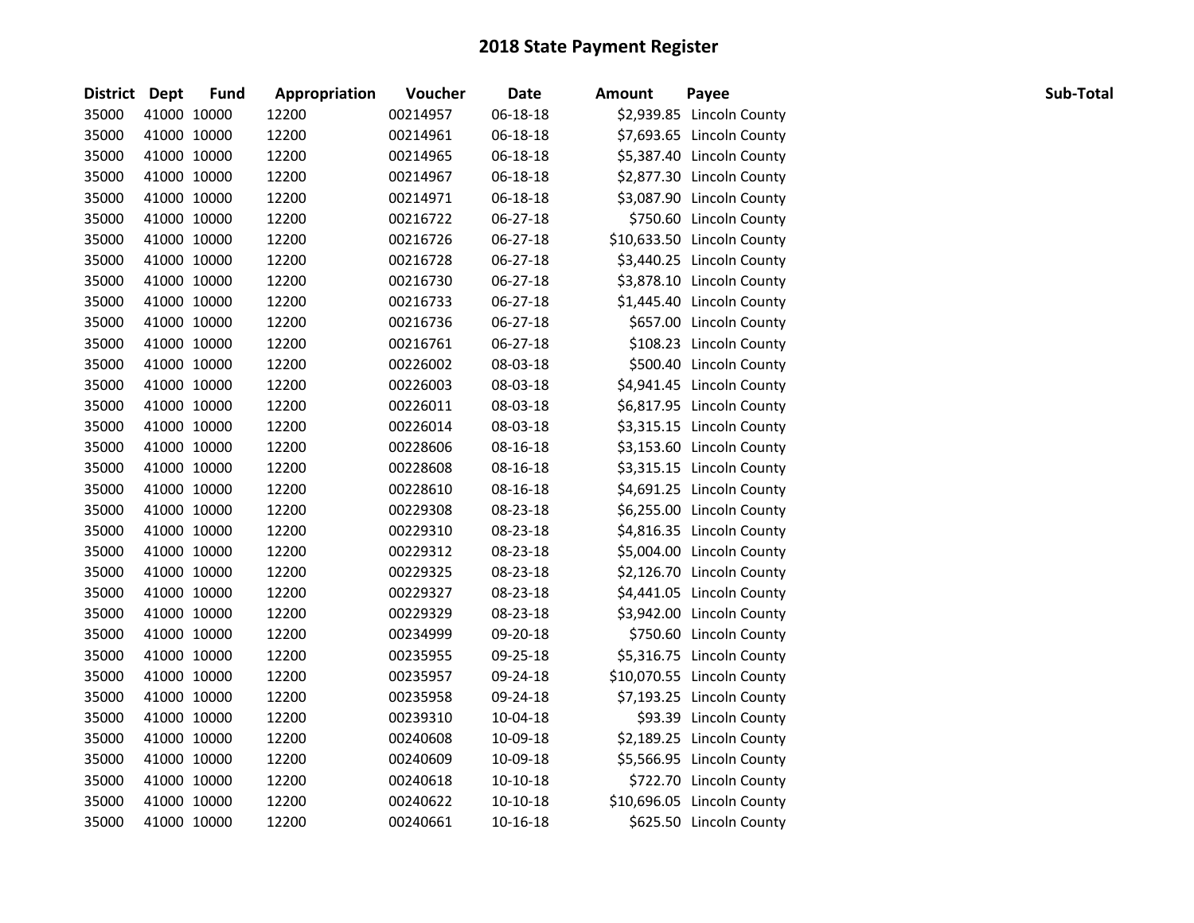# 2018 State Payment Register

| District | Dept | Fund | Appropriation | Voucher | Date | Amount | Payee | Sub-Total |
|---|---|---|---|---|---|---|---|---|
| 35000 | 41000 | 10000 | 12200 | 00214957 | 06-18-18 | $2,939.85 | Lincoln County | |
| 35000 | 41000 | 10000 | 12200 | 00214961 | 06-18-18 | $7,693.65 | Lincoln County | |
| 35000 | 41000 | 10000 | 12200 | 00214965 | 06-18-18 | $5,387.40 | Lincoln County | |
| 35000 | 41000 | 10000 | 12200 | 00214967 | 06-18-18 | $2,877.30 | Lincoln County | |
| 35000 | 41000 | 10000 | 12200 | 00214971 | 06-18-18 | $3,087.90 | Lincoln County | |
| 35000 | 41000 | 10000 | 12200 | 00216722 | 06-27-18 | $750.60 | Lincoln County | |
| 35000 | 41000 | 10000 | 12200 | 00216726 | 06-27-18 | $10,633.50 | Lincoln County | |
| 35000 | 41000 | 10000 | 12200 | 00216728 | 06-27-18 | $3,440.25 | Lincoln County | |
| 35000 | 41000 | 10000 | 12200 | 00216730 | 06-27-18 | $3,878.10 | Lincoln County | |
| 35000 | 41000 | 10000 | 12200 | 00216733 | 06-27-18 | $1,445.40 | Lincoln County | |
| 35000 | 41000 | 10000 | 12200 | 00216736 | 06-27-18 | $657.00 | Lincoln County | |
| 35000 | 41000 | 10000 | 12200 | 00216761 | 06-27-18 | $108.23 | Lincoln County | |
| 35000 | 41000 | 10000 | 12200 | 00226002 | 08-03-18 | $500.40 | Lincoln County | |
| 35000 | 41000 | 10000 | 12200 | 00226003 | 08-03-18 | $4,941.45 | Lincoln County | |
| 35000 | 41000 | 10000 | 12200 | 00226011 | 08-03-18 | $6,817.95 | Lincoln County | |
| 35000 | 41000 | 10000 | 12200 | 00226014 | 08-03-18 | $3,315.15 | Lincoln County | |
| 35000 | 41000 | 10000 | 12200 | 00228606 | 08-16-18 | $3,153.60 | Lincoln County | |
| 35000 | 41000 | 10000 | 12200 | 00228608 | 08-16-18 | $3,315.15 | Lincoln County | |
| 35000 | 41000 | 10000 | 12200 | 00228610 | 08-16-18 | $4,691.25 | Lincoln County | |
| 35000 | 41000 | 10000 | 12200 | 00229308 | 08-23-18 | $6,255.00 | Lincoln County | |
| 35000 | 41000 | 10000 | 12200 | 00229310 | 08-23-18 | $4,816.35 | Lincoln County | |
| 35000 | 41000 | 10000 | 12200 | 00229312 | 08-23-18 | $5,004.00 | Lincoln County | |
| 35000 | 41000 | 10000 | 12200 | 00229325 | 08-23-18 | $2,126.70 | Lincoln County | |
| 35000 | 41000 | 10000 | 12200 | 00229327 | 08-23-18 | $4,441.05 | Lincoln County | |
| 35000 | 41000 | 10000 | 12200 | 00229329 | 08-23-18 | $3,942.00 | Lincoln County | |
| 35000 | 41000 | 10000 | 12200 | 00234999 | 09-20-18 | $750.60 | Lincoln County | |
| 35000 | 41000 | 10000 | 12200 | 00235955 | 09-25-18 | $5,316.75 | Lincoln County | |
| 35000 | 41000 | 10000 | 12200 | 00235957 | 09-24-18 | $10,070.55 | Lincoln County | |
| 35000 | 41000 | 10000 | 12200 | 00235958 | 09-24-18 | $7,193.25 | Lincoln County | |
| 35000 | 41000 | 10000 | 12200 | 00239310 | 10-04-18 | $93.39 | Lincoln County | |
| 35000 | 41000 | 10000 | 12200 | 00240608 | 10-09-18 | $2,189.25 | Lincoln County | |
| 35000 | 41000 | 10000 | 12200 | 00240609 | 10-09-18 | $5,566.95 | Lincoln County | |
| 35000 | 41000 | 10000 | 12200 | 00240618 | 10-10-18 | $722.70 | Lincoln County | |
| 35000 | 41000 | 10000 | 12200 | 00240622 | 10-10-18 | $10,696.05 | Lincoln County | |
| 35000 | 41000 | 10000 | 12200 | 00240661 | 10-16-18 | $625.50 | Lincoln County | |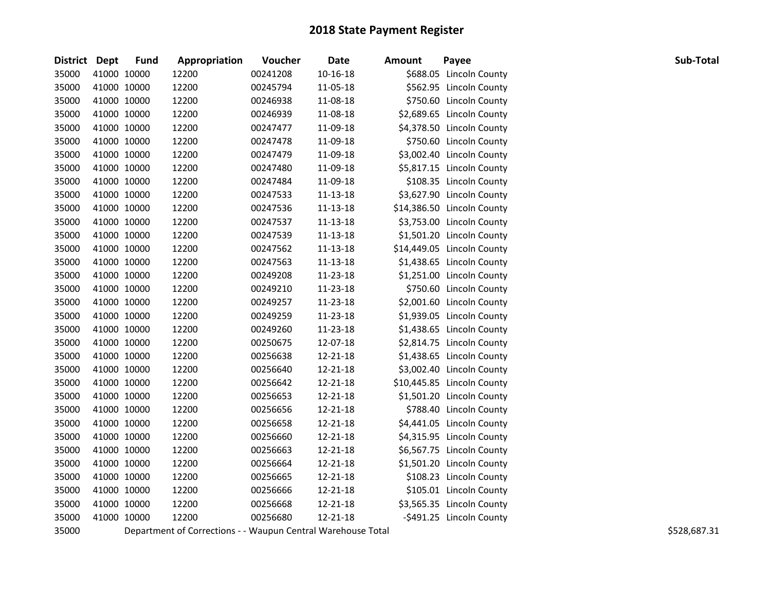# 2018 State Payment Register

| District | Dept | Fund | Appropriation | Voucher | Date | Amount | Payee | Sub-Total |
|---|---|---|---|---|---|---|---|---|
| 35000 | 41000 | 10000 | 12200 | 00241208 | 10-16-18 | $688.05 | Lincoln County | |
| 35000 | 41000 | 10000 | 12200 | 00245794 | 11-05-18 | $562.95 | Lincoln County | |
| 35000 | 41000 | 10000 | 12200 | 00246938 | 11-08-18 | $750.60 | Lincoln County | |
| 35000 | 41000 | 10000 | 12200 | 00246939 | 11-08-18 | $2,689.65 | Lincoln County | |
| 35000 | 41000 | 10000 | 12200 | 00247477 | 11-09-18 | $4,378.50 | Lincoln County | |
| 35000 | 41000 | 10000 | 12200 | 00247478 | 11-09-18 | $750.60 | Lincoln County | |
| 35000 | 41000 | 10000 | 12200 | 00247479 | 11-09-18 | $3,002.40 | Lincoln County | |
| 35000 | 41000 | 10000 | 12200 | 00247480 | 11-09-18 | $5,817.15 | Lincoln County | |
| 35000 | 41000 | 10000 | 12200 | 00247484 | 11-09-18 | $108.35 | Lincoln County | |
| 35000 | 41000 | 10000 | 12200 | 00247533 | 11-13-18 | $3,627.90 | Lincoln County | |
| 35000 | 41000 | 10000 | 12200 | 00247536 | 11-13-18 | $14,386.50 | Lincoln County | |
| 35000 | 41000 | 10000 | 12200 | 00247537 | 11-13-18 | $3,753.00 | Lincoln County | |
| 35000 | 41000 | 10000 | 12200 | 00247539 | 11-13-18 | $1,501.20 | Lincoln County | |
| 35000 | 41000 | 10000 | 12200 | 00247562 | 11-13-18 | $14,449.05 | Lincoln County | |
| 35000 | 41000 | 10000 | 12200 | 00247563 | 11-13-18 | $1,438.65 | Lincoln County | |
| 35000 | 41000 | 10000 | 12200 | 00249208 | 11-23-18 | $1,251.00 | Lincoln County | |
| 35000 | 41000 | 10000 | 12200 | 00249210 | 11-23-18 | $750.60 | Lincoln County | |
| 35000 | 41000 | 10000 | 12200 | 00249257 | 11-23-18 | $2,001.60 | Lincoln County | |
| 35000 | 41000 | 10000 | 12200 | 00249259 | 11-23-18 | $1,939.05 | Lincoln County | |
| 35000 | 41000 | 10000 | 12200 | 00249260 | 11-23-18 | $1,438.65 | Lincoln County | |
| 35000 | 41000 | 10000 | 12200 | 00250675 | 12-07-18 | $2,814.75 | Lincoln County | |
| 35000 | 41000 | 10000 | 12200 | 00256638 | 12-21-18 | $1,438.65 | Lincoln County | |
| 35000 | 41000 | 10000 | 12200 | 00256640 | 12-21-18 | $3,002.40 | Lincoln County | |
| 35000 | 41000 | 10000 | 12200 | 00256642 | 12-21-18 | $10,445.85 | Lincoln County | |
| 35000 | 41000 | 10000 | 12200 | 00256653 | 12-21-18 | $1,501.20 | Lincoln County | |
| 35000 | 41000 | 10000 | 12200 | 00256656 | 12-21-18 | $788.40 | Lincoln County | |
| 35000 | 41000 | 10000 | 12200 | 00256658 | 12-21-18 | $4,441.05 | Lincoln County | |
| 35000 | 41000 | 10000 | 12200 | 00256660 | 12-21-18 | $4,315.95 | Lincoln County | |
| 35000 | 41000 | 10000 | 12200 | 00256663 | 12-21-18 | $6,567.75 | Lincoln County | |
| 35000 | 41000 | 10000 | 12200 | 00256664 | 12-21-18 | $1,501.20 | Lincoln County | |
| 35000 | 41000 | 10000 | 12200 | 00256665 | 12-21-18 | $108.23 | Lincoln County | |
| 35000 | 41000 | 10000 | 12200 | 00256666 | 12-21-18 | $105.01 | Lincoln County | |
| 35000 | 41000 | 10000 | 12200 | 00256668 | 12-21-18 | $3,565.35 | Lincoln County | |
| 35000 | 41000 | 10000 | 12200 | 00256680 | 12-21-18 | -$491.25 | Lincoln County | |
| 35000 | Department of Corrections - - Waupun Central Warehouse Total | | | | | | | $528,687.31 |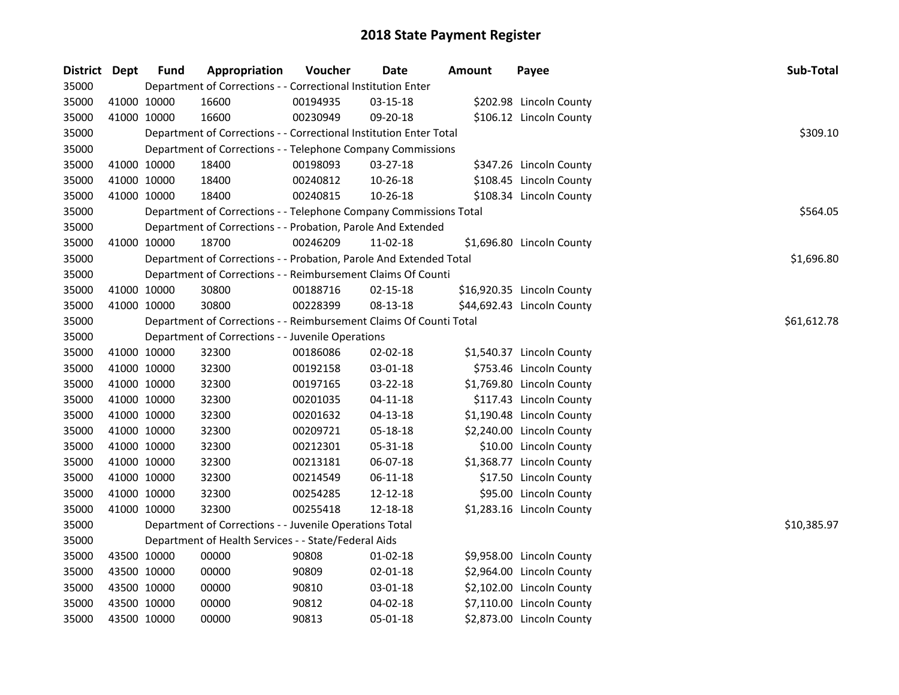# 2018 State Payment Register

| District | Dept | Fund | Appropriation | Voucher | Date | Amount | Payee | Sub-Total |
|---|---|---|---|---|---|---|---|---|
| 35000 | | Department of Corrections - - Correctional Institution Enter | | | | | | |
| 35000 | 41000 | 10000 | 16600 | 00194935 | 03-15-18 | $202.98 | Lincoln County | |
| 35000 | 41000 | 10000 | 16600 | 00230949 | 09-20-18 | $106.12 | Lincoln County | |
| 35000 | | Department of Corrections - - Correctional Institution Enter Total | | | | | | $309.10 |
| 35000 | | Department of Corrections - - Telephone Company Commissions | | | | | | |
| 35000 | 41000 | 10000 | 18400 | 00198093 | 03-27-18 | $347.26 | Lincoln County | |
| 35000 | 41000 | 10000 | 18400 | 00240812 | 10-26-18 | $108.45 | Lincoln County | |
| 35000 | 41000 | 10000 | 18400 | 00240815 | 10-26-18 | $108.34 | Lincoln County | |
| 35000 | | Department of Corrections - - Telephone Company Commissions Total | | | | | | $564.05 |
| 35000 | | Department of Corrections - - Probation, Parole And Extended | | | | | | |
| 35000 | 41000 | 10000 | 18700 | 00246209 | 11-02-18 | $1,696.80 | Lincoln County | |
| 35000 | | Department of Corrections - - Probation, Parole And Extended Total | | | | | | $1,696.80 |
| 35000 | | Department of Corrections - - Reimbursement Claims Of Counti | | | | | | |
| 35000 | 41000 | 10000 | 30800 | 00188716 | 02-15-18 | $16,920.35 | Lincoln County | |
| 35000 | 41000 | 10000 | 30800 | 00228399 | 08-13-18 | $44,692.43 | Lincoln County | |
| 35000 | | Department of Corrections - - Reimbursement Claims Of Counti Total | | | | | | $61,612.78 |
| 35000 | | Department of Corrections - - Juvenile Operations | | | | | | |
| 35000 | 41000 | 10000 | 32300 | 00186086 | 02-02-18 | $1,540.37 | Lincoln County | |
| 35000 | 41000 | 10000 | 32300 | 00192158 | 03-01-18 | $753.46 | Lincoln County | |
| 35000 | 41000 | 10000 | 32300 | 00197165 | 03-22-18 | $1,769.80 | Lincoln County | |
| 35000 | 41000 | 10000 | 32300 | 00201035 | 04-11-18 | $117.43 | Lincoln County | |
| 35000 | 41000 | 10000 | 32300 | 00201632 | 04-13-18 | $1,190.48 | Lincoln County | |
| 35000 | 41000 | 10000 | 32300 | 00209721 | 05-18-18 | $2,240.00 | Lincoln County | |
| 35000 | 41000 | 10000 | 32300 | 00212301 | 05-31-18 | $10.00 | Lincoln County | |
| 35000 | 41000 | 10000 | 32300 | 00213181 | 06-07-18 | $1,368.77 | Lincoln County | |
| 35000 | 41000 | 10000 | 32300 | 00214549 | 06-11-18 | $17.50 | Lincoln County | |
| 35000 | 41000 | 10000 | 32300 | 00254285 | 12-12-18 | $95.00 | Lincoln County | |
| 35000 | 41000 | 10000 | 32300 | 00255418 | 12-18-18 | $1,283.16 | Lincoln County | |
| 35000 | | Department of Corrections - - Juvenile Operations Total | | | | | | $10,385.97 |
| 35000 | | Department of Health Services - - State/Federal Aids | | | | | | |
| 35000 | 43500 | 10000 | 00000 | 90808 | 01-02-18 | $9,958.00 | Lincoln County | |
| 35000 | 43500 | 10000 | 00000 | 90809 | 02-01-18 | $2,964.00 | Lincoln County | |
| 35000 | 43500 | 10000 | 00000 | 90810 | 03-01-18 | $2,102.00 | Lincoln County | |
| 35000 | 43500 | 10000 | 00000 | 90812 | 04-02-18 | $7,110.00 | Lincoln County | |
| 35000 | 43500 | 10000 | 00000 | 90813 | 05-01-18 | $2,873.00 | Lincoln County | |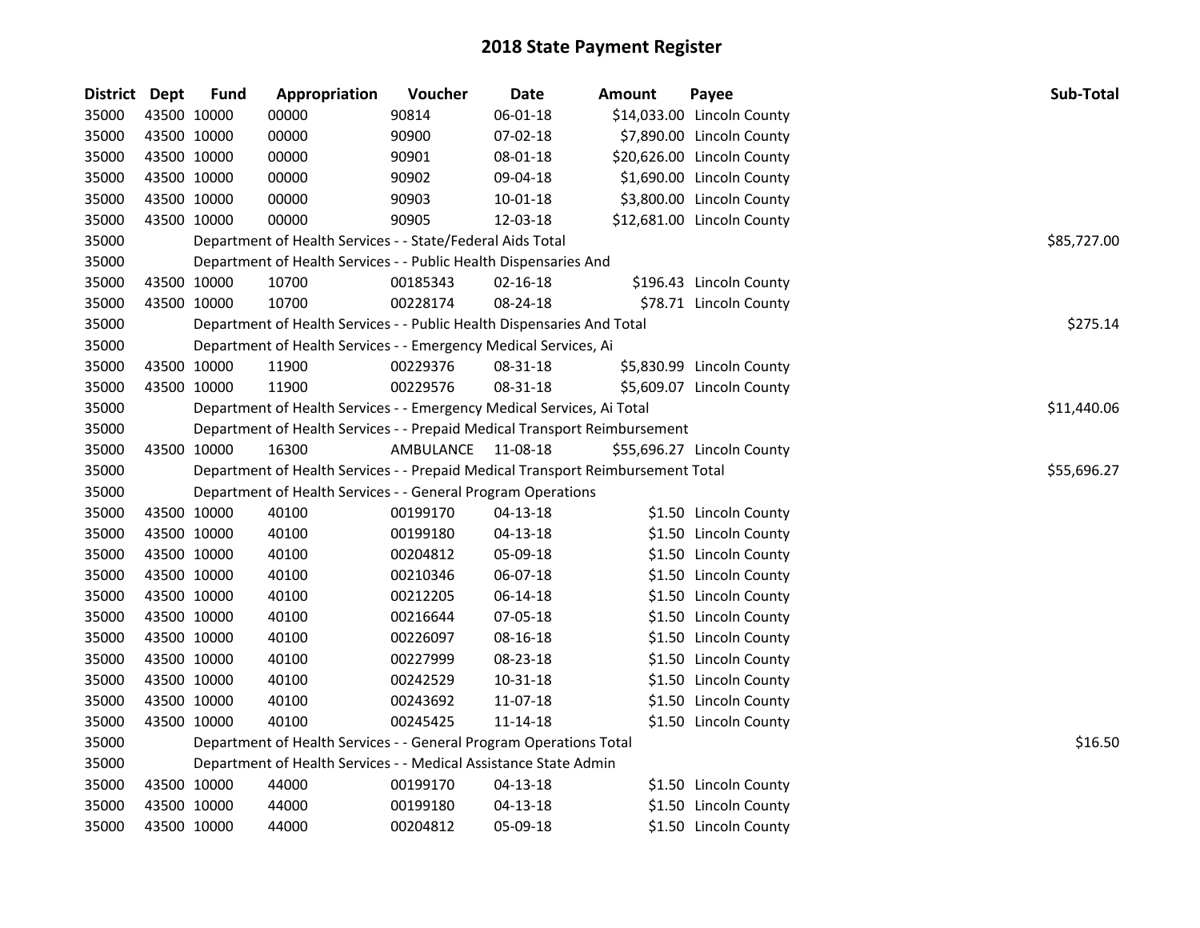# 2018 State Payment Register

| District | Dept | Fund | Appropriation | Voucher | Date | Amount | Payee | Sub-Total |
|---|---|---|---|---|---|---|---|---|
| 35000 | 43500 | 10000 | 00000 | 90814 | 06-01-18 | $14,033.00 | Lincoln County | |
| 35000 | 43500 | 10000 | 00000 | 90900 | 07-02-18 | $7,890.00 | Lincoln County | |
| 35000 | 43500 | 10000 | 00000 | 90901 | 08-01-18 | $20,626.00 | Lincoln County | |
| 35000 | 43500 | 10000 | 00000 | 90902 | 09-04-18 | $1,690.00 | Lincoln County | |
| 35000 | 43500 | 10000 | 00000 | 90903 | 10-01-18 | $3,800.00 | Lincoln County | |
| 35000 | 43500 | 10000 | 00000 | 90905 | 12-03-18 | $12,681.00 | Lincoln County | |
| 35000 | | Department of Health Services - - State/Federal Aids Total | | | | | | $85,727.00 |
| 35000 | | Department of Health Services - - Public Health Dispensaries And | | | | | | |
| 35000 | 43500 | 10000 | 10700 | 00185343 | 02-16-18 | $196.43 | Lincoln County | |
| 35000 | 43500 | 10000 | 10700 | 00228174 | 08-24-18 | $78.71 | Lincoln County | |
| 35000 | | Department of Health Services - - Public Health Dispensaries And Total | | | | | | $275.14 |
| 35000 | | Department of Health Services - - Emergency Medical Services, Ai | | | | | | |
| 35000 | 43500 | 10000 | 11900 | 00229376 | 08-31-18 | $5,830.99 | Lincoln County | |
| 35000 | 43500 | 10000 | 11900 | 00229576 | 08-31-18 | $5,609.07 | Lincoln County | |
| 35000 | | Department of Health Services - - Emergency Medical Services, Ai Total | | | | | | $11,440.06 |
| 35000 | | Department of Health Services - - Prepaid Medical Transport Reimbursement | | | | | | |
| 35000 | 43500 | 10000 | 16300 | AMBULANCE | 11-08-18 | $55,696.27 | Lincoln County | |
| 35000 | | Department of Health Services - - Prepaid Medical Transport Reimbursement Total | | | | | | $55,696.27 |
| 35000 | | Department of Health Services - - General Program Operations | | | | | | |
| 35000 | 43500 | 10000 | 40100 | 00199170 | 04-13-18 | $1.50 | Lincoln County | |
| 35000 | 43500 | 10000 | 40100 | 00199180 | 04-13-18 | $1.50 | Lincoln County | |
| 35000 | 43500 | 10000 | 40100 | 00204812 | 05-09-18 | $1.50 | Lincoln County | |
| 35000 | 43500 | 10000 | 40100 | 00210346 | 06-07-18 | $1.50 | Lincoln County | |
| 35000 | 43500 | 10000 | 40100 | 00212205 | 06-14-18 | $1.50 | Lincoln County | |
| 35000 | 43500 | 10000 | 40100 | 00216644 | 07-05-18 | $1.50 | Lincoln County | |
| 35000 | 43500 | 10000 | 40100 | 00226097 | 08-16-18 | $1.50 | Lincoln County | |
| 35000 | 43500 | 10000 | 40100 | 00227999 | 08-23-18 | $1.50 | Lincoln County | |
| 35000 | 43500 | 10000 | 40100 | 00242529 | 10-31-18 | $1.50 | Lincoln County | |
| 35000 | 43500 | 10000 | 40100 | 00243692 | 11-07-18 | $1.50 | Lincoln County | |
| 35000 | 43500 | 10000 | 40100 | 00245425 | 11-14-18 | $1.50 | Lincoln County | |
| 35000 | | Department of Health Services - - General Program Operations Total | | | | | | $16.50 |
| 35000 | | Department of Health Services - - Medical Assistance State Admin | | | | | | |
| 35000 | 43500 | 10000 | 44000 | 00199170 | 04-13-18 | $1.50 | Lincoln County | |
| 35000 | 43500 | 10000 | 44000 | 00199180 | 04-13-18 | $1.50 | Lincoln County | |
| 35000 | 43500 | 10000 | 44000 | 00204812 | 05-09-18 | $1.50 | Lincoln County | |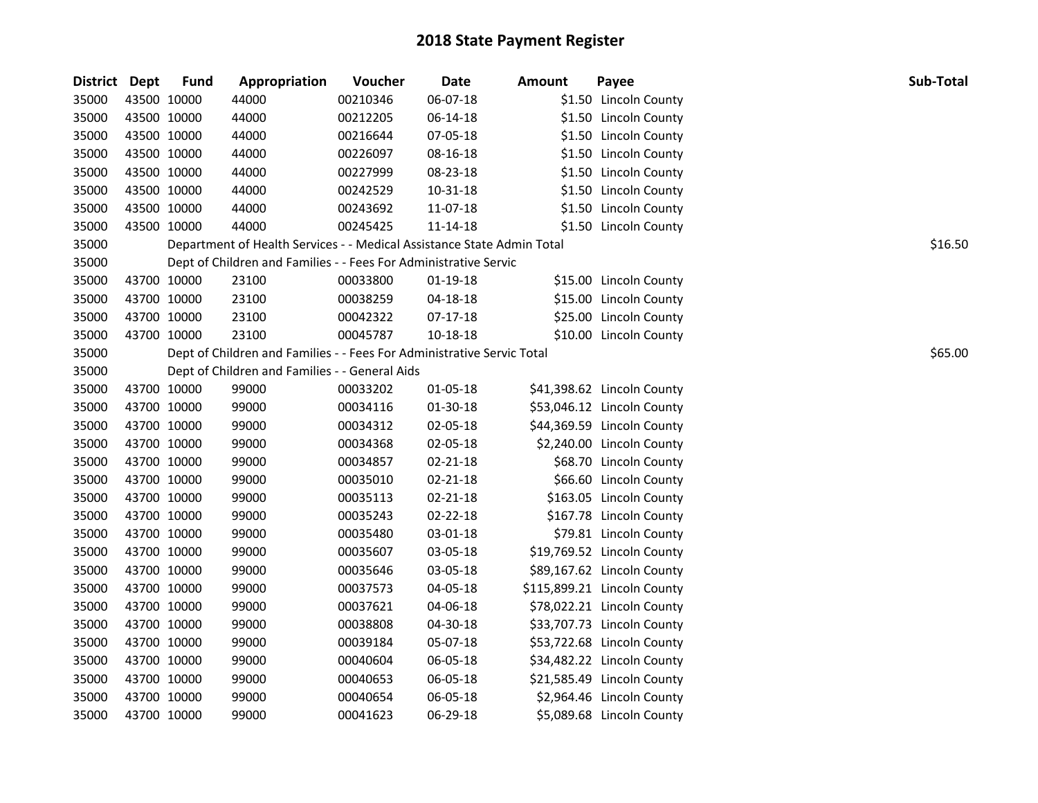# 2018 State Payment Register

| District | Dept | Fund | Appropriation | Voucher | Date | Amount | Payee | Sub-Total |
|---|---|---|---|---|---|---|---|---|
| 35000 | 43500 | 10000 | 44000 | 00210346 | 06-07-18 | $1.50 | Lincoln County | |
| 35000 | 43500 | 10000 | 44000 | 00212205 | 06-14-18 | $1.50 | Lincoln County | |
| 35000 | 43500 | 10000 | 44000 | 00216644 | 07-05-18 | $1.50 | Lincoln County | |
| 35000 | 43500 | 10000 | 44000 | 00226097 | 08-16-18 | $1.50 | Lincoln County | |
| 35000 | 43500 | 10000 | 44000 | 00227999 | 08-23-18 | $1.50 | Lincoln County | |
| 35000 | 43500 | 10000 | 44000 | 00242529 | 10-31-18 | $1.50 | Lincoln County | |
| 35000 | 43500 | 10000 | 44000 | 00243692 | 11-07-18 | $1.50 | Lincoln County | |
| 35000 | 43500 | 10000 | 44000 | 00245425 | 11-14-18 | $1.50 | Lincoln County | |
| 35000 | | Department of Health Services - - Medical Assistance State Admin Total | | | | | | $16.50 |
| 35000 | | Dept of Children and Families - - Fees For Administrative Servic | | | | | | |
| 35000 | 43700 | 10000 | 23100 | 00033800 | 01-19-18 | $15.00 | Lincoln County | |
| 35000 | 43700 | 10000 | 23100 | 00038259 | 04-18-18 | $15.00 | Lincoln County | |
| 35000 | 43700 | 10000 | 23100 | 00042322 | 07-17-18 | $25.00 | Lincoln County | |
| 35000 | 43700 | 10000 | 23100 | 00045787 | 10-18-18 | $10.00 | Lincoln County | |
| 35000 | | Dept of Children and Families - - Fees For Administrative Servic Total | | | | | | $65.00 |
| 35000 | | Dept of Children and Families - - General Aids | | | | | | |
| 35000 | 43700 | 10000 | 99000 | 00033202 | 01-05-18 | $41,398.62 | Lincoln County | |
| 35000 | 43700 | 10000 | 99000 | 00034116 | 01-30-18 | $53,046.12 | Lincoln County | |
| 35000 | 43700 | 10000 | 99000 | 00034312 | 02-05-18 | $44,369.59 | Lincoln County | |
| 35000 | 43700 | 10000 | 99000 | 00034368 | 02-05-18 | $2,240.00 | Lincoln County | |
| 35000 | 43700 | 10000 | 99000 | 00034857 | 02-21-18 | $68.70 | Lincoln County | |
| 35000 | 43700 | 10000 | 99000 | 00035010 | 02-21-18 | $66.60 | Lincoln County | |
| 35000 | 43700 | 10000 | 99000 | 00035113 | 02-21-18 | $163.05 | Lincoln County | |
| 35000 | 43700 | 10000 | 99000 | 00035243 | 02-22-18 | $167.78 | Lincoln County | |
| 35000 | 43700 | 10000 | 99000 | 00035480 | 03-01-18 | $79.81 | Lincoln County | |
| 35000 | 43700 | 10000 | 99000 | 00035607 | 03-05-18 | $19,769.52 | Lincoln County | |
| 35000 | 43700 | 10000 | 99000 | 00035646 | 03-05-18 | $89,167.62 | Lincoln County | |
| 35000 | 43700 | 10000 | 99000 | 00037573 | 04-05-18 | $115,899.21 | Lincoln County | |
| 35000 | 43700 | 10000 | 99000 | 00037621 | 04-06-18 | $78,022.21 | Lincoln County | |
| 35000 | 43700 | 10000 | 99000 | 00038808 | 04-30-18 | $33,707.73 | Lincoln County | |
| 35000 | 43700 | 10000 | 99000 | 00039184 | 05-07-18 | $53,722.68 | Lincoln County | |
| 35000 | 43700 | 10000 | 99000 | 00040604 | 06-05-18 | $34,482.22 | Lincoln County | |
| 35000 | 43700 | 10000 | 99000 | 00040653 | 06-05-18 | $21,585.49 | Lincoln County | |
| 35000 | 43700 | 10000 | 99000 | 00040654 | 06-05-18 | $2,964.46 | Lincoln County | |
| 35000 | 43700 | 10000 | 99000 | 00041623 | 06-29-18 | $5,089.68 | Lincoln County | |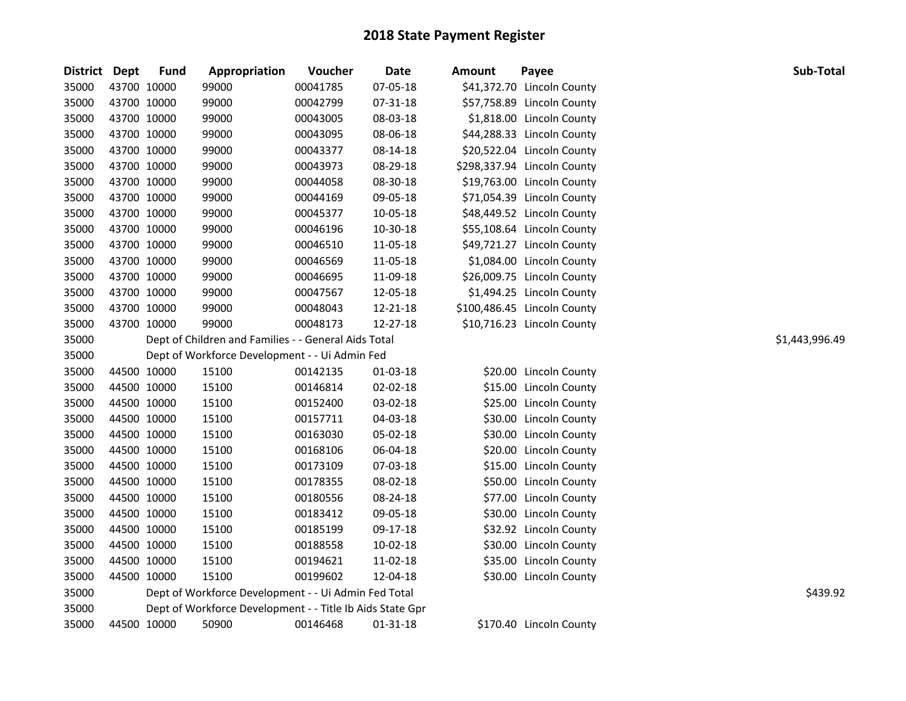# 2018 State Payment Register

| District | Dept | Fund | Appropriation | Voucher | Date | Amount | Payee | Sub-Total |
|---|---|---|---|---|---|---|---|---|
| 35000 | 43700 | 10000 | 99000 | 00041785 | 07-05-18 | $41,372.70 | Lincoln County | |
| 35000 | 43700 | 10000 | 99000 | 00042799 | 07-31-18 | $57,758.89 | Lincoln County | |
| 35000 | 43700 | 10000 | 99000 | 00043005 | 08-03-18 | $1,818.00 | Lincoln County | |
| 35000 | 43700 | 10000 | 99000 | 00043095 | 08-06-18 | $44,288.33 | Lincoln County | |
| 35000 | 43700 | 10000 | 99000 | 00043377 | 08-14-18 | $20,522.04 | Lincoln County | |
| 35000 | 43700 | 10000 | 99000 | 00043973 | 08-29-18 | $298,337.94 | Lincoln County | |
| 35000 | 43700 | 10000 | 99000 | 00044058 | 08-30-18 | $19,763.00 | Lincoln County | |
| 35000 | 43700 | 10000 | 99000 | 00044169 | 09-05-18 | $71,054.39 | Lincoln County | |
| 35000 | 43700 | 10000 | 99000 | 00045377 | 10-05-18 | $48,449.52 | Lincoln County | |
| 35000 | 43700 | 10000 | 99000 | 00046196 | 10-30-18 | $55,108.64 | Lincoln County | |
| 35000 | 43700 | 10000 | 99000 | 00046510 | 11-05-18 | $49,721.27 | Lincoln County | |
| 35000 | 43700 | 10000 | 99000 | 00046569 | 11-05-18 | $1,084.00 | Lincoln County | |
| 35000 | 43700 | 10000 | 99000 | 00046695 | 11-09-18 | $26,009.75 | Lincoln County | |
| 35000 | 43700 | 10000 | 99000 | 00047567 | 12-05-18 | $1,494.25 | Lincoln County | |
| 35000 | 43700 | 10000 | 99000 | 00048043 | 12-21-18 | $100,486.45 | Lincoln County | |
| 35000 | 43700 | 10000 | 99000 | 00048173 | 12-27-18 | $10,716.23 | Lincoln County | |
| 35000 | | Dept of Children and Families - - General Aids Total | | | | | | $1,443,996.49 |
| 35000 | | Dept of Workforce Development - - Ui Admin Fed | | | | | | |
| 35000 | 44500 | 10000 | 15100 | 00142135 | 01-03-18 | $20.00 | Lincoln County | |
| 35000 | 44500 | 10000 | 15100 | 00146814 | 02-02-18 | $15.00 | Lincoln County | |
| 35000 | 44500 | 10000 | 15100 | 00152400 | 03-02-18 | $25.00 | Lincoln County | |
| 35000 | 44500 | 10000 | 15100 | 00157711 | 04-03-18 | $30.00 | Lincoln County | |
| 35000 | 44500 | 10000 | 15100 | 00163030 | 05-02-18 | $30.00 | Lincoln County | |
| 35000 | 44500 | 10000 | 15100 | 00168106 | 06-04-18 | $20.00 | Lincoln County | |
| 35000 | 44500 | 10000 | 15100 | 00173109 | 07-03-18 | $15.00 | Lincoln County | |
| 35000 | 44500 | 10000 | 15100 | 00178355 | 08-02-18 | $50.00 | Lincoln County | |
| 35000 | 44500 | 10000 | 15100 | 00180556 | 08-24-18 | $77.00 | Lincoln County | |
| 35000 | 44500 | 10000 | 15100 | 00183412 | 09-05-18 | $30.00 | Lincoln County | |
| 35000 | 44500 | 10000 | 15100 | 00185199 | 09-17-18 | $32.92 | Lincoln County | |
| 35000 | 44500 | 10000 | 15100 | 00188558 | 10-02-18 | $30.00 | Lincoln County | |
| 35000 | 44500 | 10000 | 15100 | 00194621 | 11-02-18 | $35.00 | Lincoln County | |
| 35000 | 44500 | 10000 | 15100 | 00199602 | 12-04-18 | $30.00 | Lincoln County | |
| 35000 | | Dept of Workforce Development - - Ui Admin Fed Total | | | | | | $439.92 |
| 35000 | | Dept of Workforce Development - - Title Ib Aids State Gpr | | | | | | |
| 35000 | 44500 | 10000 | 50900 | 00146468 | 01-31-18 | $170.40 | Lincoln County | |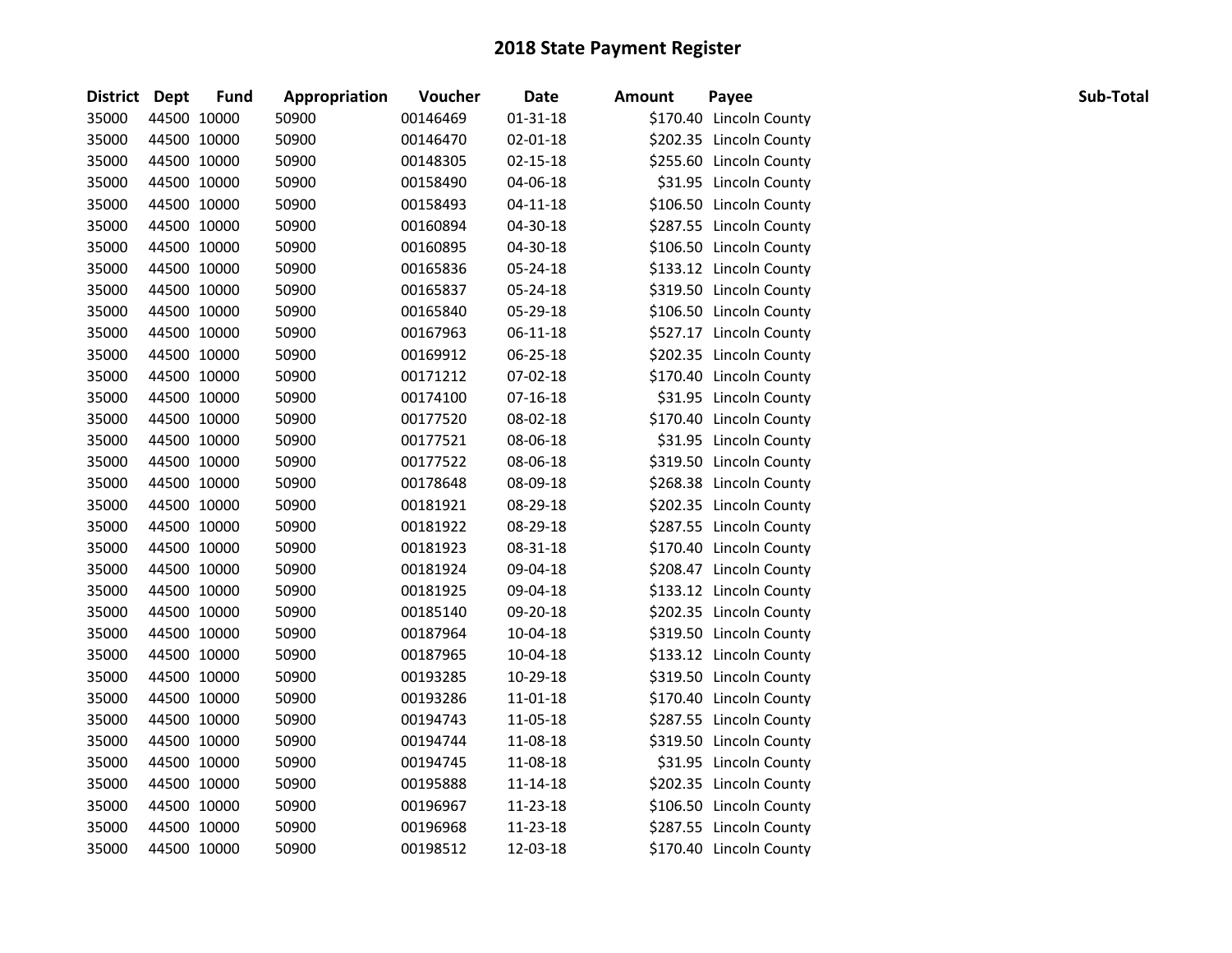# 2018 State Payment Register

| District | Dept | Fund | Appropriation | Voucher | Date | Amount | Payee | Sub-Total |
|---|---|---|---|---|---|---|---|---|
| 35000 | 44500 | 10000 | 50900 | 00146469 | 01-31-18 | $170.40 | Lincoln County | |
| 35000 | 44500 | 10000 | 50900 | 00146470 | 02-01-18 | $202.35 | Lincoln County | |
| 35000 | 44500 | 10000 | 50900 | 00148305 | 02-15-18 | $255.60 | Lincoln County | |
| 35000 | 44500 | 10000 | 50900 | 00158490 | 04-06-18 | $31.95 | Lincoln County | |
| 35000 | 44500 | 10000 | 50900 | 00158493 | 04-11-18 | $106.50 | Lincoln County | |
| 35000 | 44500 | 10000 | 50900 | 00160894 | 04-30-18 | $287.55 | Lincoln County | |
| 35000 | 44500 | 10000 | 50900 | 00160895 | 04-30-18 | $106.50 | Lincoln County | |
| 35000 | 44500 | 10000 | 50900 | 00165836 | 05-24-18 | $133.12 | Lincoln County | |
| 35000 | 44500 | 10000 | 50900 | 00165837 | 05-24-18 | $319.50 | Lincoln County | |
| 35000 | 44500 | 10000 | 50900 | 00165840 | 05-29-18 | $106.50 | Lincoln County | |
| 35000 | 44500 | 10000 | 50900 | 00167963 | 06-11-18 | $527.17 | Lincoln County | |
| 35000 | 44500 | 10000 | 50900 | 00169912 | 06-25-18 | $202.35 | Lincoln County | |
| 35000 | 44500 | 10000 | 50900 | 00171212 | 07-02-18 | $170.40 | Lincoln County | |
| 35000 | 44500 | 10000 | 50900 | 00174100 | 07-16-18 | $31.95 | Lincoln County | |
| 35000 | 44500 | 10000 | 50900 | 00177520 | 08-02-18 | $170.40 | Lincoln County | |
| 35000 | 44500 | 10000 | 50900 | 00177521 | 08-06-18 | $31.95 | Lincoln County | |
| 35000 | 44500 | 10000 | 50900 | 00177522 | 08-06-18 | $319.50 | Lincoln County | |
| 35000 | 44500 | 10000 | 50900 | 00178648 | 08-09-18 | $268.38 | Lincoln County | |
| 35000 | 44500 | 10000 | 50900 | 00181921 | 08-29-18 | $202.35 | Lincoln County | |
| 35000 | 44500 | 10000 | 50900 | 00181922 | 08-29-18 | $287.55 | Lincoln County | |
| 35000 | 44500 | 10000 | 50900 | 00181923 | 08-31-18 | $170.40 | Lincoln County | |
| 35000 | 44500 | 10000 | 50900 | 00181924 | 09-04-18 | $208.47 | Lincoln County | |
| 35000 | 44500 | 10000 | 50900 | 00181925 | 09-04-18 | $133.12 | Lincoln County | |
| 35000 | 44500 | 10000 | 50900 | 00185140 | 09-20-18 | $202.35 | Lincoln County | |
| 35000 | 44500 | 10000 | 50900 | 00187964 | 10-04-18 | $319.50 | Lincoln County | |
| 35000 | 44500 | 10000 | 50900 | 00187965 | 10-04-18 | $133.12 | Lincoln County | |
| 35000 | 44500 | 10000 | 50900 | 00193285 | 10-29-18 | $319.50 | Lincoln County | |
| 35000 | 44500 | 10000 | 50900 | 00193286 | 11-01-18 | $170.40 | Lincoln County | |
| 35000 | 44500 | 10000 | 50900 | 00194743 | 11-05-18 | $287.55 | Lincoln County | |
| 35000 | 44500 | 10000 | 50900 | 00194744 | 11-08-18 | $319.50 | Lincoln County | |
| 35000 | 44500 | 10000 | 50900 | 00194745 | 11-08-18 | $31.95 | Lincoln County | |
| 35000 | 44500 | 10000 | 50900 | 00195888 | 11-14-18 | $202.35 | Lincoln County | |
| 35000 | 44500 | 10000 | 50900 | 00196967 | 11-23-18 | $106.50 | Lincoln County | |
| 35000 | 44500 | 10000 | 50900 | 00196968 | 11-23-18 | $287.55 | Lincoln County | |
| 35000 | 44500 | 10000 | 50900 | 00198512 | 12-03-18 | $170.40 | Lincoln County | |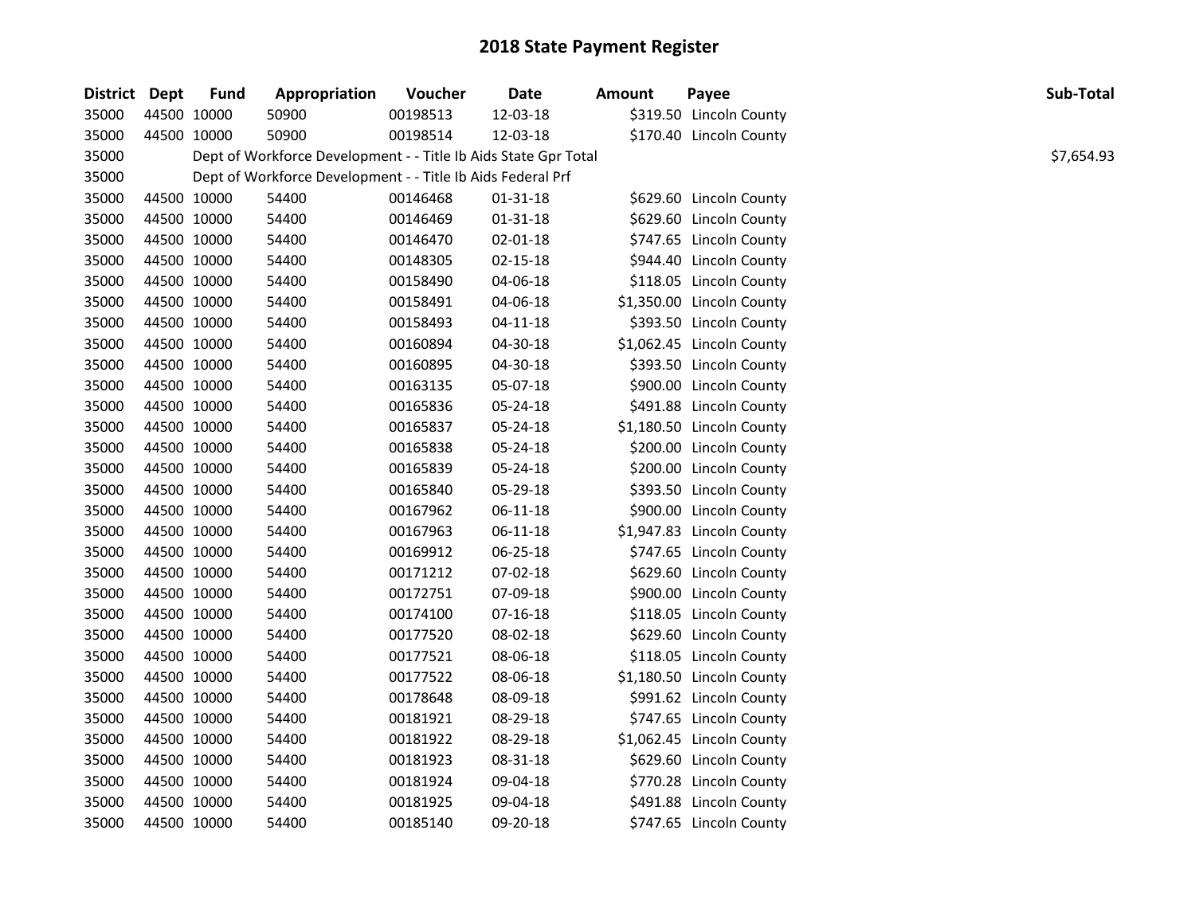# 2018 State Payment Register

| District | Dept | Fund | Appropriation | Voucher | Date | Amount | Payee | Sub-Total |
|---|---|---|---|---|---|---|---|---|
| 35000 | 44500 | 10000 | 50900 | 00198513 | 12-03-18 | $319.50 | Lincoln County | |
| 35000 | 44500 | 10000 | 50900 | 00198514 | 12-03-18 | $170.40 | Lincoln County | |
| 35000 | | Dept of Workforce Development - - Title Ib Aids State Gpr Total | | | | | | $7,654.93 |
| 35000 | | Dept of Workforce Development - - Title Ib Aids Federal Prf | | | | | | |
| 35000 | 44500 | 10000 | 54400 | 00146468 | 01-31-18 | $629.60 | Lincoln County | |
| 35000 | 44500 | 10000 | 54400 | 00146469 | 01-31-18 | $629.60 | Lincoln County | |
| 35000 | 44500 | 10000 | 54400 | 00146470 | 02-01-18 | $747.65 | Lincoln County | |
| 35000 | 44500 | 10000 | 54400 | 00148305 | 02-15-18 | $944.40 | Lincoln County | |
| 35000 | 44500 | 10000 | 54400 | 00158490 | 04-06-18 | $118.05 | Lincoln County | |
| 35000 | 44500 | 10000 | 54400 | 00158491 | 04-06-18 | $1,350.00 | Lincoln County | |
| 35000 | 44500 | 10000 | 54400 | 00158493 | 04-11-18 | $393.50 | Lincoln County | |
| 35000 | 44500 | 10000 | 54400 | 00160894 | 04-30-18 | $1,062.45 | Lincoln County | |
| 35000 | 44500 | 10000 | 54400 | 00160895 | 04-30-18 | $393.50 | Lincoln County | |
| 35000 | 44500 | 10000 | 54400 | 00163135 | 05-07-18 | $900.00 | Lincoln County | |
| 35000 | 44500 | 10000 | 54400 | 00165836 | 05-24-18 | $491.88 | Lincoln County | |
| 35000 | 44500 | 10000 | 54400 | 00165837 | 05-24-18 | $1,180.50 | Lincoln County | |
| 35000 | 44500 | 10000 | 54400 | 00165838 | 05-24-18 | $200.00 | Lincoln County | |
| 35000 | 44500 | 10000 | 54400 | 00165839 | 05-24-18 | $200.00 | Lincoln County | |
| 35000 | 44500 | 10000 | 54400 | 00165840 | 05-29-18 | $393.50 | Lincoln County | |
| 35000 | 44500 | 10000 | 54400 | 00167962 | 06-11-18 | $900.00 | Lincoln County | |
| 35000 | 44500 | 10000 | 54400 | 00167963 | 06-11-18 | $1,947.83 | Lincoln County | |
| 35000 | 44500 | 10000 | 54400 | 00169912 | 06-25-18 | $747.65 | Lincoln County | |
| 35000 | 44500 | 10000 | 54400 | 00171212 | 07-02-18 | $629.60 | Lincoln County | |
| 35000 | 44500 | 10000 | 54400 | 00172751 | 07-09-18 | $900.00 | Lincoln County | |
| 35000 | 44500 | 10000 | 54400 | 00174100 | 07-16-18 | $118.05 | Lincoln County | |
| 35000 | 44500 | 10000 | 54400 | 00177520 | 08-02-18 | $629.60 | Lincoln County | |
| 35000 | 44500 | 10000 | 54400 | 00177521 | 08-06-18 | $118.05 | Lincoln County | |
| 35000 | 44500 | 10000 | 54400 | 00177522 | 08-06-18 | $1,180.50 | Lincoln County | |
| 35000 | 44500 | 10000 | 54400 | 00178648 | 08-09-18 | $991.62 | Lincoln County | |
| 35000 | 44500 | 10000 | 54400 | 00181921 | 08-29-18 | $747.65 | Lincoln County | |
| 35000 | 44500 | 10000 | 54400 | 00181922 | 08-29-18 | $1,062.45 | Lincoln County | |
| 35000 | 44500 | 10000 | 54400 | 00181923 | 08-31-18 | $629.60 | Lincoln County | |
| 35000 | 44500 | 10000 | 54400 | 00181924 | 09-04-18 | $770.28 | Lincoln County | |
| 35000 | 44500 | 10000 | 54400 | 00181925 | 09-04-18 | $491.88 | Lincoln County | |
| 35000 | 44500 | 10000 | 54400 | 00185140 | 09-20-18 | $747.65 | Lincoln County | |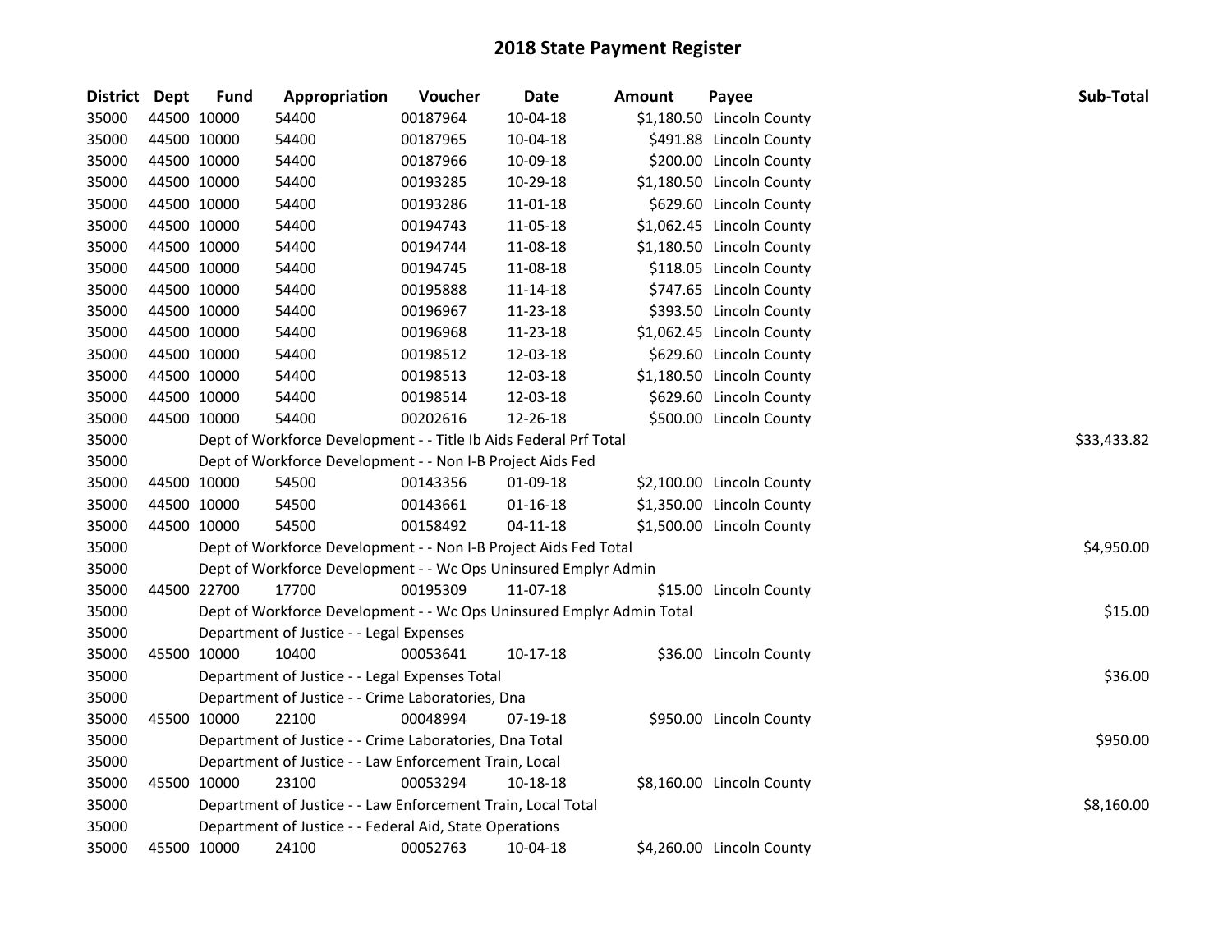# 2018 State Payment Register

| District | Dept | Fund | Appropriation | Voucher | Date | Amount | Payee | Sub-Total |
|---|---|---|---|---|---|---|---|---|
| 35000 | 44500 | 10000 | 54400 | 00187964 | 10-04-18 | $1,180.50 | Lincoln County | |
| 35000 | 44500 | 10000 | 54400 | 00187965 | 10-04-18 | $491.88 | Lincoln County | |
| 35000 | 44500 | 10000 | 54400 | 00187966 | 10-09-18 | $200.00 | Lincoln County | |
| 35000 | 44500 | 10000 | 54400 | 00193285 | 10-29-18 | $1,180.50 | Lincoln County | |
| 35000 | 44500 | 10000 | 54400 | 00193286 | 11-01-18 | $629.60 | Lincoln County | |
| 35000 | 44500 | 10000 | 54400 | 00194743 | 11-05-18 | $1,062.45 | Lincoln County | |
| 35000 | 44500 | 10000 | 54400 | 00194744 | 11-08-18 | $1,180.50 | Lincoln County | |
| 35000 | 44500 | 10000 | 54400 | 00194745 | 11-08-18 | $118.05 | Lincoln County | |
| 35000 | 44500 | 10000 | 54400 | 00195888 | 11-14-18 | $747.65 | Lincoln County | |
| 35000 | 44500 | 10000 | 54400 | 00196967 | 11-23-18 | $393.50 | Lincoln County | |
| 35000 | 44500 | 10000 | 54400 | 00196968 | 11-23-18 | $1,062.45 | Lincoln County | |
| 35000 | 44500 | 10000 | 54400 | 00198512 | 12-03-18 | $629.60 | Lincoln County | |
| 35000 | 44500 | 10000 | 54400 | 00198513 | 12-03-18 | $1,180.50 | Lincoln County | |
| 35000 | 44500 | 10000 | 54400 | 00198514 | 12-03-18 | $629.60 | Lincoln County | |
| 35000 | 44500 | 10000 | 54400 | 00202616 | 12-26-18 | $500.00 | Lincoln County | |
| 35000 | | | Dept of Workforce Development - - Title Ib Aids Federal Prf Total | | | | | $33,433.82 |
| 35000 | | | Dept of Workforce Development - - Non I-B Project Aids Fed | | | | | |
| 35000 | 44500 | 10000 | 54500 | 00143356 | 01-09-18 | $2,100.00 | Lincoln County | |
| 35000 | 44500 | 10000 | 54500 | 00143661 | 01-16-18 | $1,350.00 | Lincoln County | |
| 35000 | 44500 | 10000 | 54500 | 00158492 | 04-11-18 | $1,500.00 | Lincoln County | |
| 35000 | | | Dept of Workforce Development - - Non I-B Project Aids Fed Total | | | | | $4,950.00 |
| 35000 | | | Dept of Workforce Development - - Wc Ops Uninsured Emplyr Admin | | | | | |
| 35000 | 44500 | 22700 | 17700 | 00195309 | 11-07-18 | $15.00 | Lincoln County | |
| 35000 | | | Dept of Workforce Development - - Wc Ops Uninsured Emplyr Admin Total | | | | | $15.00 |
| 35000 | | | Department of Justice - - Legal Expenses | | | | | |
| 35000 | 45500 | 10000 | 10400 | 00053641 | 10-17-18 | $36.00 | Lincoln County | |
| 35000 | | | Department of Justice - - Legal Expenses Total | | | | | $36.00 |
| 35000 | | | Department of Justice - - Crime Laboratories, Dna | | | | | |
| 35000 | 45500 | 10000 | 22100 | 00048994 | 07-19-18 | $950.00 | Lincoln County | |
| 35000 | | | Department of Justice - - Crime Laboratories, Dna Total | | | | | $950.00 |
| 35000 | | | Department of Justice - - Law Enforcement Train, Local | | | | | |
| 35000 | 45500 | 10000 | 23100 | 00053294 | 10-18-18 | $8,160.00 | Lincoln County | |
| 35000 | | | Department of Justice - - Law Enforcement Train, Local Total | | | | | $8,160.00 |
| 35000 | | | Department of Justice - - Federal Aid, State Operations | | | | | |
| 35000 | 45500 | 10000 | 24100 | 00052763 | 10-04-18 | $4,260.00 | Lincoln County | |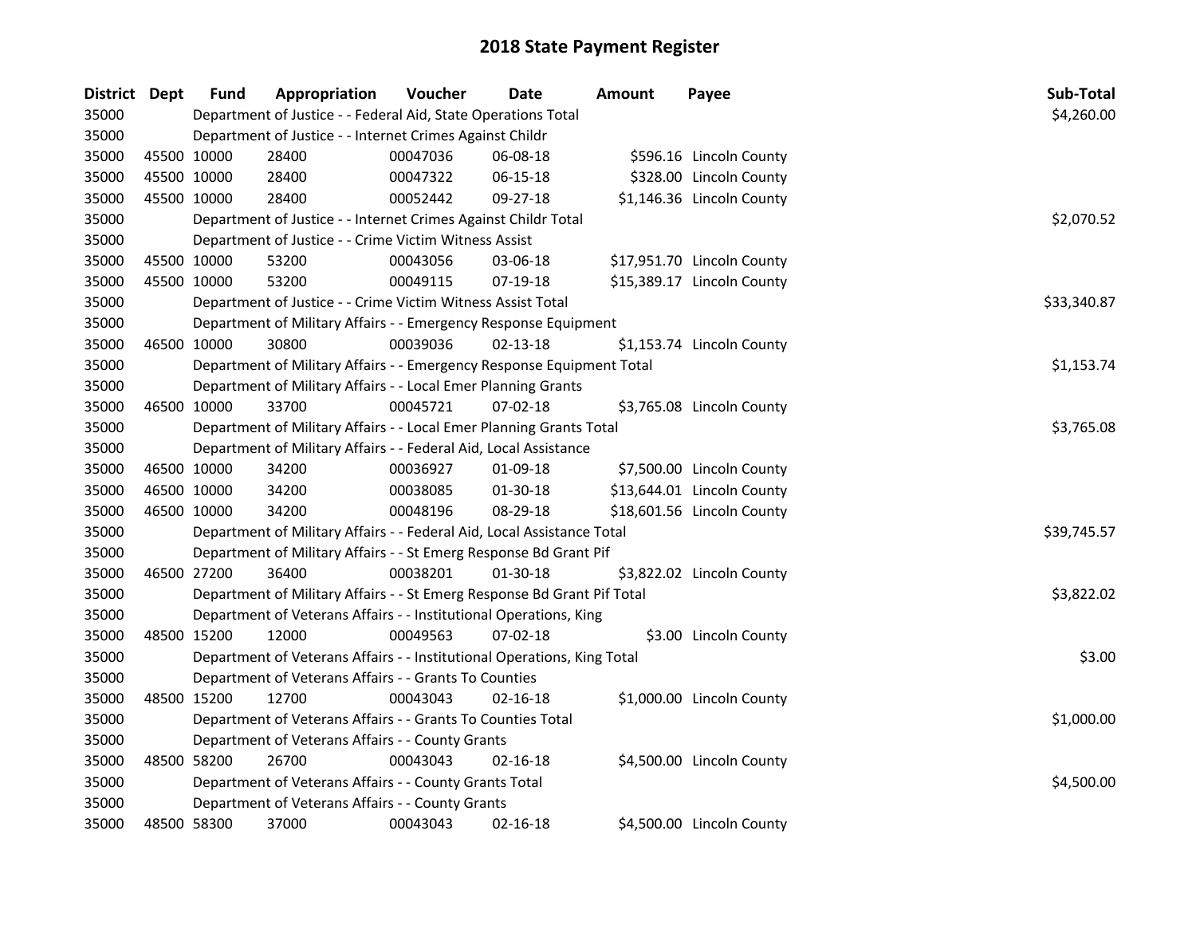# 2018 State Payment Register

| District | Dept | Fund | Appropriation | Voucher | Date | Amount | Payee | Sub-Total |
|---|---|---|---|---|---|---|---|---|
| 35000 | | Department of Justice - - Federal Aid, State Operations Total | | | | | | $4,260.00 |
| 35000 | | Department of Justice - - Internet Crimes Against Childr | | | | | | |
| 35000 | 45500 | 10000 | 28400 | 00047036 | 06-08-18 | $596.16 | Lincoln County | |
| 35000 | 45500 | 10000 | 28400 | 00047322 | 06-15-18 | $328.00 | Lincoln County | |
| 35000 | 45500 | 10000 | 28400 | 00052442 | 09-27-18 | $1,146.36 | Lincoln County | |
| 35000 | | Department of Justice - - Internet Crimes Against Childr Total | | | | | | $2,070.52 |
| 35000 | | Department of Justice - - Crime Victim Witness Assist | | | | | | |
| 35000 | 45500 | 10000 | 53200 | 00043056 | 03-06-18 | $17,951.70 | Lincoln County | |
| 35000 | 45500 | 10000 | 53200 | 00049115 | 07-19-18 | $15,389.17 | Lincoln County | |
| 35000 | | Department of Justice - - Crime Victim Witness Assist Total | | | | | | $33,340.87 |
| 35000 | | Department of Military Affairs - - Emergency Response Equipment | | | | | | |
| 35000 | 46500 | 10000 | 30800 | 00039036 | 02-13-18 | $1,153.74 | Lincoln County | |
| 35000 | | Department of Military Affairs - - Emergency Response Equipment Total | | | | | | $1,153.74 |
| 35000 | | Department of Military Affairs - - Local Emer Planning Grants | | | | | | |
| 35000 | 46500 | 10000 | 33700 | 00045721 | 07-02-18 | $3,765.08 | Lincoln County | |
| 35000 | | Department of Military Affairs - - Local Emer Planning Grants Total | | | | | | $3,765.08 |
| 35000 | | Department of Military Affairs - - Federal Aid, Local Assistance | | | | | | |
| 35000 | 46500 | 10000 | 34200 | 00036927 | 01-09-18 | $7,500.00 | Lincoln County | |
| 35000 | 46500 | 10000 | 34200 | 00038085 | 01-30-18 | $13,644.01 | Lincoln County | |
| 35000 | 46500 | 10000 | 34200 | 00048196 | 08-29-18 | $18,601.56 | Lincoln County | |
| 35000 | | Department of Military Affairs - - Federal Aid, Local Assistance Total | | | | | | $39,745.57 |
| 35000 | | Department of Military Affairs - - St Emerg Response Bd Grant Pif | | | | | | |
| 35000 | 46500 | 27200 | 36400 | 00038201 | 01-30-18 | $3,822.02 | Lincoln County | |
| 35000 | | Department of Military Affairs - - St Emerg Response Bd Grant Pif Total | | | | | | $3,822.02 |
| 35000 | | Department of Veterans Affairs - - Institutional Operations, King | | | | | | |
| 35000 | 48500 | 15200 | 12000 | 00049563 | 07-02-18 | $3.00 | Lincoln County | |
| 35000 | | Department of Veterans Affairs - - Institutional Operations, King Total | | | | | | $3.00 |
| 35000 | | Department of Veterans Affairs - - Grants To Counties | | | | | | |
| 35000 | 48500 | 15200 | 12700 | 00043043 | 02-16-18 | $1,000.00 | Lincoln County | |
| 35000 | | Department of Veterans Affairs - - Grants To Counties Total | | | | | | $1,000.00 |
| 35000 | | Department of Veterans Affairs - - County Grants | | | | | | |
| 35000 | 48500 | 58200 | 26700 | 00043043 | 02-16-18 | $4,500.00 | Lincoln County | |
| 35000 | | Department of Veterans Affairs - - County Grants Total | | | | | | $4,500.00 |
| 35000 | | Department of Veterans Affairs - - County Grants | | | | | | |
| 35000 | 48500 | 58300 | 37000 | 00043043 | 02-16-18 | $4,500.00 | Lincoln County | |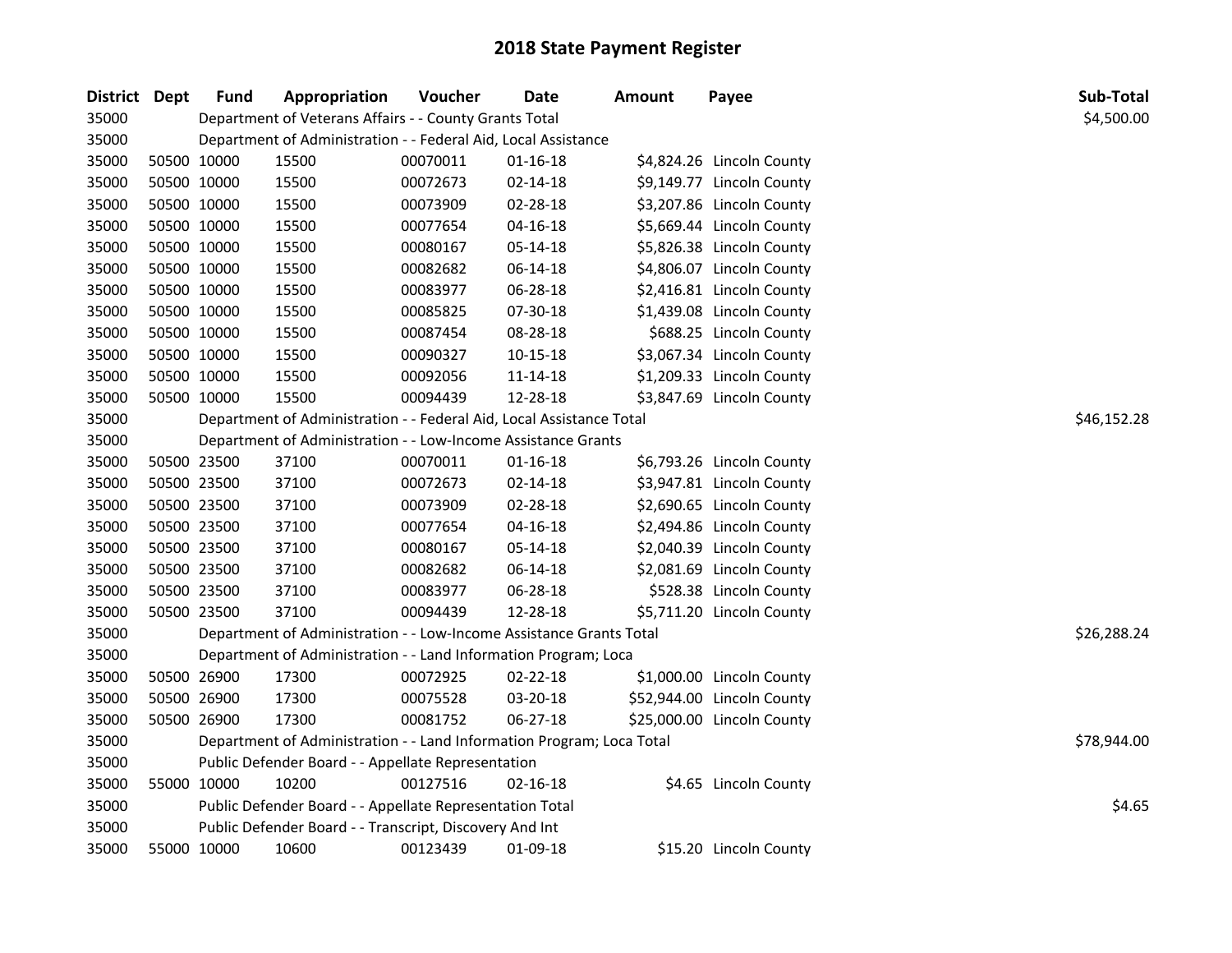# 2018 State Payment Register

| District | Dept | Fund | Appropriation | Voucher | Date | Amount | Payee | Sub-Total |
|---|---|---|---|---|---|---|---|---|
| 35000 | | Department of Veterans Affairs - - County Grants Total | | | | | | $4,500.00 |
| 35000 | | Department of Administration - - Federal Aid, Local Assistance | | | | | | |
| 35000 | 50500 | 10000 | 15500 | 00070011 | 01-16-18 | $4,824.26 | Lincoln County | |
| 35000 | 50500 | 10000 | 15500 | 00072673 | 02-14-18 | $9,149.77 | Lincoln County | |
| 35000 | 50500 | 10000 | 15500 | 00073909 | 02-28-18 | $3,207.86 | Lincoln County | |
| 35000 | 50500 | 10000 | 15500 | 00077654 | 04-16-18 | $5,669.44 | Lincoln County | |
| 35000 | 50500 | 10000 | 15500 | 00080167 | 05-14-18 | $5,826.38 | Lincoln County | |
| 35000 | 50500 | 10000 | 15500 | 00082682 | 06-14-18 | $4,806.07 | Lincoln County | |
| 35000 | 50500 | 10000 | 15500 | 00083977 | 06-28-18 | $2,416.81 | Lincoln County | |
| 35000 | 50500 | 10000 | 15500 | 00085825 | 07-30-18 | $1,439.08 | Lincoln County | |
| 35000 | 50500 | 10000 | 15500 | 00087454 | 08-28-18 | $688.25 | Lincoln County | |
| 35000 | 50500 | 10000 | 15500 | 00090327 | 10-15-18 | $3,067.34 | Lincoln County | |
| 35000 | 50500 | 10000 | 15500 | 00092056 | 11-14-18 | $1,209.33 | Lincoln County | |
| 35000 | 50500 | 10000 | 15500 | 00094439 | 12-28-18 | $3,847.69 | Lincoln County | |
| 35000 | | Department of Administration - - Federal Aid, Local Assistance Total | | | | | | $46,152.28 |
| 35000 | | Department of Administration - - Low-Income Assistance Grants | | | | | | |
| 35000 | 50500 | 23500 | 37100 | 00070011 | 01-16-18 | $6,793.26 | Lincoln County | |
| 35000 | 50500 | 23500 | 37100 | 00072673 | 02-14-18 | $3,947.81 | Lincoln County | |
| 35000 | 50500 | 23500 | 37100 | 00073909 | 02-28-18 | $2,690.65 | Lincoln County | |
| 35000 | 50500 | 23500 | 37100 | 00077654 | 04-16-18 | $2,494.86 | Lincoln County | |
| 35000 | 50500 | 23500 | 37100 | 00080167 | 05-14-18 | $2,040.39 | Lincoln County | |
| 35000 | 50500 | 23500 | 37100 | 00082682 | 06-14-18 | $2,081.69 | Lincoln County | |
| 35000 | 50500 | 23500 | 37100 | 00083977 | 06-28-18 | $528.38 | Lincoln County | |
| 35000 | 50500 | 23500 | 37100 | 00094439 | 12-28-18 | $5,711.20 | Lincoln County | |
| 35000 | | Department of Administration - - Low-Income Assistance Grants Total | | | | | | $26,288.24 |
| 35000 | | Department of Administration - - Land Information Program; Loca | | | | | | |
| 35000 | 50500 | 26900 | 17300 | 00072925 | 02-22-18 | $1,000.00 | Lincoln County | |
| 35000 | 50500 | 26900 | 17300 | 00075528 | 03-20-18 | $52,944.00 | Lincoln County | |
| 35000 | 50500 | 26900 | 17300 | 00081752 | 06-27-18 | $25,000.00 | Lincoln County | |
| 35000 | | Department of Administration - - Land Information Program; Loca Total | | | | | | $78,944.00 |
| 35000 | | Public Defender Board - - Appellate Representation | | | | | | |
| 35000 | 55000 | 10000 | 10200 | 00127516 | 02-16-18 | $4.65 | Lincoln County | |
| 35000 | | Public Defender Board - - Appellate Representation Total | | | | | | $4.65 |
| 35000 | | Public Defender Board - - Transcript, Discovery And Int | | | | | | |
| 35000 | 55000 | 10000 | 10600 | 00123439 | 01-09-18 | $15.20 | Lincoln County | |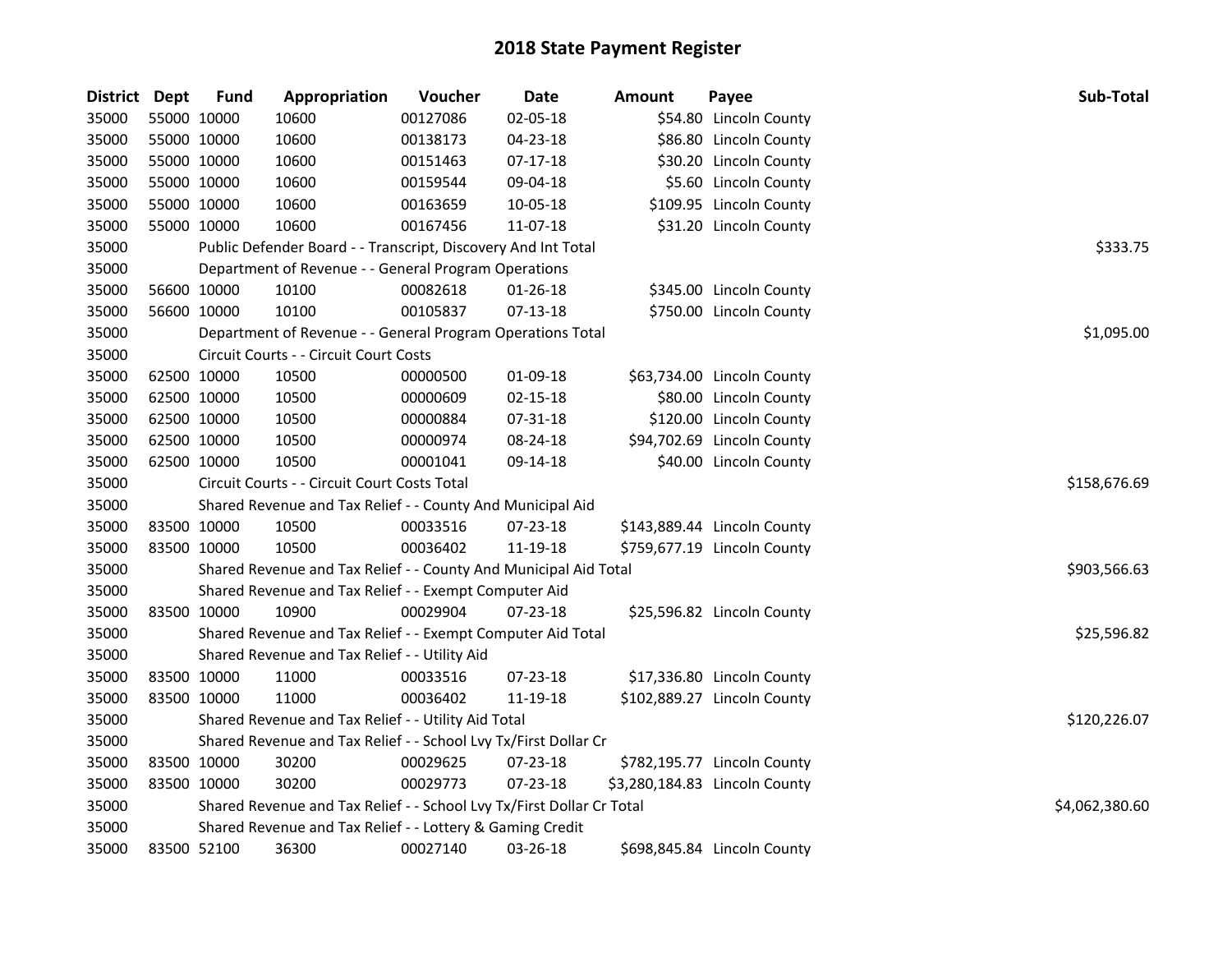# 2018 State Payment Register

| District | Dept | Fund | Appropriation | Voucher | Date | Amount | Payee | Sub-Total |
|---|---|---|---|---|---|---|---|---|
| 35000 | 55000 | 10000 | 10600 | 00127086 | 02-05-18 | $54.80 | Lincoln County | |
| 35000 | 55000 | 10000 | 10600 | 00138173 | 04-23-18 | $86.80 | Lincoln County | |
| 35000 | 55000 | 10000 | 10600 | 00151463 | 07-17-18 | $30.20 | Lincoln County | |
| 35000 | 55000 | 10000 | 10600 | 00159544 | 09-04-18 | $5.60 | Lincoln County | |
| 35000 | 55000 | 10000 | 10600 | 00163659 | 10-05-18 | $109.95 | Lincoln County | |
| 35000 | 55000 | 10000 | 10600 | 00167456 | 11-07-18 | $31.20 | Lincoln County | |
| 35000 | | Public Defender Board - - Transcript, Discovery And Int Total | | | | | | $333.75 |
| 35000 | | Department of Revenue - - General Program Operations | | | | | | |
| 35000 | 56600 | 10000 | 10100 | 00082618 | 01-26-18 | $345.00 | Lincoln County | |
| 35000 | 56600 | 10000 | 10100 | 00105837 | 07-13-18 | $750.00 | Lincoln County | |
| 35000 | | Department of Revenue - - General Program Operations Total | | | | | | $1,095.00 |
| 35000 | | Circuit Courts - - Circuit Court Costs | | | | | | |
| 35000 | 62500 | 10000 | 10500 | 00000500 | 01-09-18 | $63,734.00 | Lincoln County | |
| 35000 | 62500 | 10000 | 10500 | 00000609 | 02-15-18 | $80.00 | Lincoln County | |
| 35000 | 62500 | 10000 | 10500 | 00000884 | 07-31-18 | $120.00 | Lincoln County | |
| 35000 | 62500 | 10000 | 10500 | 00000974 | 08-24-18 | $94,702.69 | Lincoln County | |
| 35000 | 62500 | 10000 | 10500 | 00001041 | 09-14-18 | $40.00 | Lincoln County | |
| 35000 | | Circuit Courts - - Circuit Court Costs Total | | | | | | $158,676.69 |
| 35000 | | Shared Revenue and Tax Relief - - County And Municipal Aid | | | | | | |
| 35000 | 83500 | 10000 | 10500 | 00033516 | 07-23-18 | $143,889.44 | Lincoln County | |
| 35000 | 83500 | 10000 | 10500 | 00036402 | 11-19-18 | $759,677.19 | Lincoln County | |
| 35000 | | Shared Revenue and Tax Relief - - County And Municipal Aid Total | | | | | | $903,566.63 |
| 35000 | | Shared Revenue and Tax Relief - - Exempt Computer Aid | | | | | | |
| 35000 | 83500 | 10000 | 10900 | 00029904 | 07-23-18 | $25,596.82 | Lincoln County | |
| 35000 | | Shared Revenue and Tax Relief - - Exempt Computer Aid Total | | | | | | $25,596.82 |
| 35000 | | Shared Revenue and Tax Relief - - Utility Aid | | | | | | |
| 35000 | 83500 | 10000 | 11000 | 00033516 | 07-23-18 | $17,336.80 | Lincoln County | |
| 35000 | 83500 | 10000 | 11000 | 00036402 | 11-19-18 | $102,889.27 | Lincoln County | |
| 35000 | | Shared Revenue and Tax Relief - - Utility Aid Total | | | | | | $120,226.07 |
| 35000 | | Shared Revenue and Tax Relief - - School Lvy Tx/First Dollar Cr | | | | | | |
| 35000 | 83500 | 10000 | 30200 | 00029625 | 07-23-18 | $782,195.77 | Lincoln County | |
| 35000 | 83500 | 10000 | 30200 | 00029773 | 07-23-18 | $3,280,184.83 | Lincoln County | |
| 35000 | | Shared Revenue and Tax Relief - - School Lvy Tx/First Dollar Cr Total | | | | | | $4,062,380.60 |
| 35000 | | Shared Revenue and Tax Relief - - Lottery & Gaming Credit | | | | | | |
| 35000 | 83500 | 52100 | 36300 | 00027140 | 03-26-18 | $698,845.84 | Lincoln County | |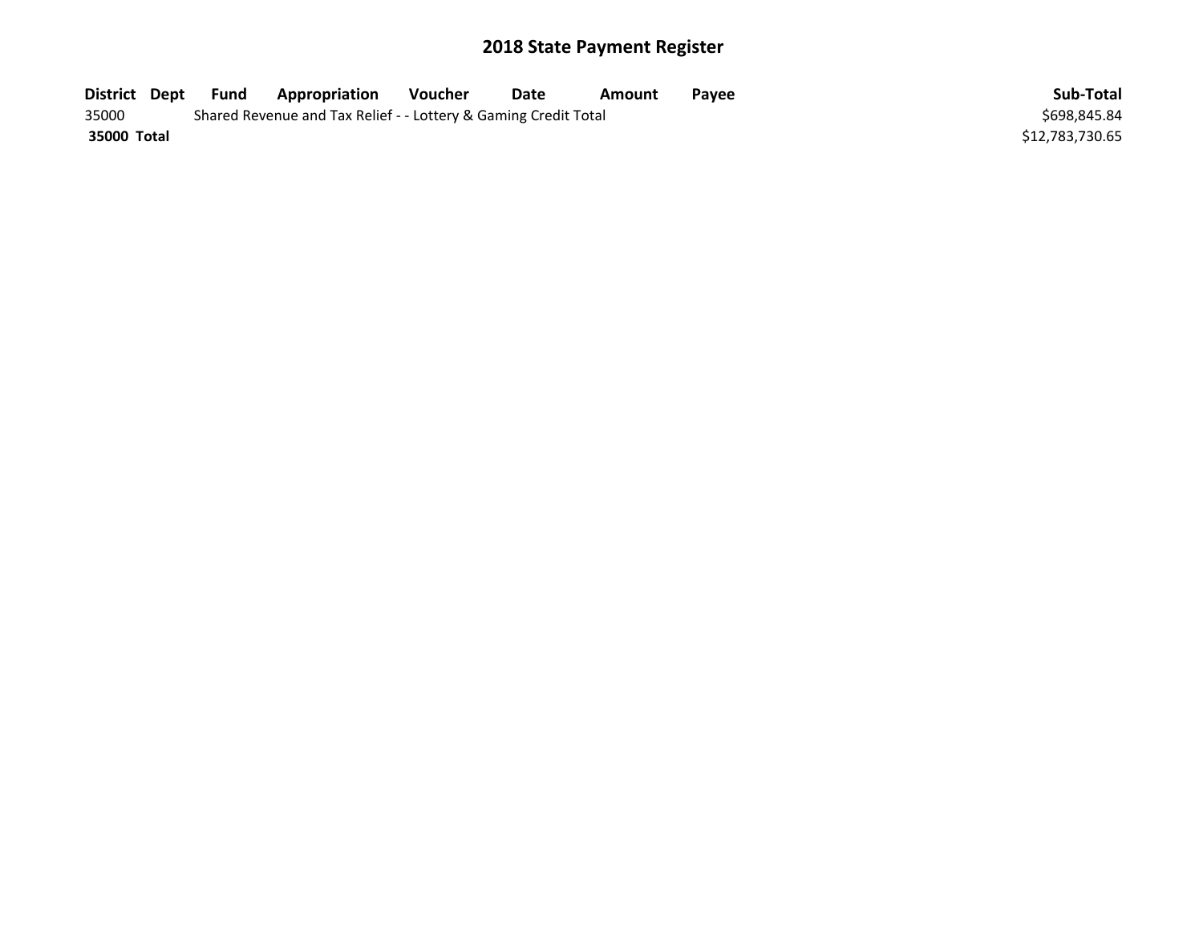# 2018 State Payment Register

| District | Dept | Fund | Appropriation | Voucher | Date | Amount | Payee | Sub-Total |
|---|---|---|---|---|---|---|---|---|
| 35000 | | Shared Revenue and Tax Relief - - Lottery & Gaming Credit Total | | | | | | $698,845.84 |
| **35000 Total** | | | | | | | | $12,783,730.65 |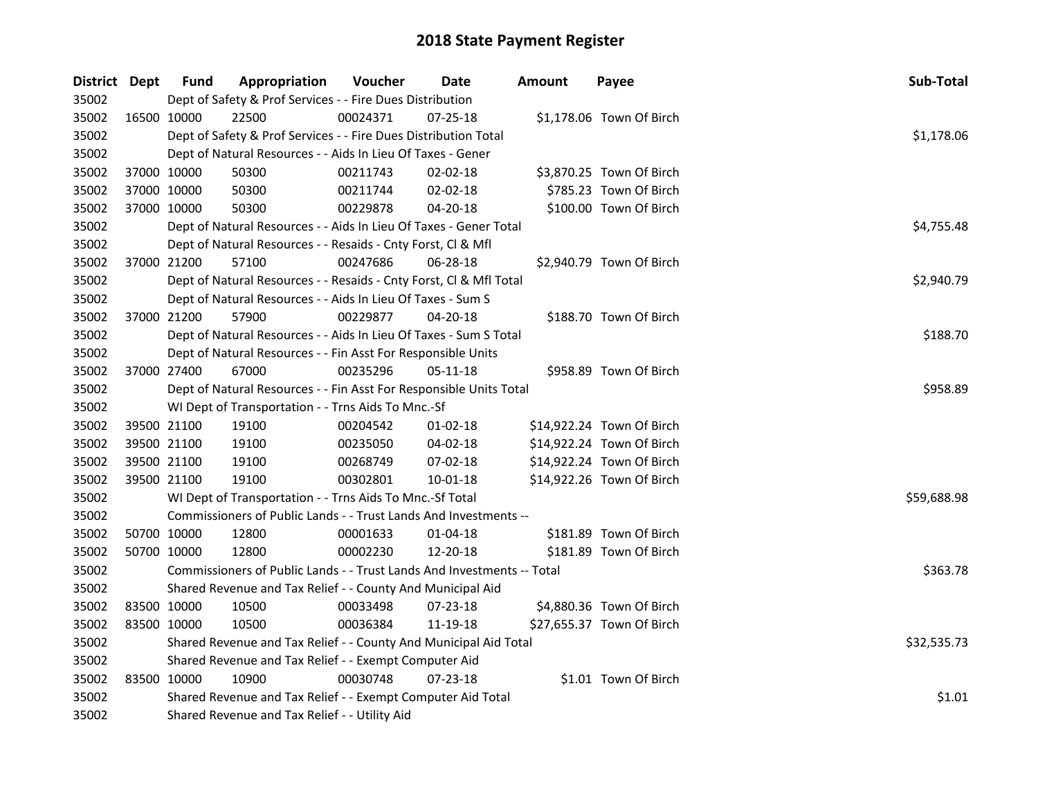# 2018 State Payment Register

| District | Dept | Fund | Appropriation | Voucher | Date | Amount | Payee | Sub-Total |
|---|---|---|---|---|---|---|---|---|
| 35002 | | Dept of Safety & Prof Services - - Fire Dues Distribution | | | | | | |
| 35002 | 16500 | 10000 | 22500 | 00024371 | 07-25-18 | $1,178.06 | Town Of Birch | |
| 35002 | | Dept of Safety & Prof Services - - Fire Dues Distribution Total | | | | | | $1,178.06 |
| 35002 | | Dept of Natural Resources - - Aids In Lieu Of Taxes - Gener | | | | | | |
| 35002 | 37000 | 10000 | 50300 | 00211743 | 02-02-18 | $3,870.25 | Town Of Birch | |
| 35002 | 37000 | 10000 | 50300 | 00211744 | 02-02-18 | $785.23 | Town Of Birch | |
| 35002 | 37000 | 10000 | 50300 | 00229878 | 04-20-18 | $100.00 | Town Of Birch | |
| 35002 | | Dept of Natural Resources - - Aids In Lieu Of Taxes - Gener Total | | | | | | $4,755.48 |
| 35002 | | Dept of Natural Resources - - Resaids - Cnty Forst, Cl & Mfl | | | | | | |
| 35002 | 37000 | 21200 | 57100 | 00247686 | 06-28-18 | $2,940.79 | Town Of Birch | |
| 35002 | | Dept of Natural Resources - - Resaids - Cnty Forst, Cl & Mfl Total | | | | | | $2,940.79 |
| 35002 | | Dept of Natural Resources - - Aids In Lieu Of Taxes - Sum S | | | | | | |
| 35002 | 37000 | 21200 | 57900 | 00229877 | 04-20-18 | $188.70 | Town Of Birch | |
| 35002 | | Dept of Natural Resources - - Aids In Lieu Of Taxes - Sum S Total | | | | | | $188.70 |
| 35002 | | Dept of Natural Resources - - Fin Asst For Responsible Units | | | | | | |
| 35002 | 37000 | 27400 | 67000 | 00235296 | 05-11-18 | $958.89 | Town Of Birch | |
| 35002 | | Dept of Natural Resources - - Fin Asst For Responsible Units Total | | | | | | $958.89 |
| 35002 | | WI Dept of Transportation - - Trns Aids To Mnc.-Sf | | | | | | |
| 35002 | 39500 | 21100 | 19100 | 00204542 | 01-02-18 | $14,922.24 | Town Of Birch | |
| 35002 | 39500 | 21100 | 19100 | 00235050 | 04-02-18 | $14,922.24 | Town Of Birch | |
| 35002 | 39500 | 21100 | 19100 | 00268749 | 07-02-18 | $14,922.24 | Town Of Birch | |
| 35002 | 39500 | 21100 | 19100 | 00302801 | 10-01-18 | $14,922.26 | Town Of Birch | |
| 35002 | | WI Dept of Transportation - - Trns Aids To Mnc.-Sf Total | | | | | | $59,688.98 |
| 35002 | | Commissioners of Public Lands - - Trust Lands And Investments -- | | | | | | |
| 35002 | 50700 | 10000 | 12800 | 00001633 | 01-04-18 | $181.89 | Town Of Birch | |
| 35002 | 50700 | 10000 | 12800 | 00002230 | 12-20-18 | $181.89 | Town Of Birch | |
| 35002 | | Commissioners of Public Lands - - Trust Lands And Investments -- Total | | | | | | $363.78 |
| 35002 | | Shared Revenue and Tax Relief - - County And Municipal Aid | | | | | | |
| 35002 | 83500 | 10000 | 10500 | 00033498 | 07-23-18 | $4,880.36 | Town Of Birch | |
| 35002 | 83500 | 10000 | 10500 | 00036384 | 11-19-18 | $27,655.37 | Town Of Birch | |
| 35002 | | Shared Revenue and Tax Relief - - County And Municipal Aid Total | | | | | | $32,535.73 |
| 35002 | | Shared Revenue and Tax Relief - - Exempt Computer Aid | | | | | | |
| 35002 | 83500 | 10000 | 10900 | 00030748 | 07-23-18 | $1.01 | Town Of Birch | |
| 35002 | | Shared Revenue and Tax Relief - - Exempt Computer Aid Total | | | | | | $1.01 |
| 35002 | | Shared Revenue and Tax Relief - - Utility Aid | | | | | | |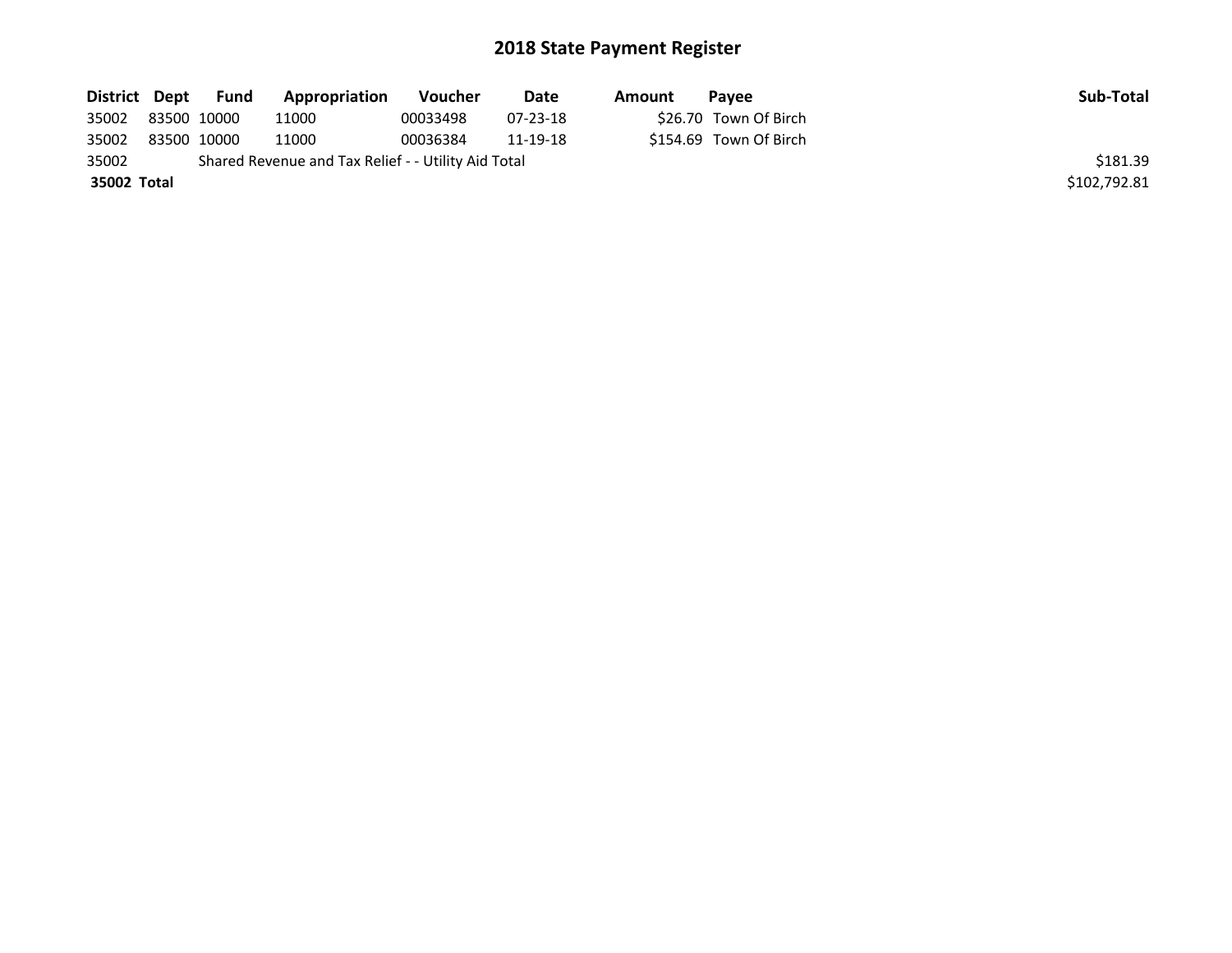# 2018 State Payment Register

| District | Dept | Fund | Appropriation | Voucher | Date | Amount | Payee | Sub-Total |
|---|---|---|---|---|---|---|---|---|
| 35002 | 83500 | 10000 | 11000 | 00033498 | 07-23-18 | $26.70 | Town Of Birch | |
| 35002 | 83500 | 10000 | 11000 | 00036384 | 11-19-18 | $154.69 | Town Of Birch | |
| 35002 | Shared Revenue and Tax Relief - - Utility Aid Total | | | | | | | $181.39 |
| **35002 Total** | | | | | | | | $102,792.81 |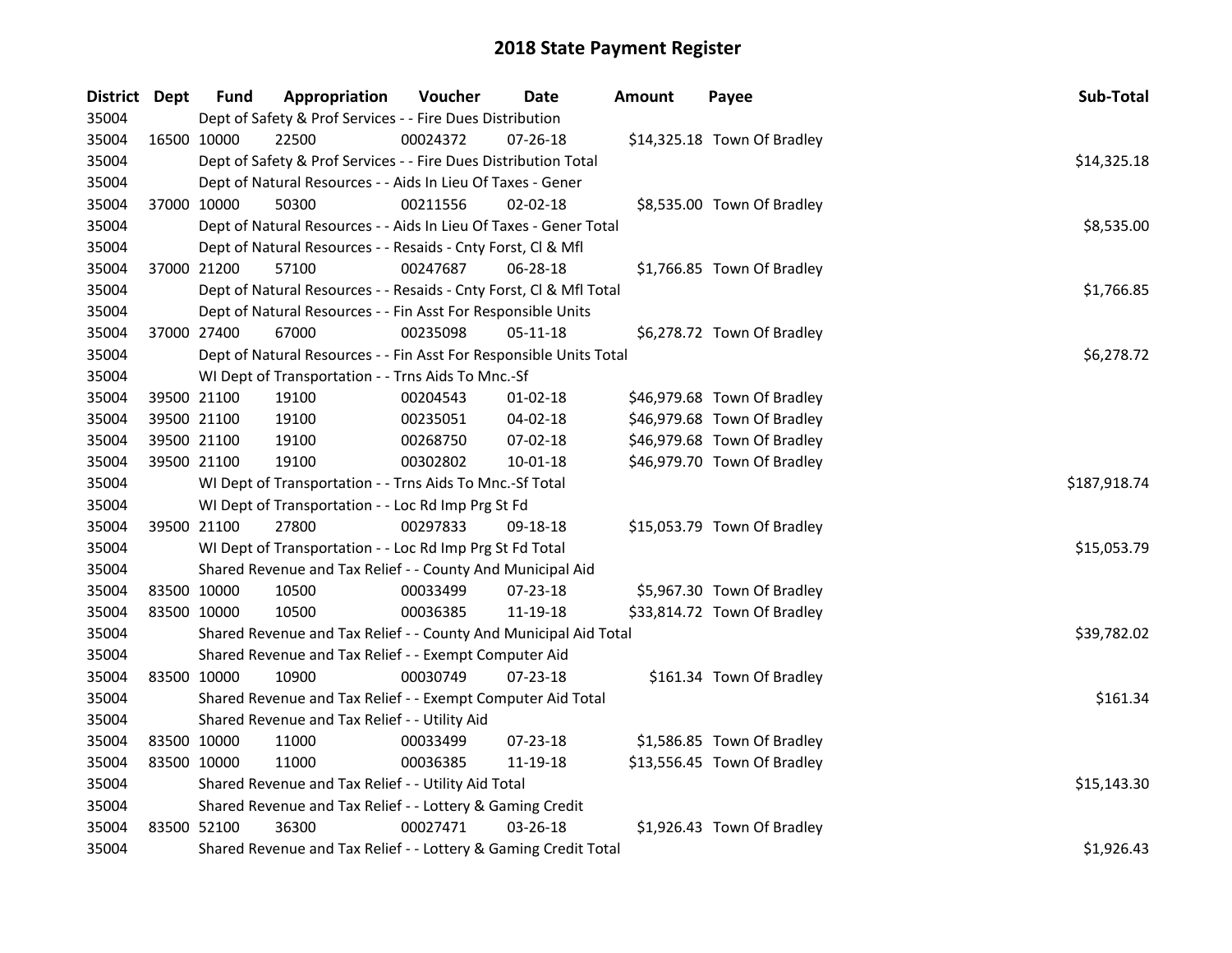# 2018 State Payment Register

| District | Dept | Fund | Appropriation | Voucher | Date | Amount | Payee | Sub-Total |
|---|---|---|---|---|---|---|---|---|
| 35004 | | Dept of Safety & Prof Services - - Fire Dues Distribution | | | | | | |
| 35004 | 16500 | 10000 | 22500 | 00024372 | 07-26-18 | $14,325.18 | Town Of Bradley | |
| 35004 | | Dept of Safety & Prof Services - - Fire Dues Distribution Total | | | | | | $14,325.18 |
| 35004 | | Dept of Natural Resources - - Aids In Lieu Of Taxes - Gener | | | | | | |
| 35004 | 37000 | 10000 | 50300 | 00211556 | 02-02-18 | $8,535.00 | Town Of Bradley | |
| 35004 | | Dept of Natural Resources - - Aids In Lieu Of Taxes - Gener Total | | | | | | $8,535.00 |
| 35004 | | Dept of Natural Resources - - Resaids - Cnty Forst, Cl & Mfl | | | | | | |
| 35004 | 37000 | 21200 | 57100 | 00247687 | 06-28-18 | $1,766.85 | Town Of Bradley | |
| 35004 | | Dept of Natural Resources - - Resaids - Cnty Forst, Cl & Mfl Total | | | | | | $1,766.85 |
| 35004 | | Dept of Natural Resources - - Fin Asst For Responsible Units | | | | | | |
| 35004 | 37000 | 27400 | 67000 | 00235098 | 05-11-18 | $6,278.72 | Town Of Bradley | |
| 35004 | | Dept of Natural Resources - - Fin Asst For Responsible Units Total | | | | | | $6,278.72 |
| 35004 | | WI Dept of Transportation - - Trns Aids To Mnc.-Sf | | | | | | |
| 35004 | 39500 | 21100 | 19100 | 00204543 | 01-02-18 | $46,979.68 | Town Of Bradley | |
| 35004 | 39500 | 21100 | 19100 | 00235051 | 04-02-18 | $46,979.68 | Town Of Bradley | |
| 35004 | 39500 | 21100 | 19100 | 00268750 | 07-02-18 | $46,979.68 | Town Of Bradley | |
| 35004 | 39500 | 21100 | 19100 | 00302802 | 10-01-18 | $46,979.70 | Town Of Bradley | |
| 35004 | | WI Dept of Transportation - - Trns Aids To Mnc.-Sf Total | | | | | | $187,918.74 |
| 35004 | | WI Dept of Transportation - - Loc Rd Imp Prg St Fd | | | | | | |
| 35004 | 39500 | 21100 | 27800 | 00297833 | 09-18-18 | $15,053.79 | Town Of Bradley | |
| 35004 | | WI Dept of Transportation - - Loc Rd Imp Prg St Fd Total | | | | | | $15,053.79 |
| 35004 | | Shared Revenue and Tax Relief - - County And Municipal Aid | | | | | | |
| 35004 | 83500 | 10000 | 10500 | 00033499 | 07-23-18 | $5,967.30 | Town Of Bradley | |
| 35004 | 83500 | 10000 | 10500 | 00036385 | 11-19-18 | $33,814.72 | Town Of Bradley | |
| 35004 | | Shared Revenue and Tax Relief - - County And Municipal Aid Total | | | | | | $39,782.02 |
| 35004 | | Shared Revenue and Tax Relief - - Exempt Computer Aid | | | | | | |
| 35004 | 83500 | 10000 | 10900 | 00030749 | 07-23-18 | $161.34 | Town Of Bradley | |
| 35004 | | Shared Revenue and Tax Relief - - Exempt Computer Aid Total | | | | | | $161.34 |
| 35004 | | Shared Revenue and Tax Relief - - Utility Aid | | | | | | |
| 35004 | 83500 | 10000 | 11000 | 00033499 | 07-23-18 | $1,586.85 | Town Of Bradley | |
| 35004 | 83500 | 10000 | 11000 | 00036385 | 11-19-18 | $13,556.45 | Town Of Bradley | |
| 35004 | | Shared Revenue and Tax Relief - - Utility Aid Total | | | | | | $15,143.30 |
| 35004 | | Shared Revenue and Tax Relief - - Lottery & Gaming Credit | | | | | | |
| 35004 | 83500 | 52100 | 36300 | 00027471 | 03-26-18 | $1,926.43 | Town Of Bradley | |
| 35004 | | Shared Revenue and Tax Relief - - Lottery & Gaming Credit Total | | | | | | $1,926.43 |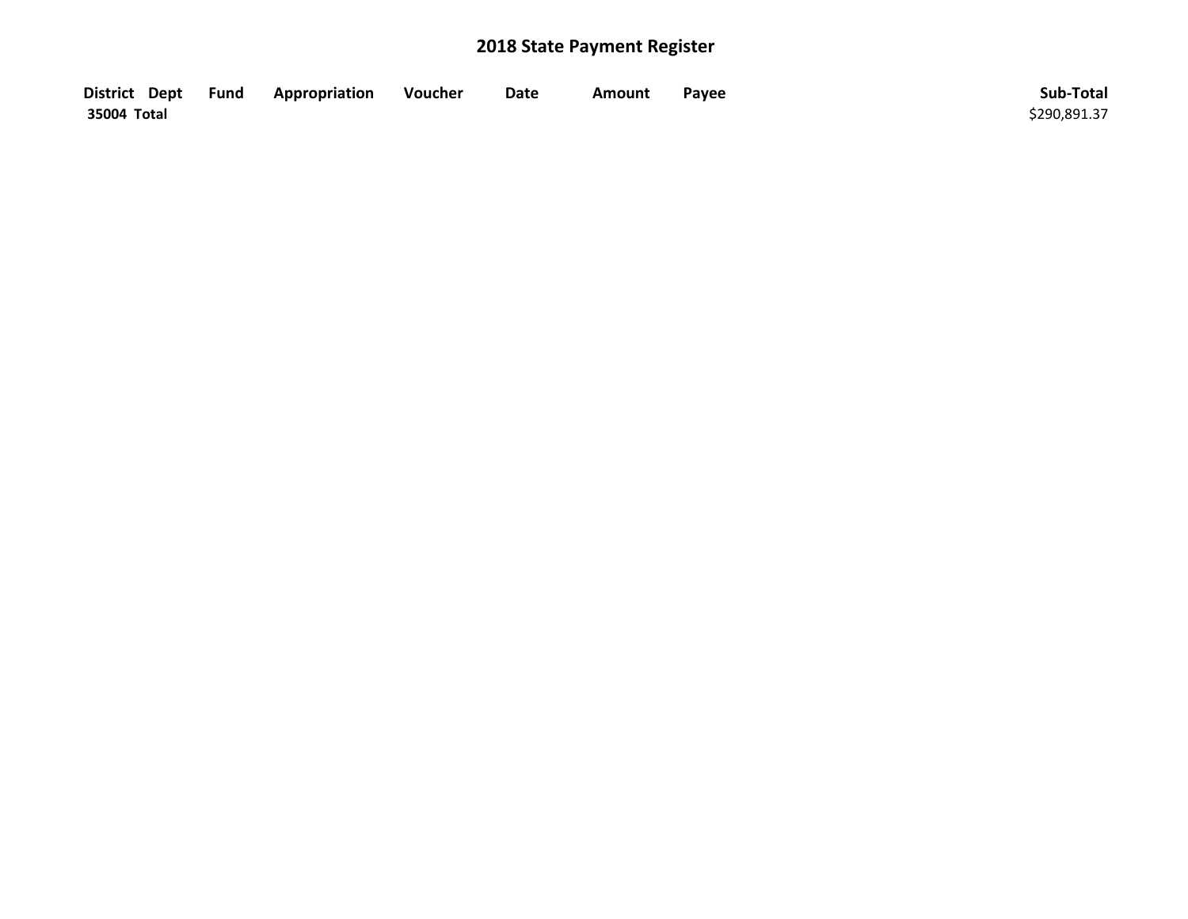## 2018 State Payment Register

| District | Dept | Fund | Appropriation | Voucher | Date | Amount | Payee | Sub-Total |
|---|---|---|---|---|---|---|---|---|
| **35004 Total** | | | | | | | | $290,891.37 |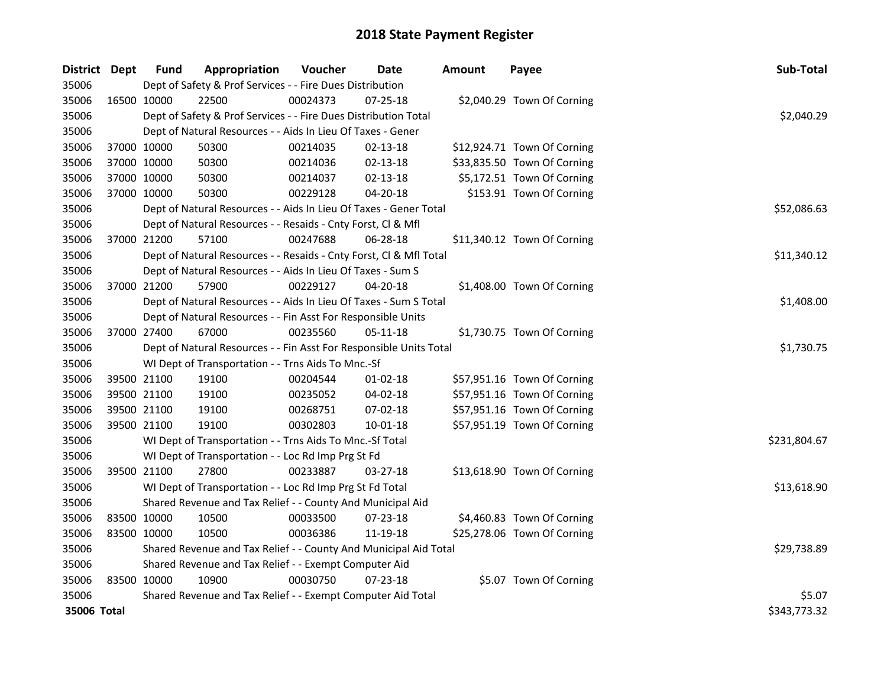# 2018 State Payment Register

| District | Dept | Fund | Appropriation | Voucher | Date | Amount | Payee | Sub-Total |
|---|---|---|---|---|---|---|---|---|
| 35006 | | Dept of Safety & Prof Services - - Fire Dues Distribution | | | | | | |
| 35006 | 16500 | 10000 | 22500 | 00024373 | 07-25-18 | $2,040.29 | Town Of Corning | |
| 35006 | | Dept of Safety & Prof Services - - Fire Dues Distribution Total | | | | | | $2,040.29 |
| 35006 | | Dept of Natural Resources - - Aids In Lieu Of Taxes - Gener | | | | | | |
| 35006 | 37000 | 10000 | 50300 | 00214035 | 02-13-18 | $12,924.71 | Town Of Corning | |
| 35006 | 37000 | 10000 | 50300 | 00214036 | 02-13-18 | $33,835.50 | Town Of Corning | |
| 35006 | 37000 | 10000 | 50300 | 00214037 | 02-13-18 | $5,172.51 | Town Of Corning | |
| 35006 | 37000 | 10000 | 50300 | 00229128 | 04-20-18 | $153.91 | Town Of Corning | |
| 35006 | | Dept of Natural Resources - - Aids In Lieu Of Taxes - Gener Total | | | | | | $52,086.63 |
| 35006 | | Dept of Natural Resources - - Resaids - Cnty Forst, Cl & Mfl | | | | | | |
| 35006 | 37000 | 21200 | 57100 | 00247688 | 06-28-18 | $11,340.12 | Town Of Corning | |
| 35006 | | Dept of Natural Resources - - Resaids - Cnty Forst, Cl & Mfl Total | | | | | | $11,340.12 |
| 35006 | | Dept of Natural Resources - - Aids In Lieu Of Taxes - Sum S | | | | | | |
| 35006 | 37000 | 21200 | 57900 | 00229127 | 04-20-18 | $1,408.00 | Town Of Corning | |
| 35006 | | Dept of Natural Resources - - Aids In Lieu Of Taxes - Sum S Total | | | | | | $1,408.00 |
| 35006 | | Dept of Natural Resources - - Fin Asst For Responsible Units | | | | | | |
| 35006 | 37000 | 27400 | 67000 | 00235560 | 05-11-18 | $1,730.75 | Town Of Corning | |
| 35006 | | Dept of Natural Resources - - Fin Asst For Responsible Units Total | | | | | | $1,730.75 |
| 35006 | | WI Dept of Transportation - - Trns Aids To Mnc.-Sf | | | | | | |
| 35006 | 39500 | 21100 | 19100 | 00204544 | 01-02-18 | $57,951.16 | Town Of Corning | |
| 35006 | 39500 | 21100 | 19100 | 00235052 | 04-02-18 | $57,951.16 | Town Of Corning | |
| 35006 | 39500 | 21100 | 19100 | 00268751 | 07-02-18 | $57,951.16 | Town Of Corning | |
| 35006 | 39500 | 21100 | 19100 | 00302803 | 10-01-18 | $57,951.19 | Town Of Corning | |
| 35006 | | WI Dept of Transportation - - Trns Aids To Mnc.-Sf Total | | | | | | $231,804.67 |
| 35006 | | WI Dept of Transportation - - Loc Rd Imp Prg St Fd | | | | | | |
| 35006 | 39500 | 21100 | 27800 | 00233887 | 03-27-18 | $13,618.90 | Town Of Corning | |
| 35006 | | WI Dept of Transportation - - Loc Rd Imp Prg St Fd Total | | | | | | $13,618.90 |
| 35006 | | Shared Revenue and Tax Relief - - County And Municipal Aid | | | | | | |
| 35006 | 83500 | 10000 | 10500 | 00033500 | 07-23-18 | $4,460.83 | Town Of Corning | |
| 35006 | 83500 | 10000 | 10500 | 00036386 | 11-19-18 | $25,278.06 | Town Of Corning | |
| 35006 | | Shared Revenue and Tax Relief - - County And Municipal Aid Total | | | | | | $29,738.89 |
| 35006 | | Shared Revenue and Tax Relief - - Exempt Computer Aid | | | | | | |
| 35006 | 83500 | 10000 | 10900 | 00030750 | 07-23-18 | $5.07 | Town Of Corning | |
| 35006 | | Shared Revenue and Tax Relief - - Exempt Computer Aid Total | | | | | | $5.07 |
| **35006 Total** | | | | | | | | $343,773.32 |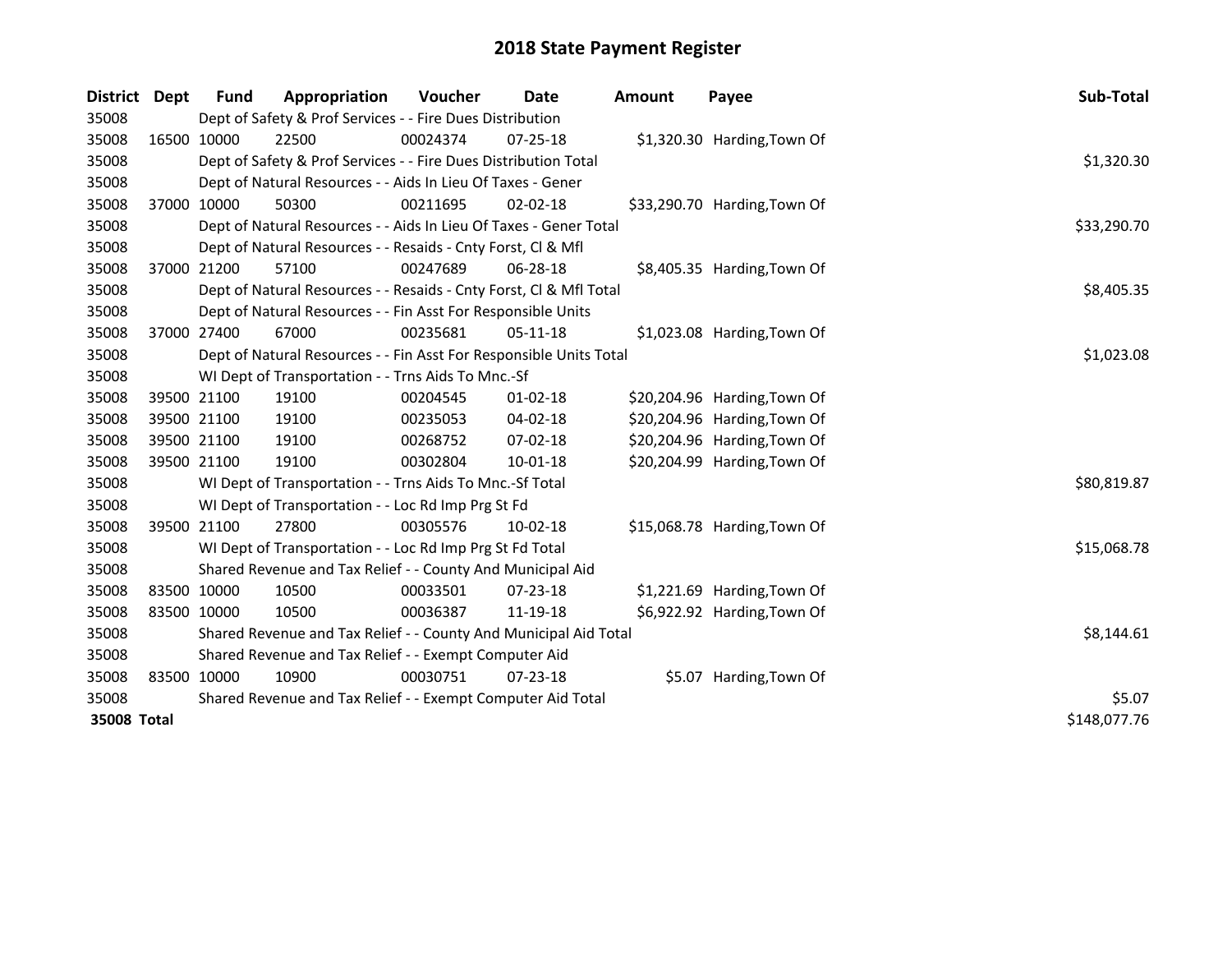# 2018 State Payment Register

| District | Dept | Fund | Appropriation | Voucher | Date | Amount | Payee | Sub-Total |
|---|---|---|---|---|---|---|---|---|
| 35008 | | Dept of Safety & Prof Services - - Fire Dues Distribution | | | | | | |
| 35008 | 16500 | 10000 | 22500 | 00024374 | 07-25-18 | $1,320.30 | Harding,Town Of | |
| 35008 | | Dept of Safety & Prof Services - - Fire Dues Distribution Total | | | | | | $1,320.30 |
| 35008 | | Dept of Natural Resources - - Aids In Lieu Of Taxes - Gener | | | | | | |
| 35008 | 37000 | 10000 | 50300 | 00211695 | 02-02-18 | $33,290.70 | Harding,Town Of | |
| 35008 | | Dept of Natural Resources - - Aids In Lieu Of Taxes - Gener Total | | | | | | $33,290.70 |
| 35008 | | Dept of Natural Resources - - Resaids - Cnty Forst, Cl & Mfl | | | | | | |
| 35008 | 37000 | 21200 | 57100 | 00247689 | 06-28-18 | $8,405.35 | Harding,Town Of | |
| 35008 | | Dept of Natural Resources - - Resaids - Cnty Forst, Cl & Mfl Total | | | | | | $8,405.35 |
| 35008 | | Dept of Natural Resources - - Fin Asst For Responsible Units | | | | | | |
| 35008 | 37000 | 27400 | 67000 | 00235681 | 05-11-18 | $1,023.08 | Harding,Town Of | |
| 35008 | | Dept of Natural Resources - - Fin Asst For Responsible Units Total | | | | | | $1,023.08 |
| 35008 | | WI Dept of Transportation - - Trns Aids To Mnc.-Sf | | | | | | |
| 35008 | 39500 | 21100 | 19100 | 00204545 | 01-02-18 | $20,204.96 | Harding,Town Of | |
| 35008 | 39500 | 21100 | 19100 | 00235053 | 04-02-18 | $20,204.96 | Harding,Town Of | |
| 35008 | 39500 | 21100 | 19100 | 00268752 | 07-02-18 | $20,204.96 | Harding,Town Of | |
| 35008 | 39500 | 21100 | 19100 | 00302804 | 10-01-18 | $20,204.99 | Harding,Town Of | |
| 35008 | | WI Dept of Transportation - - Trns Aids To Mnc.-Sf Total | | | | | | $80,819.87 |
| 35008 | | WI Dept of Transportation - - Loc Rd Imp Prg St Fd | | | | | | |
| 35008 | 39500 | 21100 | 27800 | 00305576 | 10-02-18 | $15,068.78 | Harding,Town Of | |
| 35008 | | WI Dept of Transportation - - Loc Rd Imp Prg St Fd Total | | | | | | $15,068.78 |
| 35008 | | Shared Revenue and Tax Relief - - County And Municipal Aid | | | | | | |
| 35008 | 83500 | 10000 | 10500 | 00033501 | 07-23-18 | $1,221.69 | Harding,Town Of | |
| 35008 | 83500 | 10000 | 10500 | 00036387 | 11-19-18 | $6,922.92 | Harding,Town Of | |
| 35008 | | Shared Revenue and Tax Relief - - County And Municipal Aid Total | | | | | | $8,144.61 |
| 35008 | | Shared Revenue and Tax Relief - - Exempt Computer Aid | | | | | | |
| 35008 | 83500 | 10000 | 10900 | 00030751 | 07-23-18 | $5.07 | Harding,Town Of | |
| 35008 | | Shared Revenue and Tax Relief - - Exempt Computer Aid Total | | | | | | $5.07 |
| **35008 Total** | | | | | | | | $148,077.76 |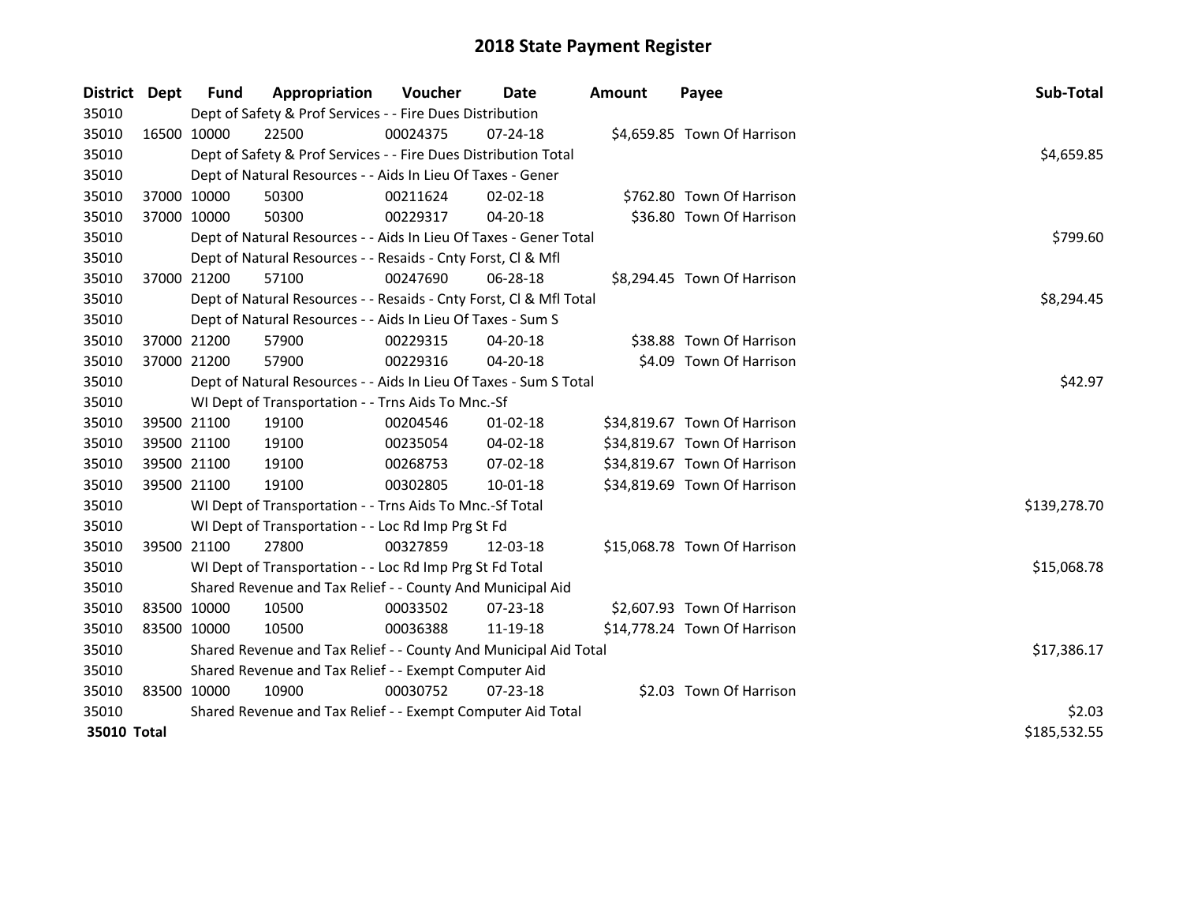# 2018 State Payment Register

| District | Dept | Fund | Appropriation | Voucher | Date | Amount | Payee | Sub-Total |
|---|---|---|---|---|---|---|---|---|
| 35010 | | Dept of Safety & Prof Services - - Fire Dues Distribution | | | | | | |
| 35010 | 16500 | 10000 | 22500 | 00024375 | 07-24-18 | $4,659.85 | Town Of Harrison | |
| 35010 | | Dept of Safety & Prof Services - - Fire Dues Distribution Total | | | | | | $4,659.85 |
| 35010 | | Dept of Natural Resources - - Aids In Lieu Of Taxes - Gener | | | | | | |
| 35010 | 37000 | 10000 | 50300 | 00211624 | 02-02-18 | $762.80 | Town Of Harrison | |
| 35010 | 37000 | 10000 | 50300 | 00229317 | 04-20-18 | $36.80 | Town Of Harrison | |
| 35010 | | Dept of Natural Resources - - Aids In Lieu Of Taxes - Gener Total | | | | | | $799.60 |
| 35010 | | Dept of Natural Resources - - Resaids - Cnty Forst, Cl & Mfl | | | | | | |
| 35010 | 37000 | 21200 | 57100 | 00247690 | 06-28-18 | $8,294.45 | Town Of Harrison | |
| 35010 | | Dept of Natural Resources - - Resaids - Cnty Forst, Cl & Mfl Total | | | | | | $8,294.45 |
| 35010 | | Dept of Natural Resources - - Aids In Lieu Of Taxes - Sum S | | | | | | |
| 35010 | 37000 | 21200 | 57900 | 00229315 | 04-20-18 | $38.88 | Town Of Harrison | |
| 35010 | 37000 | 21200 | 57900 | 00229316 | 04-20-18 | $4.09 | Town Of Harrison | |
| 35010 | | Dept of Natural Resources - - Aids In Lieu Of Taxes - Sum S Total | | | | | | $42.97 |
| 35010 | | WI Dept of Transportation - - Trns Aids To Mnc.-Sf | | | | | | |
| 35010 | 39500 | 21100 | 19100 | 00204546 | 01-02-18 | $34,819.67 | Town Of Harrison | |
| 35010 | 39500 | 21100 | 19100 | 00235054 | 04-02-18 | $34,819.67 | Town Of Harrison | |
| 35010 | 39500 | 21100 | 19100 | 00268753 | 07-02-18 | $34,819.67 | Town Of Harrison | |
| 35010 | 39500 | 21100 | 19100 | 00302805 | 10-01-18 | $34,819.69 | Town Of Harrison | |
| 35010 | | WI Dept of Transportation - - Trns Aids To Mnc.-Sf Total | | | | | | $139,278.70 |
| 35010 | | WI Dept of Transportation - - Loc Rd Imp Prg St Fd | | | | | | |
| 35010 | 39500 | 21100 | 27800 | 00327859 | 12-03-18 | $15,068.78 | Town Of Harrison | |
| 35010 | | WI Dept of Transportation - - Loc Rd Imp Prg St Fd Total | | | | | | $15,068.78 |
| 35010 | | Shared Revenue and Tax Relief - - County And Municipal Aid | | | | | | |
| 35010 | 83500 | 10000 | 10500 | 00033502 | 07-23-18 | $2,607.93 | Town Of Harrison | |
| 35010 | 83500 | 10000 | 10500 | 00036388 | 11-19-18 | $14,778.24 | Town Of Harrison | |
| 35010 | | Shared Revenue and Tax Relief - - County And Municipal Aid Total | | | | | | $17,386.17 |
| 35010 | | Shared Revenue and Tax Relief - - Exempt Computer Aid | | | | | | |
| 35010 | 83500 | 10000 | 10900 | 00030752 | 07-23-18 | $2.03 | Town Of Harrison | |
| 35010 | | Shared Revenue and Tax Relief - - Exempt Computer Aid Total | | | | | | $2.03 |
| **35010 Total** | | | | | | | | $185,532.55 |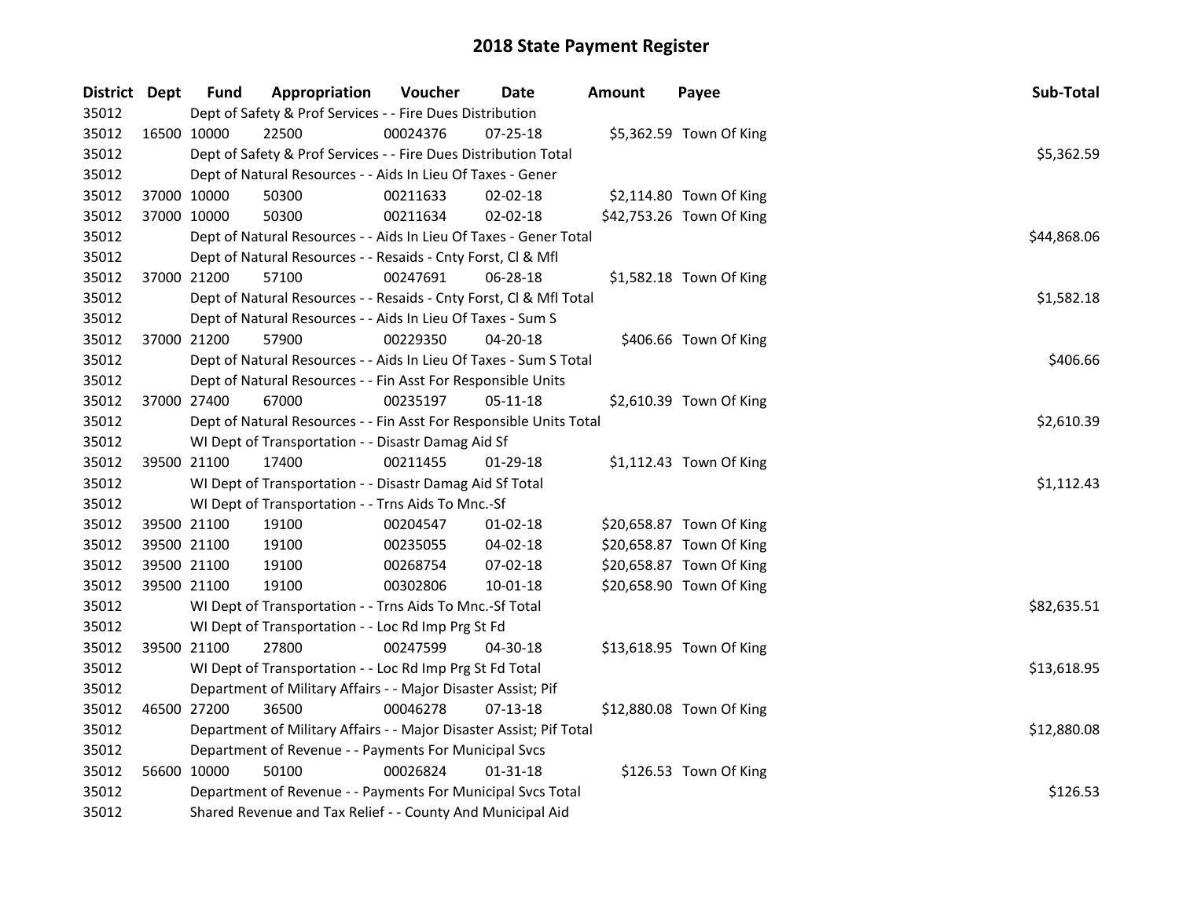# 2018 State Payment Register

| District | Dept | Fund | Appropriation | Voucher | Date | Amount | Payee | Sub-Total |
|---|---|---|---|---|---|---|---|---|
| 35012 | | Dept of Safety & Prof Services - - Fire Dues Distribution | | | | | | |
| 35012 | 16500 | 10000 | 22500 | 00024376 | 07-25-18 | $5,362.59 | Town Of King | |
| 35012 | | Dept of Safety & Prof Services - - Fire Dues Distribution Total | | | | | | $5,362.59 |
| 35012 | | Dept of Natural Resources - - Aids In Lieu Of Taxes - Gener | | | | | | |
| 35012 | 37000 | 10000 | 50300 | 00211633 | 02-02-18 | $2,114.80 | Town Of King | |
| 35012 | 37000 | 10000 | 50300 | 00211634 | 02-02-18 | $42,753.26 | Town Of King | |
| 35012 | | Dept of Natural Resources - - Aids In Lieu Of Taxes - Gener Total | | | | | | $44,868.06 |
| 35012 | | Dept of Natural Resources - - Resaids - Cnty Forst, Cl & Mfl | | | | | | |
| 35012 | 37000 | 21200 | 57100 | 00247691 | 06-28-18 | $1,582.18 | Town Of King | |
| 35012 | | Dept of Natural Resources - - Resaids - Cnty Forst, Cl & Mfl Total | | | | | | $1,582.18 |
| 35012 | | Dept of Natural Resources - - Aids In Lieu Of Taxes - Sum S | | | | | | |
| 35012 | 37000 | 21200 | 57900 | 00229350 | 04-20-18 | $406.66 | Town Of King | |
| 35012 | | Dept of Natural Resources - - Aids In Lieu Of Taxes - Sum S Total | | | | | | $406.66 |
| 35012 | | Dept of Natural Resources - - Fin Asst For Responsible Units | | | | | | |
| 35012 | 37000 | 27400 | 67000 | 00235197 | 05-11-18 | $2,610.39 | Town Of King | |
| 35012 | | Dept of Natural Resources - - Fin Asst For Responsible Units Total | | | | | | $2,610.39 |
| 35012 | | WI Dept of Transportation - - Disastr Damag Aid Sf | | | | | | |
| 35012 | 39500 | 21100 | 17400 | 00211455 | 01-29-18 | $1,112.43 | Town Of King | |
| 35012 | | WI Dept of Transportation - - Disastr Damag Aid Sf Total | | | | | | $1,112.43 |
| 35012 | | WI Dept of Transportation - - Trns Aids To Mnc.-Sf | | | | | | |
| 35012 | 39500 | 21100 | 19100 | 00204547 | 01-02-18 | $20,658.87 | Town Of King | |
| 35012 | 39500 | 21100 | 19100 | 00235055 | 04-02-18 | $20,658.87 | Town Of King | |
| 35012 | 39500 | 21100 | 19100 | 00268754 | 07-02-18 | $20,658.87 | Town Of King | |
| 35012 | 39500 | 21100 | 19100 | 00302806 | 10-01-18 | $20,658.90 | Town Of King | |
| 35012 | | WI Dept of Transportation - - Trns Aids To Mnc.-Sf Total | | | | | | $82,635.51 |
| 35012 | | WI Dept of Transportation - - Loc Rd Imp Prg St Fd | | | | | | |
| 35012 | 39500 | 21100 | 27800 | 00247599 | 04-30-18 | $13,618.95 | Town Of King | |
| 35012 | | WI Dept of Transportation - - Loc Rd Imp Prg St Fd Total | | | | | | $13,618.95 |
| 35012 | | Department of Military Affairs - - Major Disaster Assist; Pif | | | | | | |
| 35012 | 46500 | 27200 | 36500 | 00046278 | 07-13-18 | $12,880.08 | Town Of King | |
| 35012 | | Department of Military Affairs - - Major Disaster Assist; Pif Total | | | | | | $12,880.08 |
| 35012 | | Department of Revenue - - Payments For Municipal Svcs | | | | | | |
| 35012 | 56600 | 10000 | 50100 | 00026824 | 01-31-18 | $126.53 | Town Of King | |
| 35012 | | Department of Revenue - - Payments For Municipal Svcs Total | | | | | | $126.53 |
| 35012 | | Shared Revenue and Tax Relief - - County And Municipal Aid | | | | | | |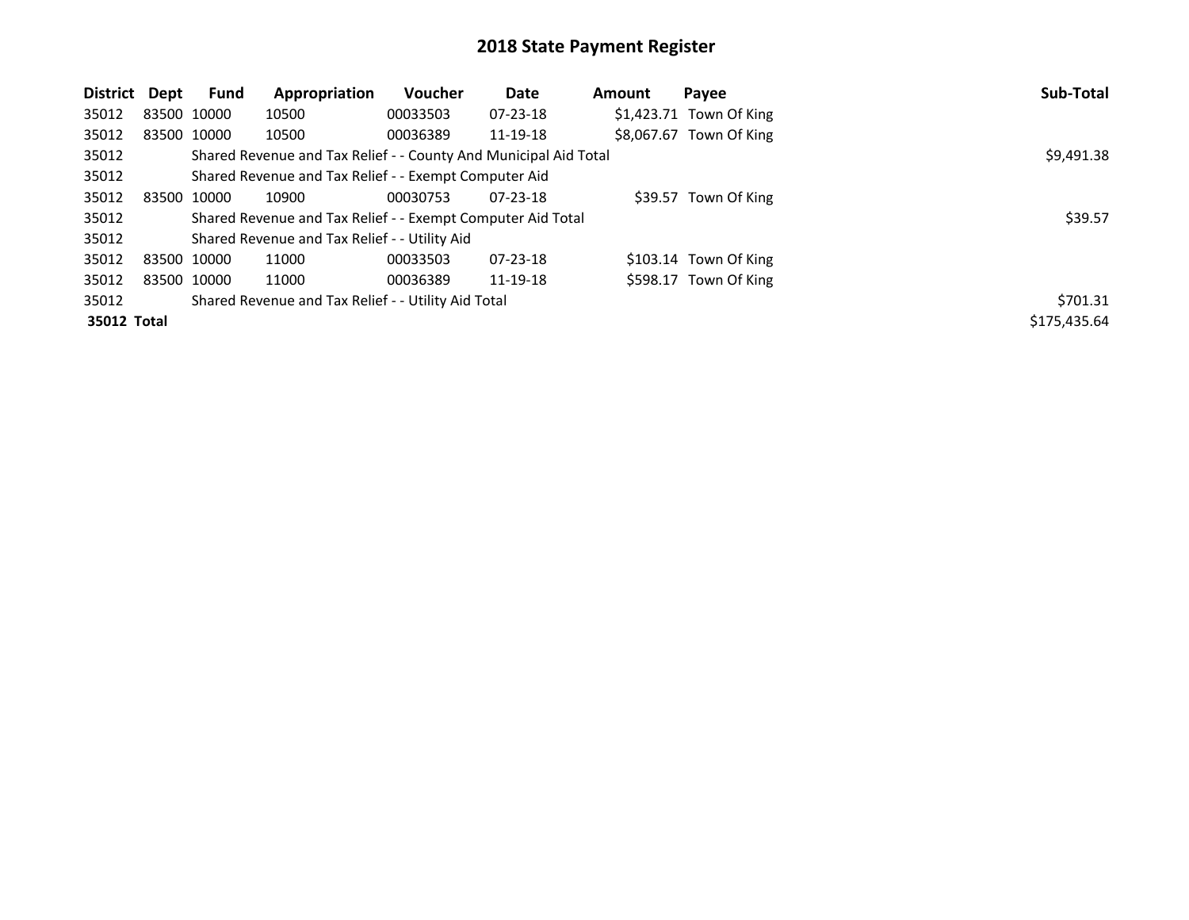# 2018 State Payment Register

| District | Dept | Fund | Appropriation | Voucher | Date | Amount | Payee | Sub-Total |
|---|---|---|---|---|---|---|---|---|
| 35012 | 83500 | 10000 | 10500 | 00033503 | 07-23-18 | $1,423.71 | Town Of King | |
| 35012 | 83500 | 10000 | 10500 | 00036389 | 11-19-18 | $8,067.67 | Town Of King | |
| 35012 | | Shared Revenue and Tax Relief - - County And Municipal Aid Total | | | | | | $9,491.38 |
| 35012 | | Shared Revenue and Tax Relief - - Exempt Computer Aid | | | | | | |
| 35012 | 83500 | 10000 | 10900 | 00030753 | 07-23-18 | $39.57 | Town Of King | |
| 35012 | | Shared Revenue and Tax Relief - - Exempt Computer Aid Total | | | | | | $39.57 |
| 35012 | | Shared Revenue and Tax Relief - - Utility Aid | | | | | | |
| 35012 | 83500 | 10000 | 11000 | 00033503 | 07-23-18 | $103.14 | Town Of King | |
| 35012 | 83500 | 10000 | 11000 | 00036389 | 11-19-18 | $598.17 | Town Of King | |
| 35012 | | Shared Revenue and Tax Relief - - Utility Aid Total | | | | | | $701.31 |
| **35012 Total** | | | | | | | | $175,435.64 |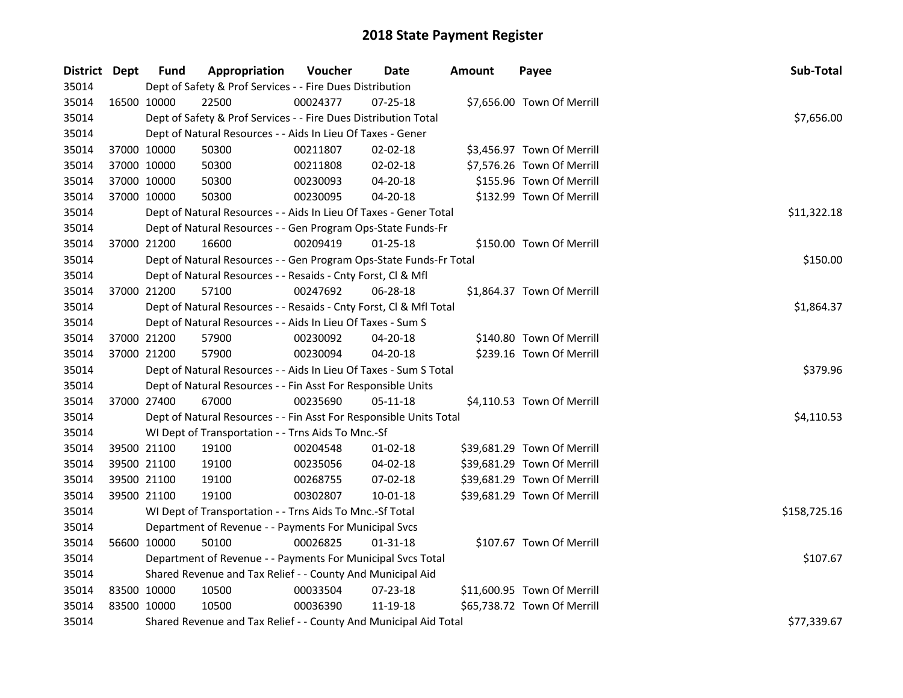# 2018 State Payment Register

| District | Dept | Fund | Appropriation | Voucher | Date | Amount | Payee | Sub-Total |
|---|---|---|---|---|---|---|---|---|
| 35014 | | Dept of Safety & Prof Services - - Fire Dues Distribution | | | | | | |
| 35014 | 16500 | 10000 | 22500 | 00024377 | 07-25-18 | $7,656.00 | Town Of Merrill | |
| 35014 | | Dept of Safety & Prof Services - - Fire Dues Distribution Total | | | | | | $7,656.00 |
| 35014 | | Dept of Natural Resources - - Aids In Lieu Of Taxes - Gener | | | | | | |
| 35014 | 37000 | 10000 | 50300 | 00211807 | 02-02-18 | $3,456.97 | Town Of Merrill | |
| 35014 | 37000 | 10000 | 50300 | 00211808 | 02-02-18 | $7,576.26 | Town Of Merrill | |
| 35014 | 37000 | 10000 | 50300 | 00230093 | 04-20-18 | $155.96 | Town Of Merrill | |
| 35014 | 37000 | 10000 | 50300 | 00230095 | 04-20-18 | $132.99 | Town Of Merrill | |
| 35014 | | Dept of Natural Resources - - Aids In Lieu Of Taxes - Gener Total | | | | | | $11,322.18 |
| 35014 | | Dept of Natural Resources - - Gen Program Ops-State Funds-Fr | | | | | | |
| 35014 | 37000 | 21200 | 16600 | 00209419 | 01-25-18 | $150.00 | Town Of Merrill | |
| 35014 | | Dept of Natural Resources - - Gen Program Ops-State Funds-Fr Total | | | | | | $150.00 |
| 35014 | | Dept of Natural Resources - - Resaids - Cnty Forst, Cl & Mfl | | | | | | |
| 35014 | 37000 | 21200 | 57100 | 00247692 | 06-28-18 | $1,864.37 | Town Of Merrill | |
| 35014 | | Dept of Natural Resources - - Resaids - Cnty Forst, Cl & Mfl Total | | | | | | $1,864.37 |
| 35014 | | Dept of Natural Resources - - Aids In Lieu Of Taxes - Sum S | | | | | | |
| 35014 | 37000 | 21200 | 57900 | 00230092 | 04-20-18 | $140.80 | Town Of Merrill | |
| 35014 | 37000 | 21200 | 57900 | 00230094 | 04-20-18 | $239.16 | Town Of Merrill | |
| 35014 | | Dept of Natural Resources - - Aids In Lieu Of Taxes - Sum S Total | | | | | | $379.96 |
| 35014 | | Dept of Natural Resources - - Fin Asst For Responsible Units | | | | | | |
| 35014 | 37000 | 27400 | 67000 | 00235690 | 05-11-18 | $4,110.53 | Town Of Merrill | |
| 35014 | | Dept of Natural Resources - - Fin Asst For Responsible Units Total | | | | | | $4,110.53 |
| 35014 | | WI Dept of Transportation - - Trns Aids To Mnc.-Sf | | | | | | |
| 35014 | 39500 | 21100 | 19100 | 00204548 | 01-02-18 | $39,681.29 | Town Of Merrill | |
| 35014 | 39500 | 21100 | 19100 | 00235056 | 04-02-18 | $39,681.29 | Town Of Merrill | |
| 35014 | 39500 | 21100 | 19100 | 00268755 | 07-02-18 | $39,681.29 | Town Of Merrill | |
| 35014 | 39500 | 21100 | 19100 | 00302807 | 10-01-18 | $39,681.29 | Town Of Merrill | |
| 35014 | | WI Dept of Transportation - - Trns Aids To Mnc.-Sf Total | | | | | | $158,725.16 |
| 35014 | | Department of Revenue - - Payments For Municipal Svcs | | | | | | |
| 35014 | 56600 | 10000 | 50100 | 00026825 | 01-31-18 | $107.67 | Town Of Merrill | |
| 35014 | | Department of Revenue - - Payments For Municipal Svcs Total | | | | | | $107.67 |
| 35014 | | Shared Revenue and Tax Relief - - County And Municipal Aid | | | | | | |
| 35014 | 83500 | 10000 | 10500 | 00033504 | 07-23-18 | $11,600.95 | Town Of Merrill | |
| 35014 | 83500 | 10000 | 10500 | 00036390 | 11-19-18 | $65,738.72 | Town Of Merrill | |
| 35014 | | Shared Revenue and Tax Relief - - County And Municipal Aid Total | | | | | | $77,339.67 |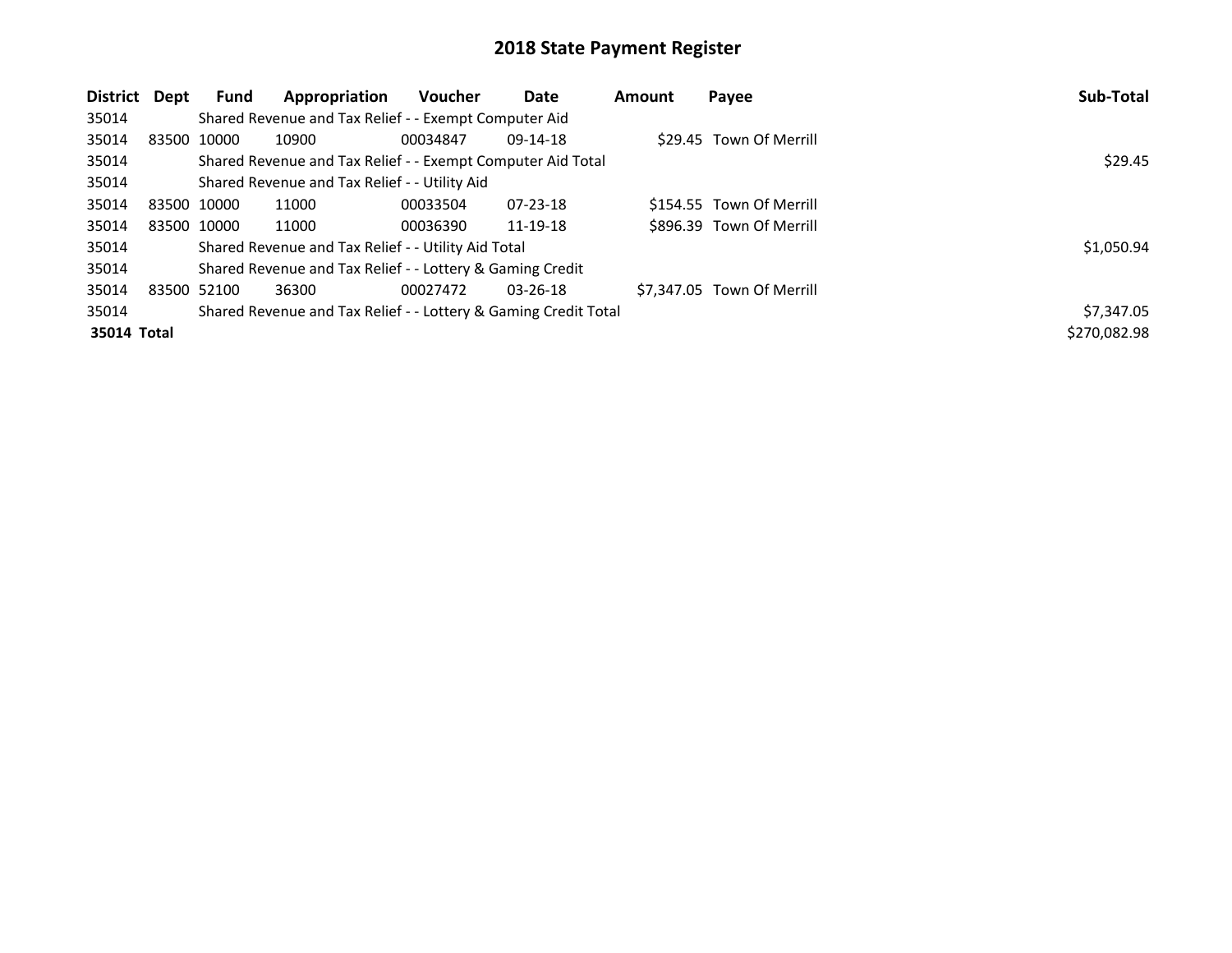# 2018 State Payment Register

| District | Dept | Fund | Appropriation | Voucher | Date | Amount | Payee | Sub-Total |
|---|---|---|---|---|---|---|---|---|
| 35014 | | Shared Revenue and Tax Relief - - Exempt Computer Aid | | | | | | |
| 35014 | 83500 | 10000 | 10900 | 00034847 | 09-14-18 | $29.45 | Town Of Merrill | |
| 35014 | | Shared Revenue and Tax Relief - - Exempt Computer Aid Total | | | | | | $29.45 |
| 35014 | | Shared Revenue and Tax Relief - - Utility Aid | | | | | | |
| 35014 | 83500 | 10000 | 11000 | 00033504 | 07-23-18 | $154.55 | Town Of Merrill | |
| 35014 | 83500 | 10000 | 11000 | 00036390 | 11-19-18 | $896.39 | Town Of Merrill | |
| 35014 | | Shared Revenue and Tax Relief - - Utility Aid Total | | | | | | $1,050.94 |
| 35014 | | Shared Revenue and Tax Relief - - Lottery & Gaming Credit | | | | | | |
| 35014 | 83500 | 52100 | 36300 | 00027472 | 03-26-18 | $7,347.05 | Town Of Merrill | |
| 35014 | | Shared Revenue and Tax Relief - - Lottery & Gaming Credit Total | | | | | | $7,347.05 |
| **35014 Total** | | | | | | | | $270,082.98 |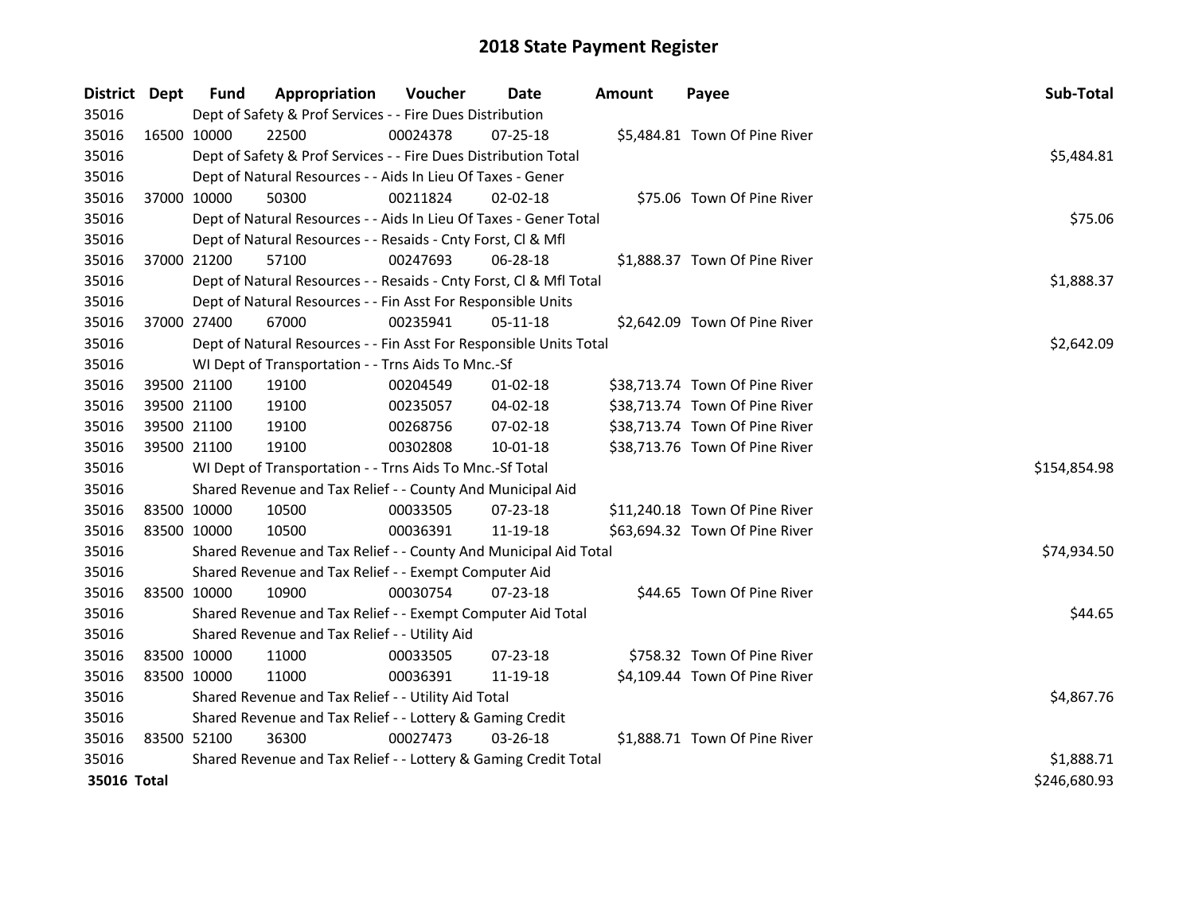# 2018 State Payment Register

| District | Dept | Fund | Appropriation | Voucher | Date | Amount | Payee | Sub-Total |
|---|---|---|---|---|---|---|---|---|
| 35016 | | Dept of Safety & Prof Services - - Fire Dues Distribution | | | | | | |
| 35016 | 16500 | 10000 | 22500 | 00024378 | 07-25-18 | $5,484.81 | Town Of Pine River | |
| 35016 | | Dept of Safety & Prof Services - - Fire Dues Distribution Total | | | | | | $5,484.81 |
| 35016 | | Dept of Natural Resources - - Aids In Lieu Of Taxes - Gener | | | | | | |
| 35016 | 37000 | 10000 | 50300 | 00211824 | 02-02-18 | $75.06 | Town Of Pine River | |
| 35016 | | Dept of Natural Resources - - Aids In Lieu Of Taxes - Gener Total | | | | | | $75.06 |
| 35016 | | Dept of Natural Resources - - Resaids - Cnty Forst, Cl & Mfl | | | | | | |
| 35016 | 37000 | 21200 | 57100 | 00247693 | 06-28-18 | $1,888.37 | Town Of Pine River | |
| 35016 | | Dept of Natural Resources - - Resaids - Cnty Forst, Cl & Mfl Total | | | | | | $1,888.37 |
| 35016 | | Dept of Natural Resources - - Fin Asst For Responsible Units | | | | | | |
| 35016 | 37000 | 27400 | 67000 | 00235941 | 05-11-18 | $2,642.09 | Town Of Pine River | |
| 35016 | | Dept of Natural Resources - - Fin Asst For Responsible Units Total | | | | | | $2,642.09 |
| 35016 | | WI Dept of Transportation - - Trns Aids To Mnc.-Sf | | | | | | |
| 35016 | 39500 | 21100 | 19100 | 00204549 | 01-02-18 | $38,713.74 | Town Of Pine River | |
| 35016 | 39500 | 21100 | 19100 | 00235057 | 04-02-18 | $38,713.74 | Town Of Pine River | |
| 35016 | 39500 | 21100 | 19100 | 00268756 | 07-02-18 | $38,713.74 | Town Of Pine River | |
| 35016 | 39500 | 21100 | 19100 | 00302808 | 10-01-18 | $38,713.76 | Town Of Pine River | |
| 35016 | | WI Dept of Transportation - - Trns Aids To Mnc.-Sf Total | | | | | | $154,854.98 |
| 35016 | | Shared Revenue and Tax Relief - - County And Municipal Aid | | | | | | |
| 35016 | 83500 | 10000 | 10500 | 00033505 | 07-23-18 | $11,240.18 | Town Of Pine River | |
| 35016 | 83500 | 10000 | 10500 | 00036391 | 11-19-18 | $63,694.32 | Town Of Pine River | |
| 35016 | | Shared Revenue and Tax Relief - - County And Municipal Aid Total | | | | | | $74,934.50 |
| 35016 | | Shared Revenue and Tax Relief - - Exempt Computer Aid | | | | | | |
| 35016 | 83500 | 10000 | 10900 | 00030754 | 07-23-18 | $44.65 | Town Of Pine River | |
| 35016 | | Shared Revenue and Tax Relief - - Exempt Computer Aid Total | | | | | | $44.65 |
| 35016 | | Shared Revenue and Tax Relief - - Utility Aid | | | | | | |
| 35016 | 83500 | 10000 | 11000 | 00033505 | 07-23-18 | $758.32 | Town Of Pine River | |
| 35016 | 83500 | 10000 | 11000 | 00036391 | 11-19-18 | $4,109.44 | Town Of Pine River | |
| 35016 | | Shared Revenue and Tax Relief - - Utility Aid Total | | | | | | $4,867.76 |
| 35016 | | Shared Revenue and Tax Relief - - Lottery & Gaming Credit | | | | | | |
| 35016 | 83500 | 52100 | 36300 | 00027473 | 03-26-18 | $1,888.71 | Town Of Pine River | |
| 35016 | | Shared Revenue and Tax Relief - - Lottery & Gaming Credit Total | | | | | | $1,888.71 |
| **35016 Total** | | | | | | | | $246,680.93 |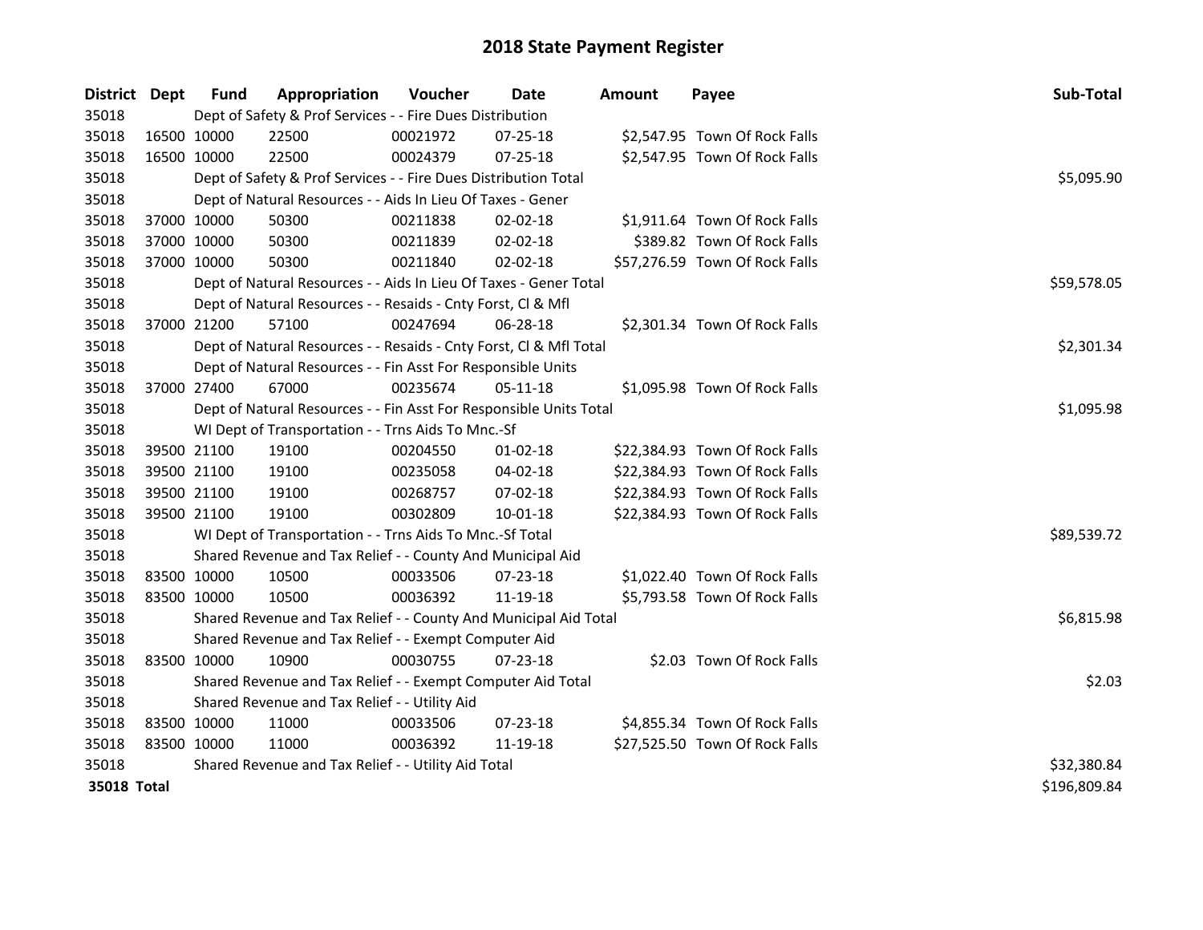# 2018 State Payment Register

| District | Dept | Fund | Appropriation | Voucher | Date | Amount | Payee | Sub-Total |
|---|---|---|---|---|---|---|---|---|
| 35018 | | Dept of Safety & Prof Services - - Fire Dues Distribution | | | | | | |
| 35018 | 16500 | 10000 | 22500 | 00021972 | 07-25-18 | $2,547.95 | Town Of Rock Falls | |
| 35018 | 16500 | 10000 | 22500 | 00024379 | 07-25-18 | $2,547.95 | Town Of Rock Falls | |
| 35018 | | Dept of Safety & Prof Services - - Fire Dues Distribution Total | | | | | | $5,095.90 |
| 35018 | | Dept of Natural Resources - - Aids In Lieu Of Taxes - Gener | | | | | | |
| 35018 | 37000 | 10000 | 50300 | 00211838 | 02-02-18 | $1,911.64 | Town Of Rock Falls | |
| 35018 | 37000 | 10000 | 50300 | 00211839 | 02-02-18 | $389.82 | Town Of Rock Falls | |
| 35018 | 37000 | 10000 | 50300 | 00211840 | 02-02-18 | $57,276.59 | Town Of Rock Falls | |
| 35018 | | Dept of Natural Resources - - Aids In Lieu Of Taxes - Gener Total | | | | | | $59,578.05 |
| 35018 | | Dept of Natural Resources - - Resaids - Cnty Forst, Cl & Mfl | | | | | | |
| 35018 | 37000 | 21200 | 57100 | 00247694 | 06-28-18 | $2,301.34 | Town Of Rock Falls | |
| 35018 | | Dept of Natural Resources - - Resaids - Cnty Forst, Cl & Mfl Total | | | | | | $2,301.34 |
| 35018 | | Dept of Natural Resources - - Fin Asst For Responsible Units | | | | | | |
| 35018 | 37000 | 27400 | 67000 | 00235674 | 05-11-18 | $1,095.98 | Town Of Rock Falls | |
| 35018 | | Dept of Natural Resources - - Fin Asst For Responsible Units Total | | | | | | $1,095.98 |
| 35018 | | WI Dept of Transportation - - Trns Aids To Mnc.-Sf | | | | | | |
| 35018 | 39500 | 21100 | 19100 | 00204550 | 01-02-18 | $22,384.93 | Town Of Rock Falls | |
| 35018 | 39500 | 21100 | 19100 | 00235058 | 04-02-18 | $22,384.93 | Town Of Rock Falls | |
| 35018 | 39500 | 21100 | 19100 | 00268757 | 07-02-18 | $22,384.93 | Town Of Rock Falls | |
| 35018 | 39500 | 21100 | 19100 | 00302809 | 10-01-18 | $22,384.93 | Town Of Rock Falls | |
| 35018 | | WI Dept of Transportation - - Trns Aids To Mnc.-Sf Total | | | | | | $89,539.72 |
| 35018 | | Shared Revenue and Tax Relief - - County And Municipal Aid | | | | | | |
| 35018 | 83500 | 10000 | 10500 | 00033506 | 07-23-18 | $1,022.40 | Town Of Rock Falls | |
| 35018 | 83500 | 10000 | 10500 | 00036392 | 11-19-18 | $5,793.58 | Town Of Rock Falls | |
| 35018 | | Shared Revenue and Tax Relief - - County And Municipal Aid Total | | | | | | $6,815.98 |
| 35018 | | Shared Revenue and Tax Relief - - Exempt Computer Aid | | | | | | |
| 35018 | 83500 | 10000 | 10900 | 00030755 | 07-23-18 | $2.03 | Town Of Rock Falls | |
| 35018 | | Shared Revenue and Tax Relief - - Exempt Computer Aid Total | | | | | | $2.03 |
| 35018 | | Shared Revenue and Tax Relief - - Utility Aid | | | | | | |
| 35018 | 83500 | 10000 | 11000 | 00033506 | 07-23-18 | $4,855.34 | Town Of Rock Falls | |
| 35018 | 83500 | 10000 | 11000 | 00036392 | 11-19-18 | $27,525.50 | Town Of Rock Falls | |
| 35018 | | Shared Revenue and Tax Relief - - Utility Aid Total | | | | | | $32,380.84 |
| **35018 Total** | | | | | | | | $196,809.84 |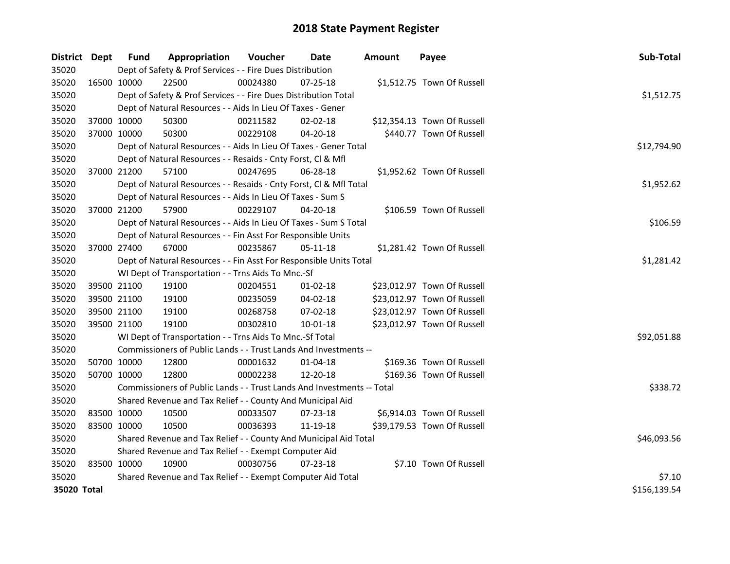# 2018 State Payment Register

| District | Dept | Fund | Appropriation | Voucher | Date | Amount | Payee | Sub-Total |
|---|---|---|---|---|---|---|---|---|
| 35020 | | Dept of Safety & Prof Services - - Fire Dues Distribution | | | | | | |
| 35020 | 16500 | 10000 | 22500 | 00024380 | 07-25-18 | $1,512.75 | Town Of Russell | |
| 35020 | | Dept of Safety & Prof Services - - Fire Dues Distribution Total | | | | | | $1,512.75 |
| 35020 | | Dept of Natural Resources - - Aids In Lieu Of Taxes - Gener | | | | | | |
| 35020 | 37000 | 10000 | 50300 | 00211582 | 02-02-18 | $12,354.13 | Town Of Russell | |
| 35020 | 37000 | 10000 | 50300 | 00229108 | 04-20-18 | $440.77 | Town Of Russell | |
| 35020 | | Dept of Natural Resources - - Aids In Lieu Of Taxes - Gener Total | | | | | | $12,794.90 |
| 35020 | | Dept of Natural Resources - - Resaids - Cnty Forst, Cl & Mfl | | | | | | |
| 35020 | 37000 | 21200 | 57100 | 00247695 | 06-28-18 | $1,952.62 | Town Of Russell | |
| 35020 | | Dept of Natural Resources - - Resaids - Cnty Forst, Cl & Mfl Total | | | | | | $1,952.62 |
| 35020 | | Dept of Natural Resources - - Aids In Lieu Of Taxes - Sum S | | | | | | |
| 35020 | 37000 | 21200 | 57900 | 00229107 | 04-20-18 | $106.59 | Town Of Russell | |
| 35020 | | Dept of Natural Resources - - Aids In Lieu Of Taxes - Sum S Total | | | | | | $106.59 |
| 35020 | | Dept of Natural Resources - - Fin Asst For Responsible Units | | | | | | |
| 35020 | 37000 | 27400 | 67000 | 00235867 | 05-11-18 | $1,281.42 | Town Of Russell | |
| 35020 | | Dept of Natural Resources - - Fin Asst For Responsible Units Total | | | | | | $1,281.42 |
| 35020 | | WI Dept of Transportation - - Trns Aids To Mnc.-Sf | | | | | | |
| 35020 | 39500 | 21100 | 19100 | 00204551 | 01-02-18 | $23,012.97 | Town Of Russell | |
| 35020 | 39500 | 21100 | 19100 | 00235059 | 04-02-18 | $23,012.97 | Town Of Russell | |
| 35020 | 39500 | 21100 | 19100 | 00268758 | 07-02-18 | $23,012.97 | Town Of Russell | |
| 35020 | 39500 | 21100 | 19100 | 00302810 | 10-01-18 | $23,012.97 | Town Of Russell | |
| 35020 | | WI Dept of Transportation - - Trns Aids To Mnc.-Sf Total | | | | | | $92,051.88 |
| 35020 | | Commissioners of Public Lands - - Trust Lands And Investments -- | | | | | | |
| 35020 | 50700 | 10000 | 12800 | 00001632 | 01-04-18 | $169.36 | Town Of Russell | |
| 35020 | 50700 | 10000 | 12800 | 00002238 | 12-20-18 | $169.36 | Town Of Russell | |
| 35020 | | Commissioners of Public Lands - - Trust Lands And Investments -- Total | | | | | | $338.72 |
| 35020 | | Shared Revenue and Tax Relief - - County And Municipal Aid | | | | | | |
| 35020 | 83500 | 10000 | 10500 | 00033507 | 07-23-18 | $6,914.03 | Town Of Russell | |
| 35020 | 83500 | 10000 | 10500 | 00036393 | 11-19-18 | $39,179.53 | Town Of Russell | |
| 35020 | | Shared Revenue and Tax Relief - - County And Municipal Aid Total | | | | | | $46,093.56 |
| 35020 | | Shared Revenue and Tax Relief - - Exempt Computer Aid | | | | | | |
| 35020 | 83500 | 10000 | 10900 | 00030756 | 07-23-18 | $7.10 | Town Of Russell | |
| 35020 | | Shared Revenue and Tax Relief - - Exempt Computer Aid Total | | | | | | $7.10 |
| **35020 Total** | | | | | | | | $156,139.54 |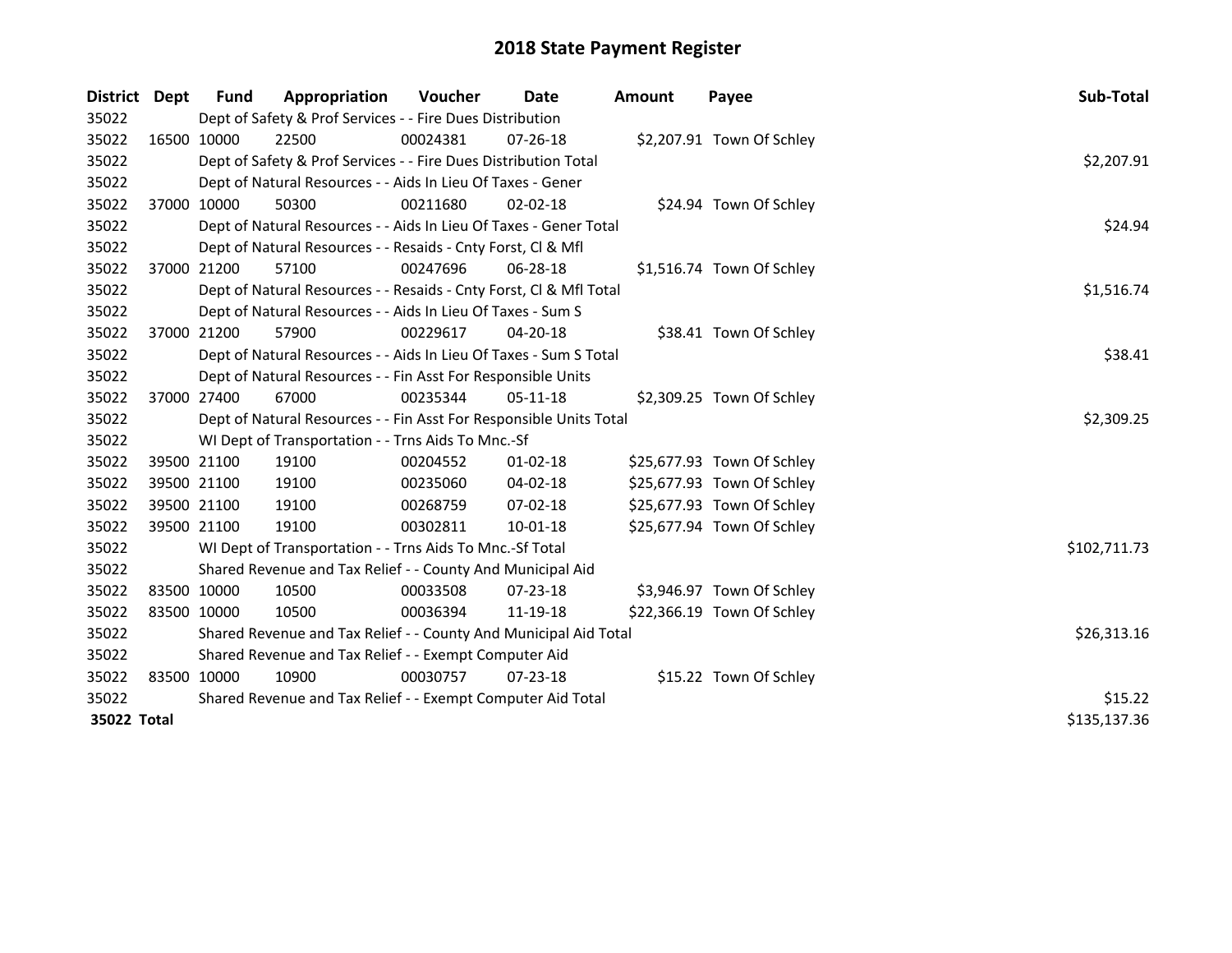# 2018 State Payment Register

| District | Dept | Fund | Appropriation | Voucher | Date | Amount | Payee | Sub-Total |
|---|---|---|---|---|---|---|---|---|
| 35022 | | Dept of Safety & Prof Services - - Fire Dues Distribution | | | | | | |
| 35022 | 16500 | 10000 | 22500 | 00024381 | 07-26-18 | $2,207.91 | Town Of Schley | |
| 35022 | | Dept of Safety & Prof Services - - Fire Dues Distribution Total | | | | | | $2,207.91 |
| 35022 | | Dept of Natural Resources - - Aids In Lieu Of Taxes - Gener | | | | | | |
| 35022 | 37000 | 10000 | 50300 | 00211680 | 02-02-18 | $24.94 | Town Of Schley | |
| 35022 | | Dept of Natural Resources - - Aids In Lieu Of Taxes - Gener Total | | | | | | $24.94 |
| 35022 | | Dept of Natural Resources - - Resaids - Cnty Forst, Cl & Mfl | | | | | | |
| 35022 | 37000 | 21200 | 57100 | 00247696 | 06-28-18 | $1,516.74 | Town Of Schley | |
| 35022 | | Dept of Natural Resources - - Resaids - Cnty Forst, Cl & Mfl Total | | | | | | $1,516.74 |
| 35022 | | Dept of Natural Resources - - Aids In Lieu Of Taxes - Sum S | | | | | | |
| 35022 | 37000 | 21200 | 57900 | 00229617 | 04-20-18 | $38.41 | Town Of Schley | |
| 35022 | | Dept of Natural Resources - - Aids In Lieu Of Taxes - Sum S Total | | | | | | $38.41 |
| 35022 | | Dept of Natural Resources - - Fin Asst For Responsible Units | | | | | | |
| 35022 | 37000 | 27400 | 67000 | 00235344 | 05-11-18 | $2,309.25 | Town Of Schley | |
| 35022 | | Dept of Natural Resources - - Fin Asst For Responsible Units Total | | | | | | $2,309.25 |
| 35022 | | WI Dept of Transportation - - Trns Aids To Mnc.-Sf | | | | | | |
| 35022 | 39500 | 21100 | 19100 | 00204552 | 01-02-18 | $25,677.93 | Town Of Schley | |
| 35022 | 39500 | 21100 | 19100 | 00235060 | 04-02-18 | $25,677.93 | Town Of Schley | |
| 35022 | 39500 | 21100 | 19100 | 00268759 | 07-02-18 | $25,677.93 | Town Of Schley | |
| 35022 | 39500 | 21100 | 19100 | 00302811 | 10-01-18 | $25,677.94 | Town Of Schley | |
| 35022 | | WI Dept of Transportation - - Trns Aids To Mnc.-Sf Total | | | | | | $102,711.73 |
| 35022 | | Shared Revenue and Tax Relief - - County And Municipal Aid | | | | | | |
| 35022 | 83500 | 10000 | 10500 | 00033508 | 07-23-18 | $3,946.97 | Town Of Schley | |
| 35022 | 83500 | 10000 | 10500 | 00036394 | 11-19-18 | $22,366.19 | Town Of Schley | |
| 35022 | | Shared Revenue and Tax Relief - - County And Municipal Aid Total | | | | | | $26,313.16 |
| 35022 | | Shared Revenue and Tax Relief - - Exempt Computer Aid | | | | | | |
| 35022 | 83500 | 10000 | 10900 | 00030757 | 07-23-18 | $15.22 | Town Of Schley | |
| 35022 | | Shared Revenue and Tax Relief - - Exempt Computer Aid Total | | | | | | $15.22 |
| **35022 Total** | | | | | | | | $135,137.36 |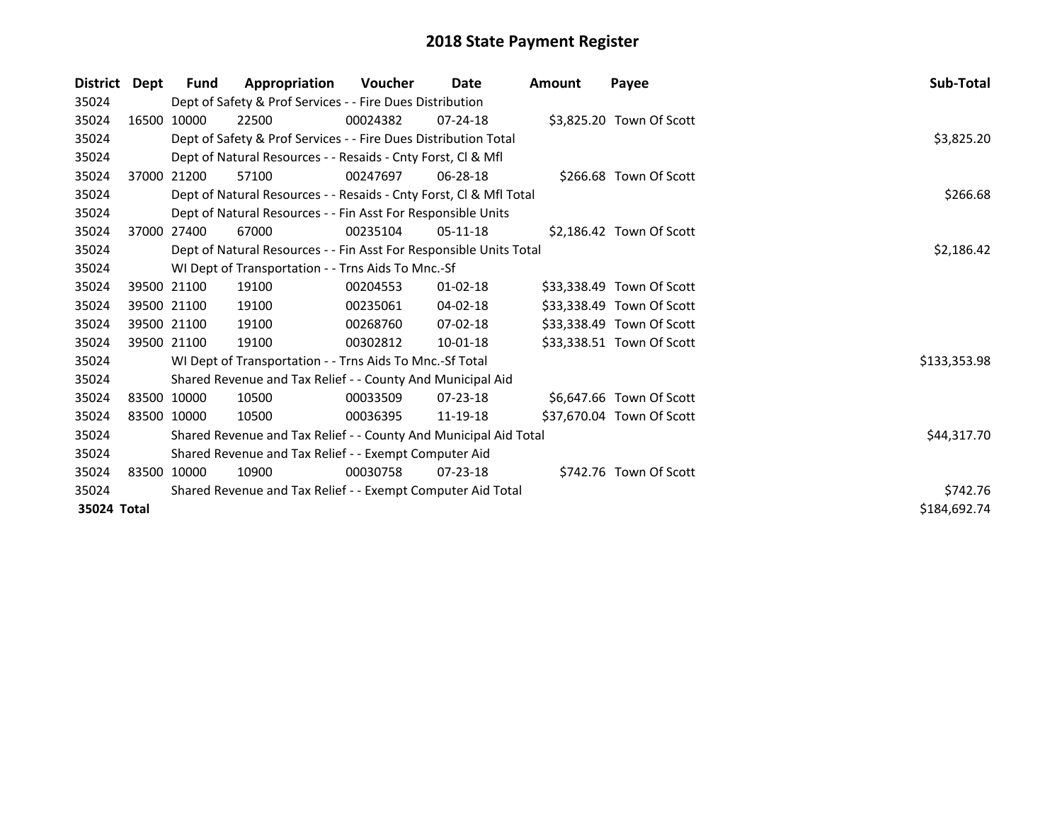# 2018 State Payment Register

| District | Dept | Fund | Appropriation | Voucher | Date | Amount | Payee | Sub-Total |
|---|---|---|---|---|---|---|---|---|
| 35024 | | Dept of Safety & Prof Services - - Fire Dues Distribution | | | | | | |
| 35024 | 16500 | 10000 | 22500 | 00024382 | 07-24-18 | $3,825.20 | Town Of Scott | |
| 35024 | | Dept of Safety & Prof Services - - Fire Dues Distribution Total | | | | | | $3,825.20 |
| 35024 | | Dept of Natural Resources - - Resaids - Cnty Forst, Cl & Mfl | | | | | | |
| 35024 | 37000 | 21200 | 57100 | 00247697 | 06-28-18 | $266.68 | Town Of Scott | |
| 35024 | | Dept of Natural Resources - - Resaids - Cnty Forst, Cl & Mfl Total | | | | | | $266.68 |
| 35024 | | Dept of Natural Resources - - Fin Asst For Responsible Units | | | | | | |
| 35024 | 37000 | 27400 | 67000 | 00235104 | 05-11-18 | $2,186.42 | Town Of Scott | |
| 35024 | | Dept of Natural Resources - - Fin Asst For Responsible Units Total | | | | | | $2,186.42 |
| 35024 | | WI Dept of Transportation - - Trns Aids To Mnc.-Sf | | | | | | |
| 35024 | 39500 | 21100 | 19100 | 00204553 | 01-02-18 | $33,338.49 | Town Of Scott | |
| 35024 | 39500 | 21100 | 19100 | 00235061 | 04-02-18 | $33,338.49 | Town Of Scott | |
| 35024 | 39500 | 21100 | 19100 | 00268760 | 07-02-18 | $33,338.49 | Town Of Scott | |
| 35024 | 39500 | 21100 | 19100 | 00302812 | 10-01-18 | $33,338.51 | Town Of Scott | |
| 35024 | | WI Dept of Transportation - - Trns Aids To Mnc.-Sf Total | | | | | | $133,353.98 |
| 35024 | | Shared Revenue and Tax Relief - - County And Municipal Aid | | | | | | |
| 35024 | 83500 | 10000 | 10500 | 00033509 | 07-23-18 | $6,647.66 | Town Of Scott | |
| 35024 | 83500 | 10000 | 10500 | 00036395 | 11-19-18 | $37,670.04 | Town Of Scott | |
| 35024 | | Shared Revenue and Tax Relief - - County And Municipal Aid Total | | | | | | $44,317.70 |
| 35024 | | Shared Revenue and Tax Relief - - Exempt Computer Aid | | | | | | |
| 35024 | 83500 | 10000 | 10900 | 00030758 | 07-23-18 | $742.76 | Town Of Scott | |
| 35024 | | Shared Revenue and Tax Relief - - Exempt Computer Aid Total | | | | | | $742.76 |
| **35024 Total** | | | | | | | | $184,692.74 |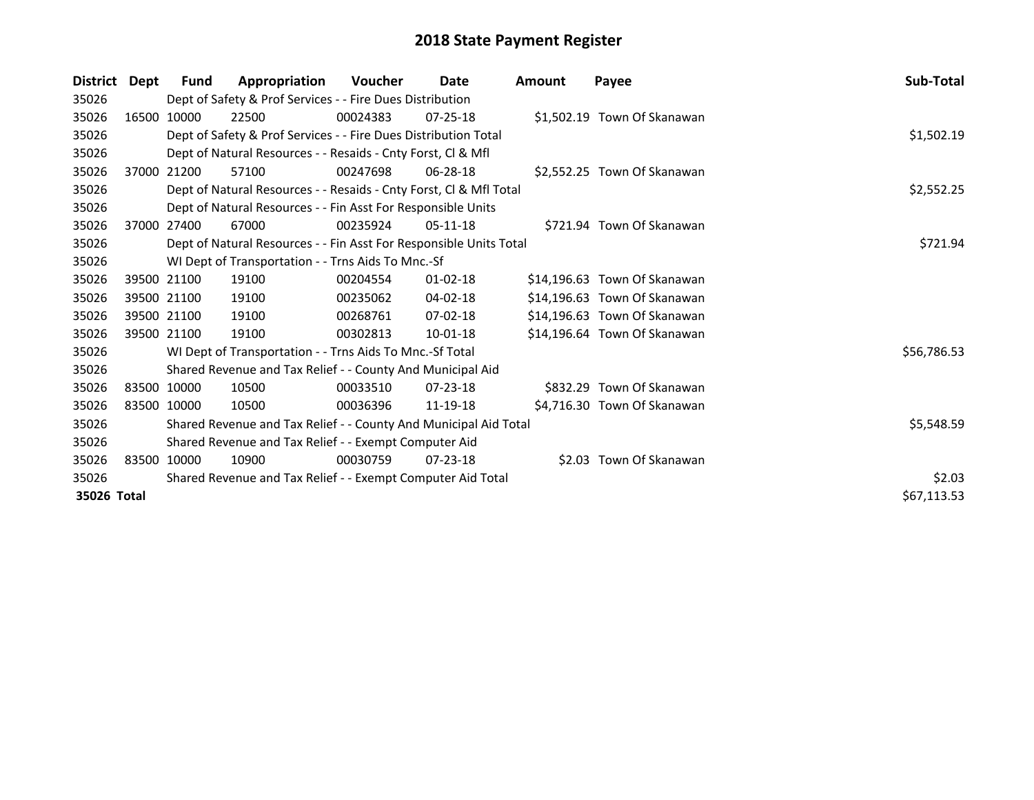# 2018 State Payment Register

| District | Dept | Fund | Appropriation | Voucher | Date | Amount | Payee | Sub-Total |
|---|---|---|---|---|---|---|---|---|
| 35026 | | Dept of Safety & Prof Services - - Fire Dues Distribution | | | | | | |
| 35026 | 16500 | 10000 | 22500 | 00024383 | 07-25-18 | $1,502.19 | Town Of Skanawan | |
| 35026 | | Dept of Safety & Prof Services - - Fire Dues Distribution Total | | | | | | $1,502.19 |
| 35026 | | Dept of Natural Resources - - Resaids - Cnty Forst, Cl & Mfl | | | | | | |
| 35026 | 37000 | 21200 | 57100 | 00247698 | 06-28-18 | $2,552.25 | Town Of Skanawan | |
| 35026 | | Dept of Natural Resources - - Resaids - Cnty Forst, Cl & Mfl Total | | | | | | $2,552.25 |
| 35026 | | Dept of Natural Resources - - Fin Asst For Responsible Units | | | | | | |
| 35026 | 37000 | 27400 | 67000 | 00235924 | 05-11-18 | $721.94 | Town Of Skanawan | |
| 35026 | | Dept of Natural Resources - - Fin Asst For Responsible Units Total | | | | | | $721.94 |
| 35026 | | WI Dept of Transportation - - Trns Aids To Mnc.-Sf | | | | | | |
| 35026 | 39500 | 21100 | 19100 | 00204554 | 01-02-18 | $14,196.63 | Town Of Skanawan | |
| 35026 | 39500 | 21100 | 19100 | 00235062 | 04-02-18 | $14,196.63 | Town Of Skanawan | |
| 35026 | 39500 | 21100 | 19100 | 00268761 | 07-02-18 | $14,196.63 | Town Of Skanawan | |
| 35026 | 39500 | 21100 | 19100 | 00302813 | 10-01-18 | $14,196.64 | Town Of Skanawan | |
| 35026 | | WI Dept of Transportation - - Trns Aids To Mnc.-Sf Total | | | | | | $56,786.53 |
| 35026 | | Shared Revenue and Tax Relief - - County And Municipal Aid | | | | | | |
| 35026 | 83500 | 10000 | 10500 | 00033510 | 07-23-18 | $832.29 | Town Of Skanawan | |
| 35026 | 83500 | 10000 | 10500 | 00036396 | 11-19-18 | $4,716.30 | Town Of Skanawan | |
| 35026 | | Shared Revenue and Tax Relief - - County And Municipal Aid Total | | | | | | $5,548.59 |
| 35026 | | Shared Revenue and Tax Relief - - Exempt Computer Aid | | | | | | |
| 35026 | 83500 | 10000 | 10900 | 00030759 | 07-23-18 | $2.03 | Town Of Skanawan | |
| 35026 | | Shared Revenue and Tax Relief - - Exempt Computer Aid Total | | | | | | $2.03 |
| **35026 Total** | | | | | | | | $67,113.53 |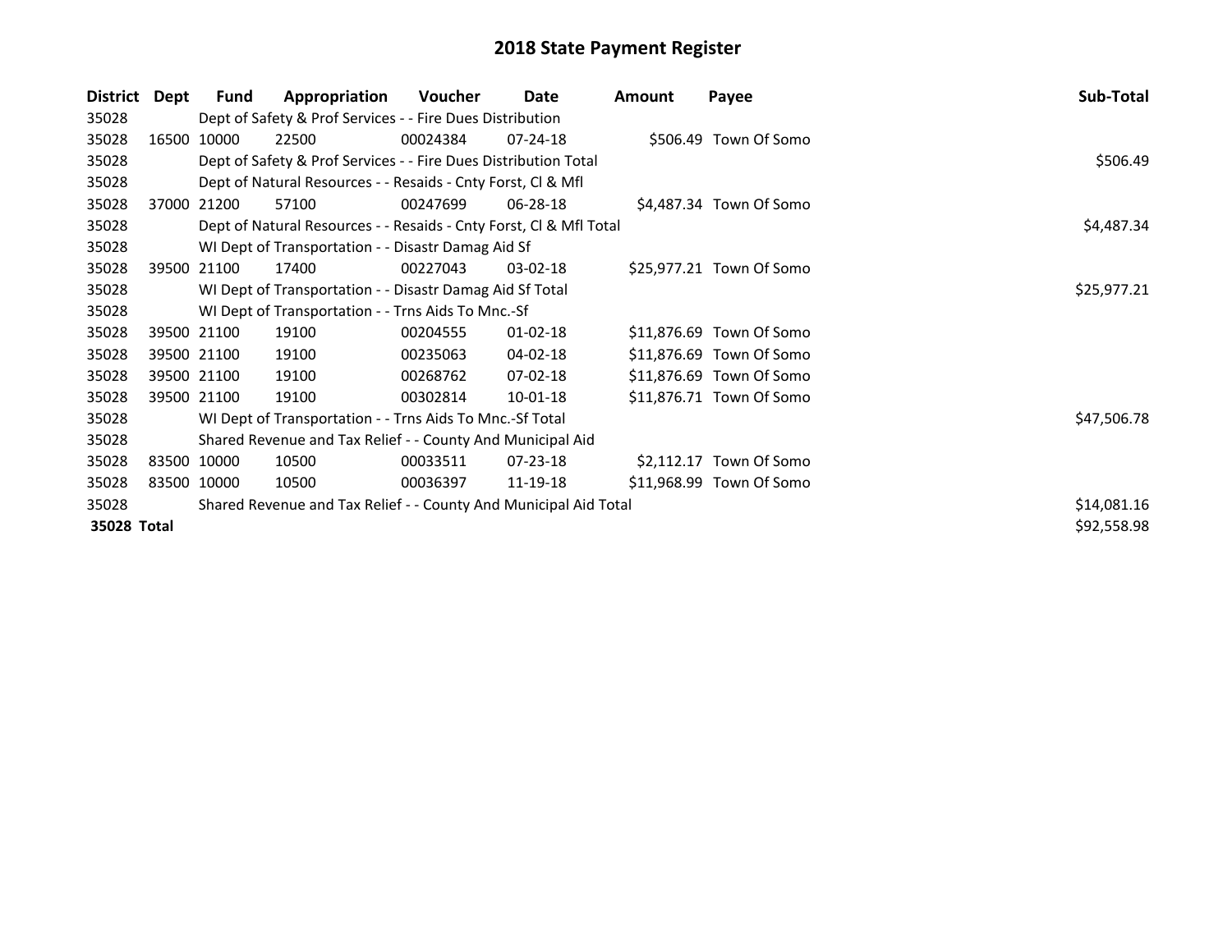# 2018 State Payment Register

| District | Dept | Fund | Appropriation | Voucher | Date | Amount | Payee | Sub-Total |
|---|---|---|---|---|---|---|---|---|
| 35028 | | Dept of Safety & Prof Services - - Fire Dues Distribution | | | | | | |
| 35028 | 16500 | 10000 | 22500 | 00024384 | 07-24-18 | $506.49 | Town Of Somo | |
| 35028 | | Dept of Safety & Prof Services - - Fire Dues Distribution Total | | | | | | $506.49 |
| 35028 | | Dept of Natural Resources - - Resaids - Cnty Forst, Cl & Mfl | | | | | | |
| 35028 | 37000 | 21200 | 57100 | 00247699 | 06-28-18 | $4,487.34 | Town Of Somo | |
| 35028 | | Dept of Natural Resources - - Resaids - Cnty Forst, Cl & Mfl Total | | | | | | $4,487.34 |
| 35028 | | WI Dept of Transportation - - Disastr Damag Aid Sf | | | | | | |
| 35028 | 39500 | 21100 | 17400 | 00227043 | 03-02-18 | $25,977.21 | Town Of Somo | |
| 35028 | | WI Dept of Transportation - - Disastr Damag Aid Sf Total | | | | | | $25,977.21 |
| 35028 | | WI Dept of Transportation - - Trns Aids To Mnc.-Sf | | | | | | |
| 35028 | 39500 | 21100 | 19100 | 00204555 | 01-02-18 | $11,876.69 | Town Of Somo | |
| 35028 | 39500 | 21100 | 19100 | 00235063 | 04-02-18 | $11,876.69 | Town Of Somo | |
| 35028 | 39500 | 21100 | 19100 | 00268762 | 07-02-18 | $11,876.69 | Town Of Somo | |
| 35028 | 39500 | 21100 | 19100 | 00302814 | 10-01-18 | $11,876.71 | Town Of Somo | |
| 35028 | | WI Dept of Transportation - - Trns Aids To Mnc.-Sf Total | | | | | | $47,506.78 |
| 35028 | | Shared Revenue and Tax Relief - - County And Municipal Aid | | | | | | |
| 35028 | 83500 | 10000 | 10500 | 00033511 | 07-23-18 | $2,112.17 | Town Of Somo | |
| 35028 | 83500 | 10000 | 10500 | 00036397 | 11-19-18 | $11,968.99 | Town Of Somo | |
| 35028 | | Shared Revenue and Tax Relief - - County And Municipal Aid Total | | | | | | $14,081.16 |
| **35028 Total** | | | | | | | | $92,558.98 |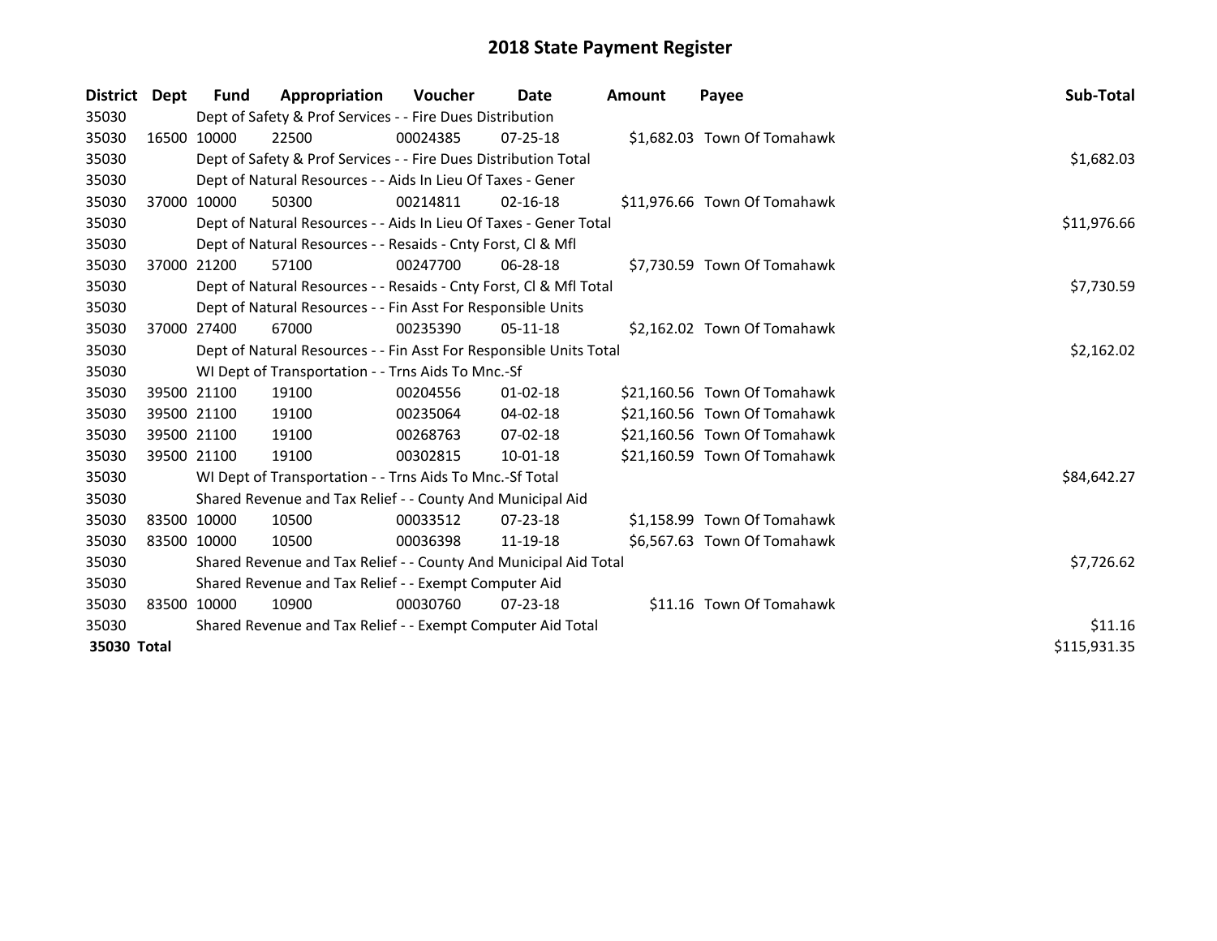# 2018 State Payment Register

| District | Dept | Fund | Appropriation | Voucher | Date | Amount | Payee | Sub-Total |
|---|---|---|---|---|---|---|---|---|
| 35030 | | Dept of Safety & Prof Services - - Fire Dues Distribution | | | | | | |
| 35030 | 16500 | 10000 | 22500 | 00024385 | 07-25-18 | $1,682.03 | Town Of Tomahawk | |
| 35030 | | Dept of Safety & Prof Services - - Fire Dues Distribution Total | | | | | | $1,682.03 |
| 35030 | | Dept of Natural Resources - - Aids In Lieu Of Taxes - Gener | | | | | | |
| 35030 | 37000 | 10000 | 50300 | 00214811 | 02-16-18 | $11,976.66 | Town Of Tomahawk | |
| 35030 | | Dept of Natural Resources - - Aids In Lieu Of Taxes - Gener Total | | | | | | $11,976.66 |
| 35030 | | Dept of Natural Resources - - Resaids - Cnty Forst, Cl & Mfl | | | | | | |
| 35030 | 37000 | 21200 | 57100 | 00247700 | 06-28-18 | $7,730.59 | Town Of Tomahawk | |
| 35030 | | Dept of Natural Resources - - Resaids - Cnty Forst, Cl & Mfl Total | | | | | | $7,730.59 |
| 35030 | | Dept of Natural Resources - - Fin Asst For Responsible Units | | | | | | |
| 35030 | 37000 | 27400 | 67000 | 00235390 | 05-11-18 | $2,162.02 | Town Of Tomahawk | |
| 35030 | | Dept of Natural Resources - - Fin Asst For Responsible Units Total | | | | | | $2,162.02 |
| 35030 | | WI Dept of Transportation - - Trns Aids To Mnc.-Sf | | | | | | |
| 35030 | 39500 | 21100 | 19100 | 00204556 | 01-02-18 | $21,160.56 | Town Of Tomahawk | |
| 35030 | 39500 | 21100 | 19100 | 00235064 | 04-02-18 | $21,160.56 | Town Of Tomahawk | |
| 35030 | 39500 | 21100 | 19100 | 00268763 | 07-02-18 | $21,160.56 | Town Of Tomahawk | |
| 35030 | 39500 | 21100 | 19100 | 00302815 | 10-01-18 | $21,160.59 | Town Of Tomahawk | |
| 35030 | | WI Dept of Transportation - - Trns Aids To Mnc.-Sf Total | | | | | | $84,642.27 |
| 35030 | | Shared Revenue and Tax Relief - - County And Municipal Aid | | | | | | |
| 35030 | 83500 | 10000 | 10500 | 00033512 | 07-23-18 | $1,158.99 | Town Of Tomahawk | |
| 35030 | 83500 | 10000 | 10500 | 00036398 | 11-19-18 | $6,567.63 | Town Of Tomahawk | |
| 35030 | | Shared Revenue and Tax Relief - - County And Municipal Aid Total | | | | | | $7,726.62 |
| 35030 | | Shared Revenue and Tax Relief - - Exempt Computer Aid | | | | | | |
| 35030 | 83500 | 10000 | 10900 | 00030760 | 07-23-18 | $11.16 | Town Of Tomahawk | |
| 35030 | | Shared Revenue and Tax Relief - - Exempt Computer Aid Total | | | | | | $11.16 |
| **35030 Total** | | | | | | | | $115,931.35 |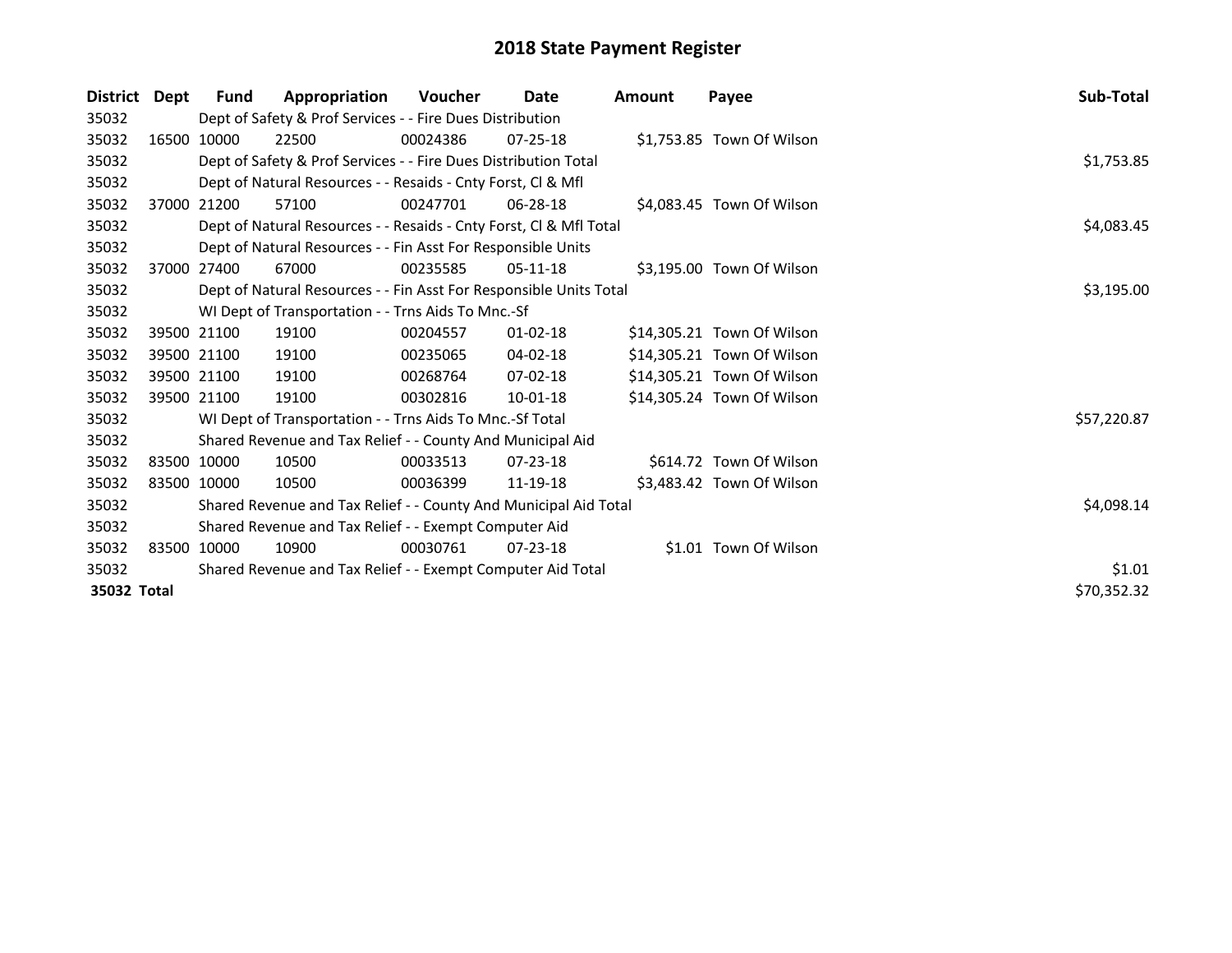# 2018 State Payment Register

| District | Dept | Fund | Appropriation | Voucher | Date | Amount | Payee | Sub-Total |
|---|---|---|---|---|---|---|---|---|
| 35032 | | Dept of Safety & Prof Services - - Fire Dues Distribution | | | | | | |
| 35032 | 16500 | 10000 | 22500 | 00024386 | 07-25-18 | $1,753.85 | Town Of Wilson | |
| 35032 | | Dept of Safety & Prof Services - - Fire Dues Distribution Total | | | | | | $1,753.85 |
| 35032 | | Dept of Natural Resources - - Resaids - Cnty Forst, Cl & Mfl | | | | | | |
| 35032 | 37000 | 21200 | 57100 | 00247701 | 06-28-18 | $4,083.45 | Town Of Wilson | |
| 35032 | | Dept of Natural Resources - - Resaids - Cnty Forst, Cl & Mfl Total | | | | | | $4,083.45 |
| 35032 | | Dept of Natural Resources - - Fin Asst For Responsible Units | | | | | | |
| 35032 | 37000 | 27400 | 67000 | 00235585 | 05-11-18 | $3,195.00 | Town Of Wilson | |
| 35032 | | Dept of Natural Resources - - Fin Asst For Responsible Units Total | | | | | | $3,195.00 |
| 35032 | | WI Dept of Transportation - - Trns Aids To Mnc.-Sf | | | | | | |
| 35032 | 39500 | 21100 | 19100 | 00204557 | 01-02-18 | $14,305.21 | Town Of Wilson | |
| 35032 | 39500 | 21100 | 19100 | 00235065 | 04-02-18 | $14,305.21 | Town Of Wilson | |
| 35032 | 39500 | 21100 | 19100 | 00268764 | 07-02-18 | $14,305.21 | Town Of Wilson | |
| 35032 | 39500 | 21100 | 19100 | 00302816 | 10-01-18 | $14,305.24 | Town Of Wilson | |
| 35032 | | WI Dept of Transportation - - Trns Aids To Mnc.-Sf Total | | | | | | $57,220.87 |
| 35032 | | Shared Revenue and Tax Relief - - County And Municipal Aid | | | | | | |
| 35032 | 83500 | 10000 | 10500 | 00033513 | 07-23-18 | $614.72 | Town Of Wilson | |
| 35032 | 83500 | 10000 | 10500 | 00036399 | 11-19-18 | $3,483.42 | Town Of Wilson | |
| 35032 | | Shared Revenue and Tax Relief - - County And Municipal Aid Total | | | | | | $4,098.14 |
| 35032 | | Shared Revenue and Tax Relief - - Exempt Computer Aid | | | | | | |
| 35032 | 83500 | 10000 | 10900 | 00030761 | 07-23-18 | $1.01 | Town Of Wilson | |
| 35032 | | Shared Revenue and Tax Relief - - Exempt Computer Aid Total | | | | | | $1.01 |
| **35032** | **Total** | | | | | | | $70,352.32 |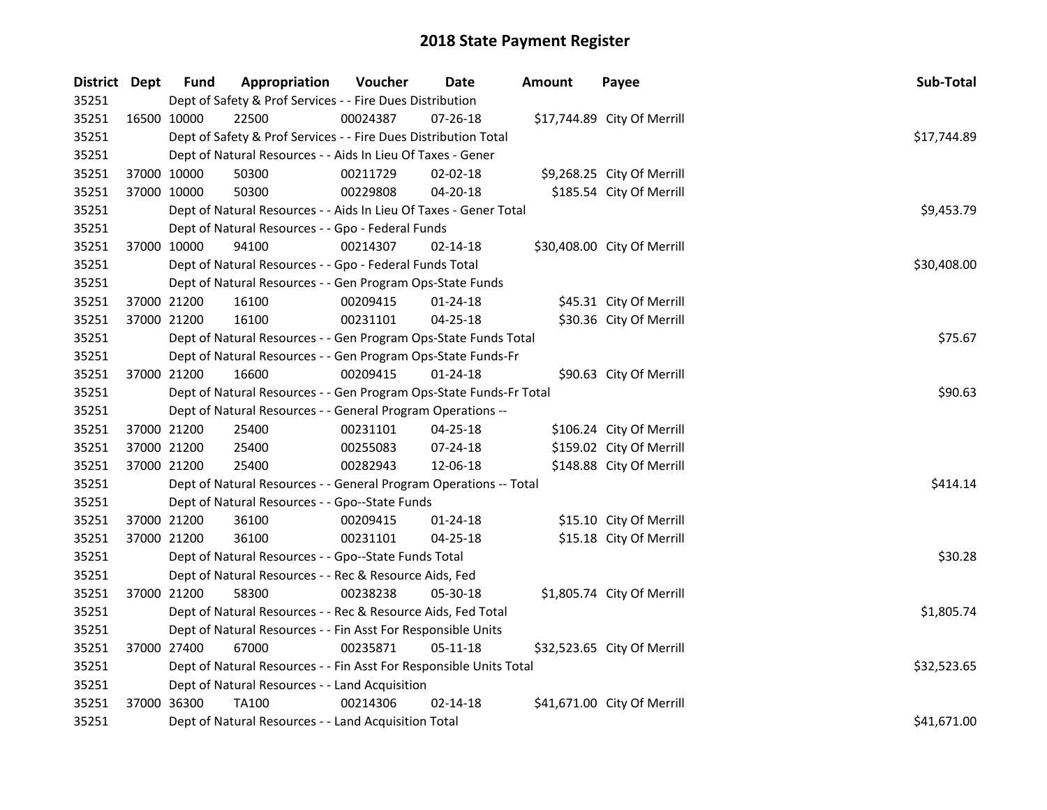# 2018 State Payment Register

| District | Dept | Fund | Appropriation | Voucher | Date | Amount | Payee | Sub-Total |
|---|---|---|---|---|---|---|---|---|
| 35251 | | Dept of Safety & Prof Services - - Fire Dues Distribution | | | | | | |
| 35251 | 16500 | 10000 | 22500 | 00024387 | 07-26-18 | $17,744.89 | City Of Merrill | |
| 35251 | | Dept of Safety & Prof Services - - Fire Dues Distribution Total | | | | | | $17,744.89 |
| 35251 | | Dept of Natural Resources - - Aids In Lieu Of Taxes - Gener | | | | | | |
| 35251 | 37000 | 10000 | 50300 | 00211729 | 02-02-18 | $9,268.25 | City Of Merrill | |
| 35251 | 37000 | 10000 | 50300 | 00229808 | 04-20-18 | $185.54 | City Of Merrill | |
| 35251 | | Dept of Natural Resources - - Aids In Lieu Of Taxes - Gener Total | | | | | | $9,453.79 |
| 35251 | | Dept of Natural Resources - - Gpo - Federal Funds | | | | | | |
| 35251 | 37000 | 10000 | 94100 | 00214307 | 02-14-18 | $30,408.00 | City Of Merrill | |
| 35251 | | Dept of Natural Resources - - Gpo - Federal Funds Total | | | | | | $30,408.00 |
| 35251 | | Dept of Natural Resources - - Gen Program Ops-State Funds | | | | | | |
| 35251 | 37000 | 21200 | 16100 | 00209415 | 01-24-18 | $45.31 | City Of Merrill | |
| 35251 | 37000 | 21200 | 16100 | 00231101 | 04-25-18 | $30.36 | City Of Merrill | |
| 35251 | | Dept of Natural Resources - - Gen Program Ops-State Funds Total | | | | | | $75.67 |
| 35251 | | Dept of Natural Resources - - Gen Program Ops-State Funds-Fr | | | | | | |
| 35251 | 37000 | 21200 | 16600 | 00209415 | 01-24-18 | $90.63 | City Of Merrill | |
| 35251 | | Dept of Natural Resources - - Gen Program Ops-State Funds-Fr Total | | | | | | $90.63 |
| 35251 | | Dept of Natural Resources - - General Program Operations -- | | | | | | |
| 35251 | 37000 | 21200 | 25400 | 00231101 | 04-25-18 | $106.24 | City Of Merrill | |
| 35251 | 37000 | 21200 | 25400 | 00255083 | 07-24-18 | $159.02 | City Of Merrill | |
| 35251 | 37000 | 21200 | 25400 | 00282943 | 12-06-18 | $148.88 | City Of Merrill | |
| 35251 | | Dept of Natural Resources - - General Program Operations -- Total | | | | | | $414.14 |
| 35251 | | Dept of Natural Resources - - Gpo--State Funds | | | | | | |
| 35251 | 37000 | 21200 | 36100 | 00209415 | 01-24-18 | $15.10 | City Of Merrill | |
| 35251 | 37000 | 21200 | 36100 | 00231101 | 04-25-18 | $15.18 | City Of Merrill | |
| 35251 | | Dept of Natural Resources - - Gpo--State Funds Total | | | | | | $30.28 |
| 35251 | | Dept of Natural Resources - - Rec & Resource Aids, Fed | | | | | | |
| 35251 | 37000 | 21200 | 58300 | 00238238 | 05-30-18 | $1,805.74 | City Of Merrill | |
| 35251 | | Dept of Natural Resources - - Rec & Resource Aids, Fed Total | | | | | | $1,805.74 |
| 35251 | | Dept of Natural Resources - - Fin Asst For Responsible Units | | | | | | |
| 35251 | 37000 | 27400 | 67000 | 00235871 | 05-11-18 | $32,523.65 | City Of Merrill | |
| 35251 | | Dept of Natural Resources - - Fin Asst For Responsible Units Total | | | | | | $32,523.65 |
| 35251 | | Dept of Natural Resources - - Land Acquisition | | | | | | |
| 35251 | 37000 | 36300 | TA100 | 00214306 | 02-14-18 | $41,671.00 | City Of Merrill | |
| 35251 | | Dept of Natural Resources - - Land Acquisition Total | | | | | | $41,671.00 |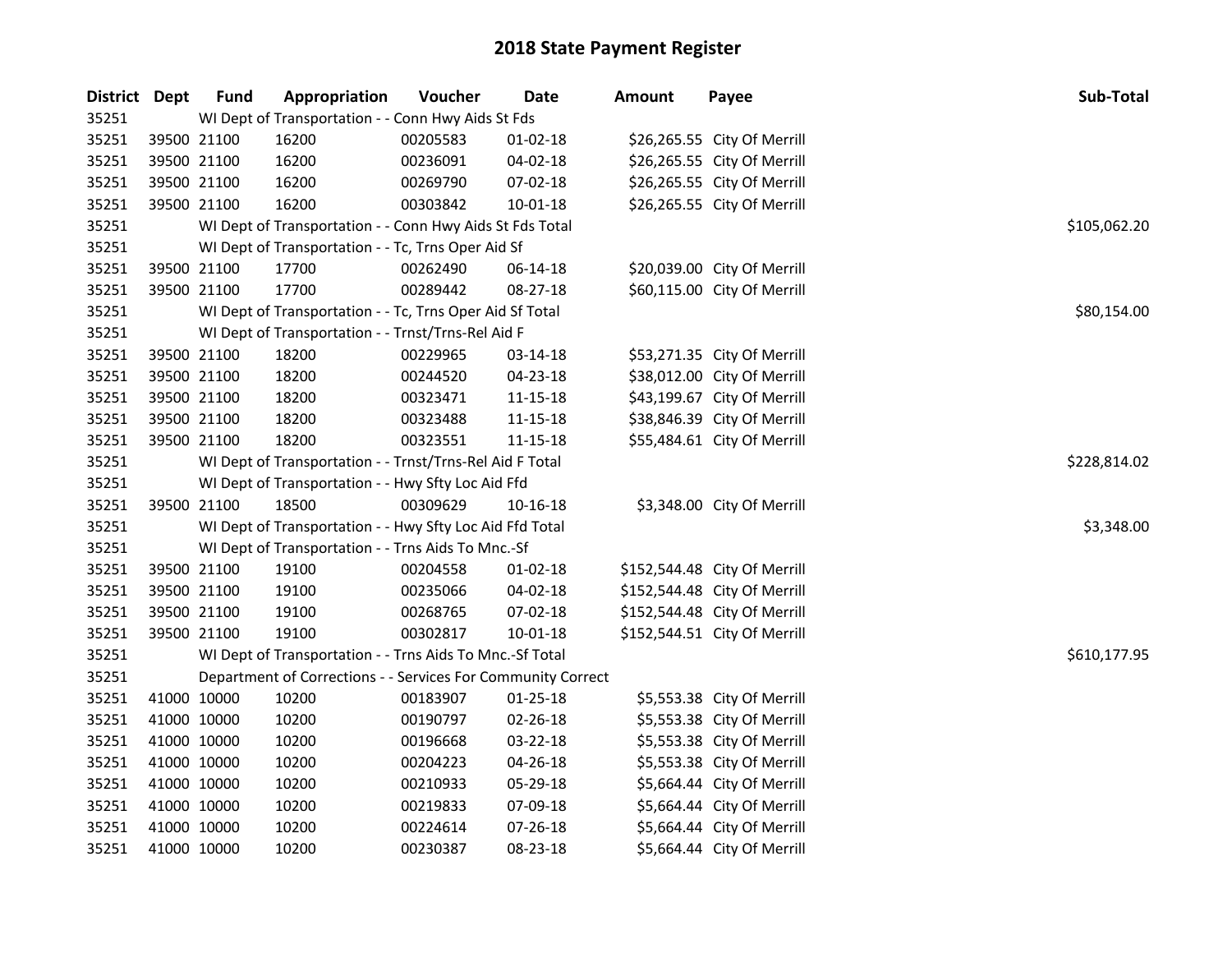## 2018 State Payment Register

| District | Dept | Fund | Appropriation | Voucher | Date | Amount | Payee | Sub-Total |
|---|---|---|---|---|---|---|---|---|
| 35251 | | WI Dept of Transportation - - Conn Hwy Aids St Fds | | | | | | |
| 35251 | 39500 | 21100 | 16200 | 00205583 | 01-02-18 | $26,265.55 | City Of Merrill | |
| 35251 | 39500 | 21100 | 16200 | 00236091 | 04-02-18 | $26,265.55 | City Of Merrill | |
| 35251 | 39500 | 21100 | 16200 | 00269790 | 07-02-18 | $26,265.55 | City Of Merrill | |
| 35251 | 39500 | 21100 | 16200 | 00303842 | 10-01-18 | $26,265.55 | City Of Merrill | |
| 35251 | | WI Dept of Transportation - - Conn Hwy Aids St Fds Total | | | | | | $105,062.20 |
| 35251 | | WI Dept of Transportation - - Tc, Trns Oper Aid Sf | | | | | | |
| 35251 | 39500 | 21100 | 17700 | 00262490 | 06-14-18 | $20,039.00 | City Of Merrill | |
| 35251 | 39500 | 21100 | 17700 | 00289442 | 08-27-18 | $60,115.00 | City Of Merrill | |
| 35251 | | WI Dept of Transportation - - Tc, Trns Oper Aid Sf Total | | | | | | $80,154.00 |
| 35251 | | WI Dept of Transportation - - Trnst/Trns-Rel Aid F | | | | | | |
| 35251 | 39500 | 21100 | 18200 | 00229965 | 03-14-18 | $53,271.35 | City Of Merrill | |
| 35251 | 39500 | 21100 | 18200 | 00244520 | 04-23-18 | $38,012.00 | City Of Merrill | |
| 35251 | 39500 | 21100 | 18200 | 00323471 | 11-15-18 | $43,199.67 | City Of Merrill | |
| 35251 | 39500 | 21100 | 18200 | 00323488 | 11-15-18 | $38,846.39 | City Of Merrill | |
| 35251 | 39500 | 21100 | 18200 | 00323551 | 11-15-18 | $55,484.61 | City Of Merrill | |
| 35251 | | WI Dept of Transportation - - Trnst/Trns-Rel Aid F Total | | | | | | $228,814.02 |
| 35251 | | WI Dept of Transportation - - Hwy Sfty Loc Aid Ffd | | | | | | |
| 35251 | 39500 | 21100 | 18500 | 00309629 | 10-16-18 | $3,348.00 | City Of Merrill | |
| 35251 | | WI Dept of Transportation - - Hwy Sfty Loc Aid Ffd Total | | | | | | $3,348.00 |
| 35251 | | WI Dept of Transportation - - Trns Aids To Mnc.-Sf | | | | | | |
| 35251 | 39500 | 21100 | 19100 | 00204558 | 01-02-18 | $152,544.48 | City Of Merrill | |
| 35251 | 39500 | 21100 | 19100 | 00235066 | 04-02-18 | $152,544.48 | City Of Merrill | |
| 35251 | 39500 | 21100 | 19100 | 00268765 | 07-02-18 | $152,544.48 | City Of Merrill | |
| 35251 | 39500 | 21100 | 19100 | 00302817 | 10-01-18 | $152,544.51 | City Of Merrill | |
| 35251 | | WI Dept of Transportation - - Trns Aids To Mnc.-Sf Total | | | | | | $610,177.95 |
| 35251 | | Department of Corrections - - Services For Community Correct | | | | | | |
| 35251 | 41000 | 10000 | 10200 | 00183907 | 01-25-18 | $5,553.38 | City Of Merrill | |
| 35251 | 41000 | 10000 | 10200 | 00190797 | 02-26-18 | $5,553.38 | City Of Merrill | |
| 35251 | 41000 | 10000 | 10200 | 00196668 | 03-22-18 | $5,553.38 | City Of Merrill | |
| 35251 | 41000 | 10000 | 10200 | 00204223 | 04-26-18 | $5,553.38 | City Of Merrill | |
| 35251 | 41000 | 10000 | 10200 | 00210933 | 05-29-18 | $5,664.44 | City Of Merrill | |
| 35251 | 41000 | 10000 | 10200 | 00219833 | 07-09-18 | $5,664.44 | City Of Merrill | |
| 35251 | 41000 | 10000 | 10200 | 00224614 | 07-26-18 | $5,664.44 | City Of Merrill | |
| 35251 | 41000 | 10000 | 10200 | 00230387 | 08-23-18 | $5,664.44 | City Of Merrill | |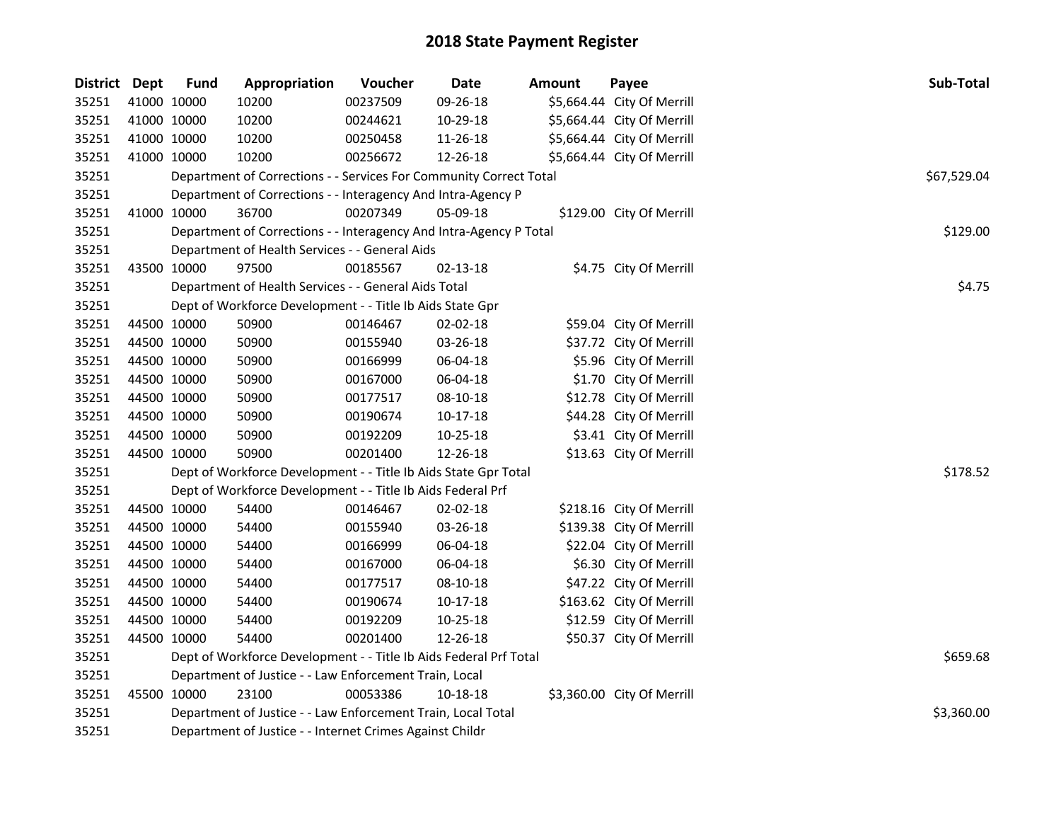# 2018 State Payment Register

| District | Dept | Fund | Appropriation | Voucher | Date | Amount | Payee | Sub-Total |
|---|---|---|---|---|---|---|---|---|
| 35251 | 41000 | 10000 | 10200 | 00237509 | 09-26-18 | $5,664.44 | City Of Merrill | |
| 35251 | 41000 | 10000 | 10200 | 00244621 | 10-29-18 | $5,664.44 | City Of Merrill | |
| 35251 | 41000 | 10000 | 10200 | 00250458 | 11-26-18 | $5,664.44 | City Of Merrill | |
| 35251 | 41000 | 10000 | 10200 | 00256672 | 12-26-18 | $5,664.44 | City Of Merrill | |
| 35251 | | Department of Corrections - - Services For Community Correct Total | | | | | | $67,529.04 |
| 35251 | | Department of Corrections - - Interagency And Intra-Agency P | | | | | | |
| 35251 | 41000 | 10000 | 36700 | 00207349 | 05-09-18 | $129.00 | City Of Merrill | |
| 35251 | | Department of Corrections - - Interagency And Intra-Agency P Total | | | | | | $129.00 |
| 35251 | | Department of Health Services - - General Aids | | | | | | |
| 35251 | 43500 | 10000 | 97500 | 00185567 | 02-13-18 | $4.75 | City Of Merrill | |
| 35251 | | Department of Health Services - - General Aids Total | | | | | | $4.75 |
| 35251 | | Dept of Workforce Development - - Title Ib Aids State Gpr | | | | | | |
| 35251 | 44500 | 10000 | 50900 | 00146467 | 02-02-18 | $59.04 | City Of Merrill | |
| 35251 | 44500 | 10000 | 50900 | 00155940 | 03-26-18 | $37.72 | City Of Merrill | |
| 35251 | 44500 | 10000 | 50900 | 00166999 | 06-04-18 | $5.96 | City Of Merrill | |
| 35251 | 44500 | 10000 | 50900 | 00167000 | 06-04-18 | $1.70 | City Of Merrill | |
| 35251 | 44500 | 10000 | 50900 | 00177517 | 08-10-18 | $12.78 | City Of Merrill | |
| 35251 | 44500 | 10000 | 50900 | 00190674 | 10-17-18 | $44.28 | City Of Merrill | |
| 35251 | 44500 | 10000 | 50900 | 00192209 | 10-25-18 | $3.41 | City Of Merrill | |
| 35251 | 44500 | 10000 | 50900 | 00201400 | 12-26-18 | $13.63 | City Of Merrill | |
| 35251 | | Dept of Workforce Development - - Title Ib Aids State Gpr Total | | | | | | $178.52 |
| 35251 | | Dept of Workforce Development - - Title Ib Aids Federal Prf | | | | | | |
| 35251 | 44500 | 10000 | 54400 | 00146467 | 02-02-18 | $218.16 | City Of Merrill | |
| 35251 | 44500 | 10000 | 54400 | 00155940 | 03-26-18 | $139.38 | City Of Merrill | |
| 35251 | 44500 | 10000 | 54400 | 00166999 | 06-04-18 | $22.04 | City Of Merrill | |
| 35251 | 44500 | 10000 | 54400 | 00167000 | 06-04-18 | $6.30 | City Of Merrill | |
| 35251 | 44500 | 10000 | 54400 | 00177517 | 08-10-18 | $47.22 | City Of Merrill | |
| 35251 | 44500 | 10000 | 54400 | 00190674 | 10-17-18 | $163.62 | City Of Merrill | |
| 35251 | 44500 | 10000 | 54400 | 00192209 | 10-25-18 | $12.59 | City Of Merrill | |
| 35251 | 44500 | 10000 | 54400 | 00201400 | 12-26-18 | $50.37 | City Of Merrill | |
| 35251 | | Dept of Workforce Development - - Title Ib Aids Federal Prf Total | | | | | | $659.68 |
| 35251 | | Department of Justice - - Law Enforcement Train, Local | | | | | | |
| 35251 | 45500 | 10000 | 23100 | 00053386 | 10-18-18 | $3,360.00 | City Of Merrill | |
| 35251 | | Department of Justice - - Law Enforcement Train, Local Total | | | | | | $3,360.00 |
| 35251 | | Department of Justice - - Internet Crimes Against Childr | | | | | | |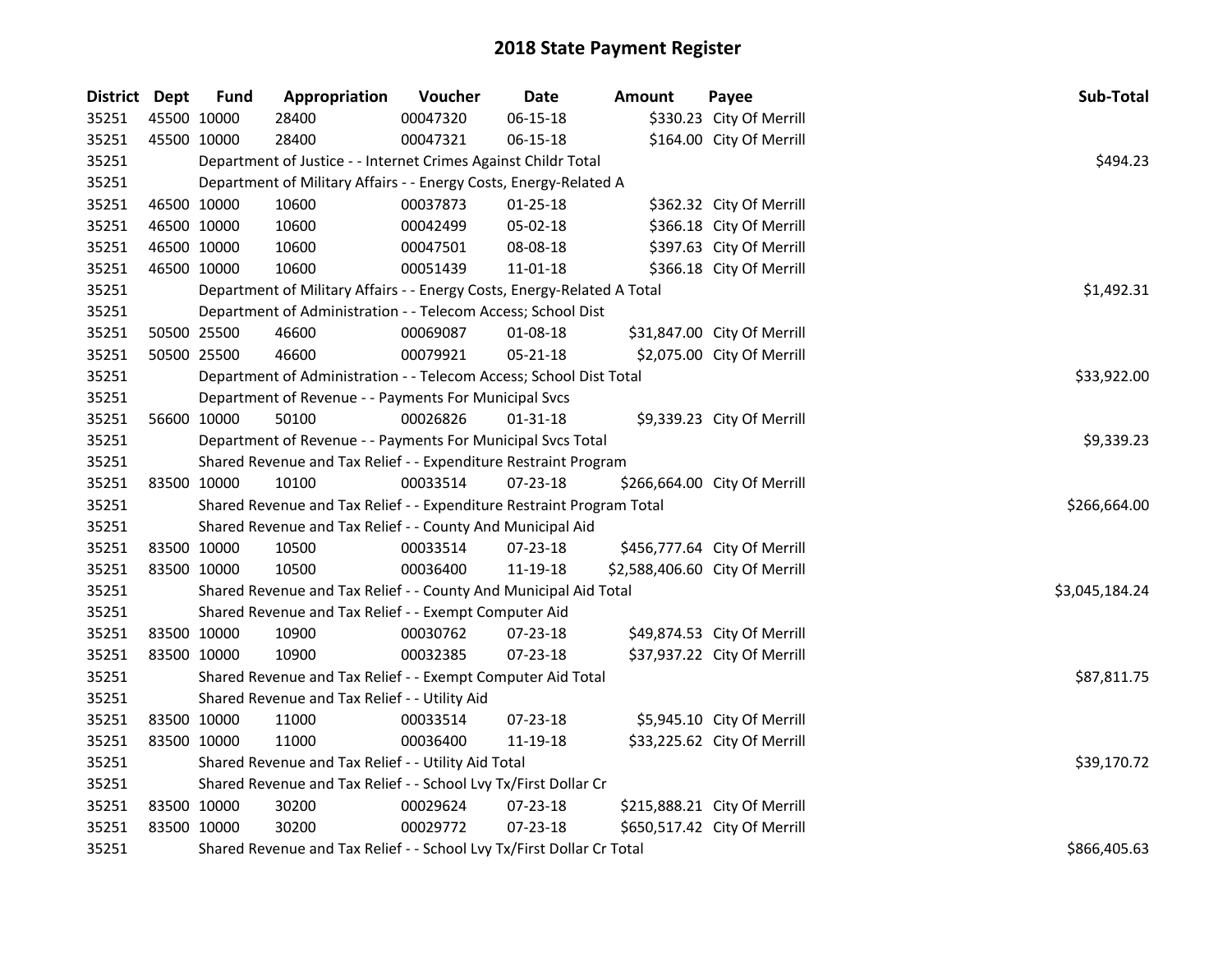# 2018 State Payment Register

| District | Dept | Fund | Appropriation | Voucher | Date | Amount | Payee | Sub-Total |
|---|---|---|---|---|---|---|---|---|
| 35251 | 45500 | 10000 | 28400 | 00047320 | 06-15-18 | $330.23 | City Of Merrill | |
| 35251 | 45500 | 10000 | 28400 | 00047321 | 06-15-18 | $164.00 | City Of Merrill | |
| 35251 | | Department of Justice - - Internet Crimes Against Childr Total | | | | | | $494.23 |
| 35251 | | Department of Military Affairs - - Energy Costs, Energy-Related A | | | | | | |
| 35251 | 46500 | 10000 | 10600 | 00037873 | 01-25-18 | $362.32 | City Of Merrill | |
| 35251 | 46500 | 10000 | 10600 | 00042499 | 05-02-18 | $366.18 | City Of Merrill | |
| 35251 | 46500 | 10000 | 10600 | 00047501 | 08-08-18 | $397.63 | City Of Merrill | |
| 35251 | 46500 | 10000 | 10600 | 00051439 | 11-01-18 | $366.18 | City Of Merrill | |
| 35251 | | Department of Military Affairs - - Energy Costs, Energy-Related A Total | | | | | | $1,492.31 |
| 35251 | | Department of Administration - - Telecom Access; School Dist | | | | | | |
| 35251 | 50500 | 25500 | 46600 | 00069087 | 01-08-18 | $31,847.00 | City Of Merrill | |
| 35251 | 50500 | 25500 | 46600 | 00079921 | 05-21-18 | $2,075.00 | City Of Merrill | |
| 35251 | | Department of Administration - - Telecom Access; School Dist Total | | | | | | $33,922.00 |
| 35251 | | Department of Revenue - - Payments For Municipal Svcs | | | | | | |
| 35251 | 56600 | 10000 | 50100 | 00026826 | 01-31-18 | $9,339.23 | City Of Merrill | |
| 35251 | | Department of Revenue - - Payments For Municipal Svcs Total | | | | | | $9,339.23 |
| 35251 | | Shared Revenue and Tax Relief - - Expenditure Restraint Program | | | | | | |
| 35251 | 83500 | 10000 | 10100 | 00033514 | 07-23-18 | $266,664.00 | City Of Merrill | |
| 35251 | | Shared Revenue and Tax Relief - - Expenditure Restraint Program Total | | | | | | $266,664.00 |
| 35251 | | Shared Revenue and Tax Relief - - County And Municipal Aid | | | | | | |
| 35251 | 83500 | 10000 | 10500 | 00033514 | 07-23-18 | $456,777.64 | City Of Merrill | |
| 35251 | 83500 | 10000 | 10500 | 00036400 | 11-19-18 | $2,588,406.60 | City Of Merrill | |
| 35251 | | Shared Revenue and Tax Relief - - County And Municipal Aid Total | | | | | | $3,045,184.24 |
| 35251 | | Shared Revenue and Tax Relief - - Exempt Computer Aid | | | | | | |
| 35251 | 83500 | 10000 | 10900 | 00030762 | 07-23-18 | $49,874.53 | City Of Merrill | |
| 35251 | 83500 | 10000 | 10900 | 00032385 | 07-23-18 | $37,937.22 | City Of Merrill | |
| 35251 | | Shared Revenue and Tax Relief - - Exempt Computer Aid Total | | | | | | $87,811.75 |
| 35251 | | Shared Revenue and Tax Relief - - Utility Aid | | | | | | |
| 35251 | 83500 | 10000 | 11000 | 00033514 | 07-23-18 | $5,945.10 | City Of Merrill | |
| 35251 | 83500 | 10000 | 11000 | 00036400 | 11-19-18 | $33,225.62 | City Of Merrill | |
| 35251 | | Shared Revenue and Tax Relief - - Utility Aid Total | | | | | | $39,170.72 |
| 35251 | | Shared Revenue and Tax Relief - - School Lvy Tx/First Dollar Cr | | | | | | |
| 35251 | 83500 | 10000 | 30200 | 00029624 | 07-23-18 | $215,888.21 | City Of Merrill | |
| 35251 | 83500 | 10000 | 30200 | 00029772 | 07-23-18 | $650,517.42 | City Of Merrill | |
| 35251 | | Shared Revenue and Tax Relief - - School Lvy Tx/First Dollar Cr Total | | | | | | $866,405.63 |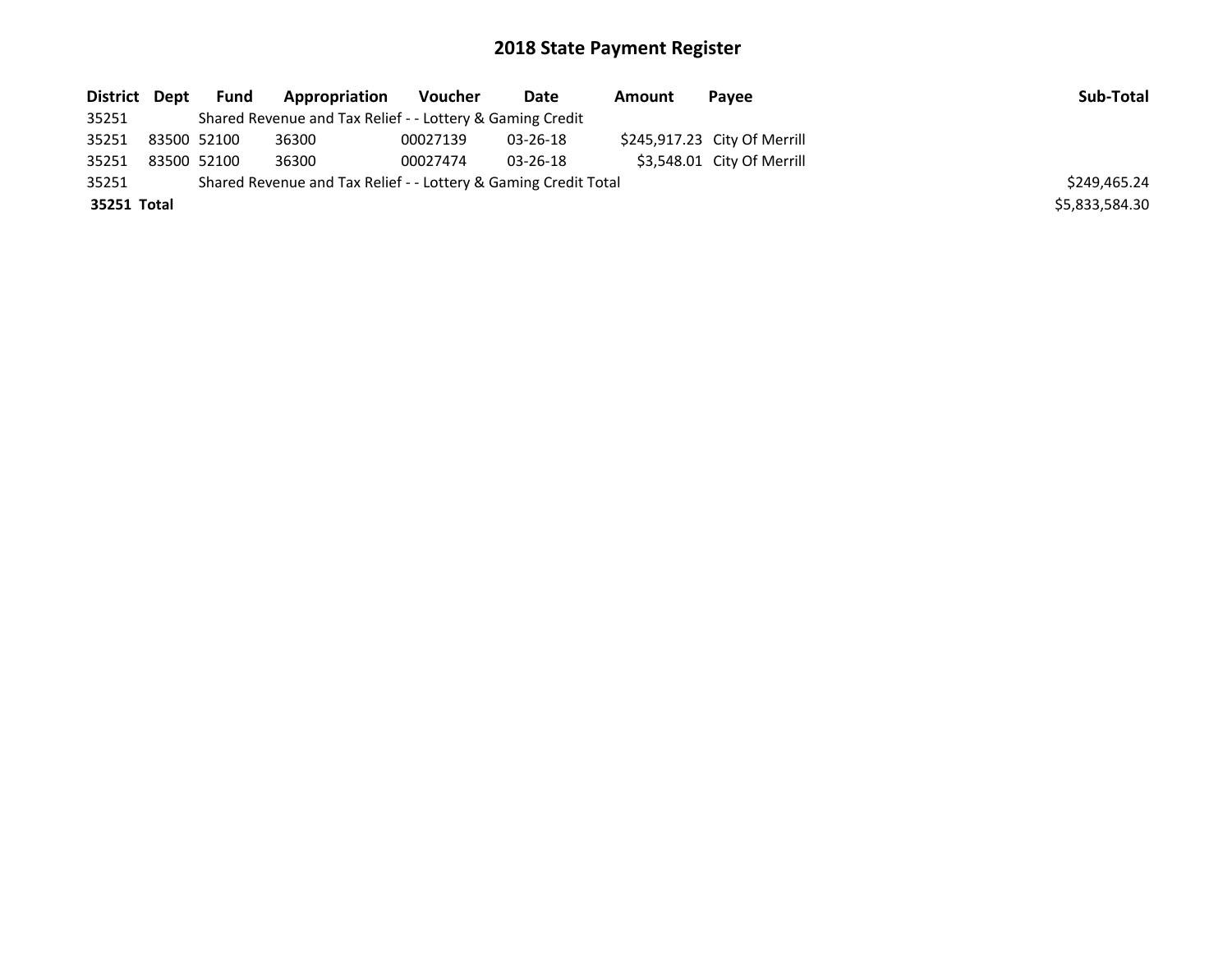# 2018 State Payment Register

| District | Dept | Fund | Appropriation | Voucher | Date | Amount | Payee | Sub-Total |
|---|---|---|---|---|---|---|---|---|
| 35251 | | Shared Revenue and Tax Relief - - Lottery & Gaming Credit | | | | | | |
| 35251 | 83500 | 52100 | 36300 | 00027139 | 03-26-18 | $245,917.23 | City Of Merrill | |
| 35251 | 83500 | 52100 | 36300 | 00027474 | 03-26-18 | $3,548.01 | City Of Merrill | |
| 35251 | | Shared Revenue and Tax Relief - - Lottery & Gaming Credit Total | | | | | | $249,465.24 |
| **35251 Total** | | | | | | | | $5,833,584.30 |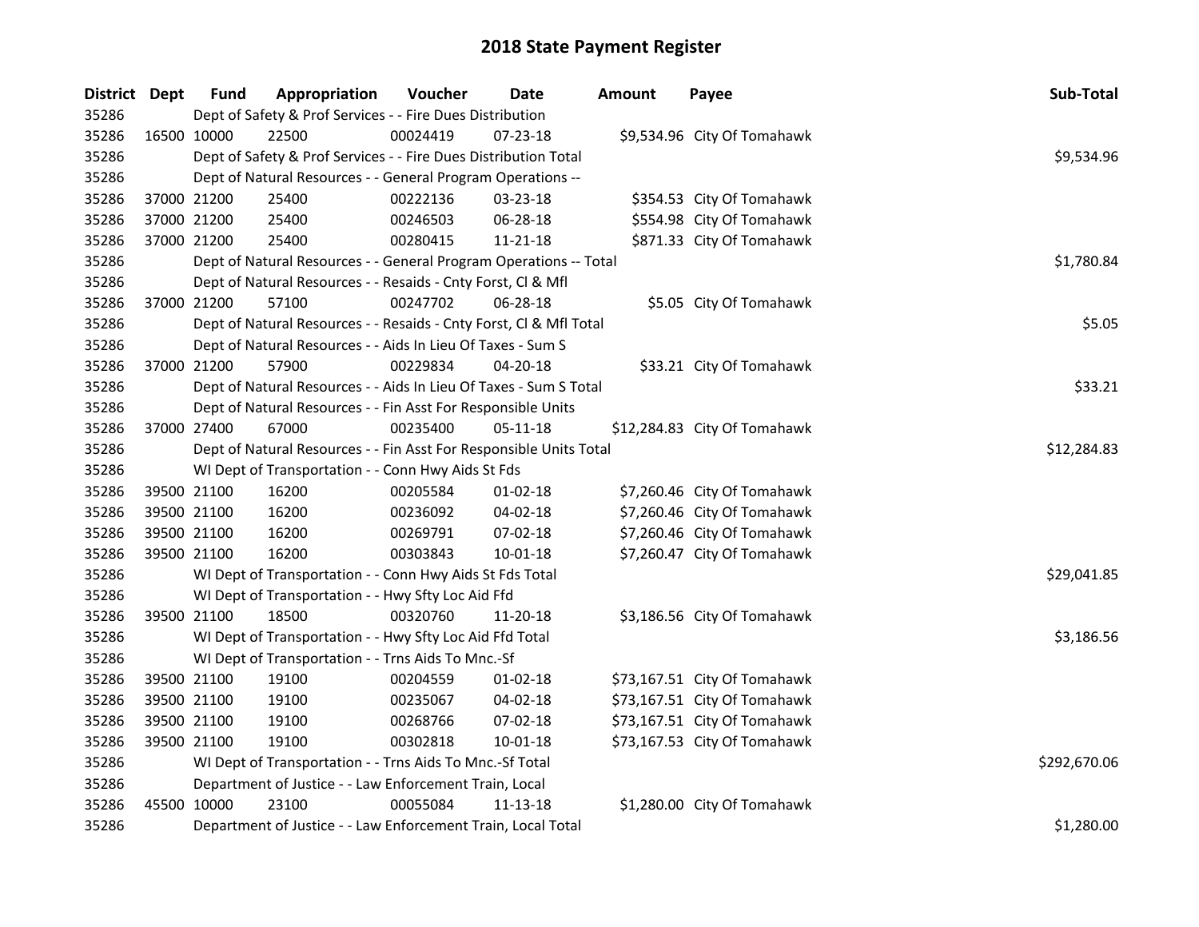# 2018 State Payment Register

| District | Dept | Fund | Appropriation | Voucher | Date | Amount | Payee | Sub-Total |
|---|---|---|---|---|---|---|---|---|
| 35286 | | Dept of Safety & Prof Services - - Fire Dues Distribution | | | | | | |
| 35286 | 16500 | 10000 | 22500 | 00024419 | 07-23-18 | $9,534.96 | City Of Tomahawk | |
| 35286 | | Dept of Safety & Prof Services - - Fire Dues Distribution Total | | | | | | $9,534.96 |
| 35286 | | Dept of Natural Resources - - General Program Operations -- | | | | | | |
| 35286 | 37000 | 21200 | 25400 | 00222136 | 03-23-18 | $354.53 | City Of Tomahawk | |
| 35286 | 37000 | 21200 | 25400 | 00246503 | 06-28-18 | $554.98 | City Of Tomahawk | |
| 35286 | 37000 | 21200 | 25400 | 00280415 | 11-21-18 | $871.33 | City Of Tomahawk | |
| 35286 | | Dept of Natural Resources - - General Program Operations -- Total | | | | | | $1,780.84 |
| 35286 | | Dept of Natural Resources - - Resaids - Cnty Forst, Cl & Mfl | | | | | | |
| 35286 | 37000 | 21200 | 57100 | 00247702 | 06-28-18 | $5.05 | City Of Tomahawk | |
| 35286 | | Dept of Natural Resources - - Resaids - Cnty Forst, Cl & Mfl Total | | | | | | $5.05 |
| 35286 | | Dept of Natural Resources - - Aids In Lieu Of Taxes - Sum S | | | | | | |
| 35286 | 37000 | 21200 | 57900 | 00229834 | 04-20-18 | $33.21 | City Of Tomahawk | |
| 35286 | | Dept of Natural Resources - - Aids In Lieu Of Taxes - Sum S Total | | | | | | $33.21 |
| 35286 | | Dept of Natural Resources - - Fin Asst For Responsible Units | | | | | | |
| 35286 | 37000 | 27400 | 67000 | 00235400 | 05-11-18 | $12,284.83 | City Of Tomahawk | |
| 35286 | | Dept of Natural Resources - - Fin Asst For Responsible Units Total | | | | | | $12,284.83 |
| 35286 | | WI Dept of Transportation - - Conn Hwy Aids St Fds | | | | | | |
| 35286 | 39500 | 21100 | 16200 | 00205584 | 01-02-18 | $7,260.46 | City Of Tomahawk | |
| 35286 | 39500 | 21100 | 16200 | 00236092 | 04-02-18 | $7,260.46 | City Of Tomahawk | |
| 35286 | 39500 | 21100 | 16200 | 00269791 | 07-02-18 | $7,260.46 | City Of Tomahawk | |
| 35286 | 39500 | 21100 | 16200 | 00303843 | 10-01-18 | $7,260.47 | City Of Tomahawk | |
| 35286 | | WI Dept of Transportation - - Conn Hwy Aids St Fds Total | | | | | | $29,041.85 |
| 35286 | | WI Dept of Transportation - - Hwy Sfty Loc Aid Ffd | | | | | | |
| 35286 | 39500 | 21100 | 18500 | 00320760 | 11-20-18 | $3,186.56 | City Of Tomahawk | |
| 35286 | | WI Dept of Transportation - - Hwy Sfty Loc Aid Ffd Total | | | | | | $3,186.56 |
| 35286 | | WI Dept of Transportation - - Trns Aids To Mnc.-Sf | | | | | | |
| 35286 | 39500 | 21100 | 19100 | 00204559 | 01-02-18 | $73,167.51 | City Of Tomahawk | |
| 35286 | 39500 | 21100 | 19100 | 00235067 | 04-02-18 | $73,167.51 | City Of Tomahawk | |
| 35286 | 39500 | 21100 | 19100 | 00268766 | 07-02-18 | $73,167.51 | City Of Tomahawk | |
| 35286 | 39500 | 21100 | 19100 | 00302818 | 10-01-18 | $73,167.53 | City Of Tomahawk | |
| 35286 | | WI Dept of Transportation - - Trns Aids To Mnc.-Sf Total | | | | | | $292,670.06 |
| 35286 | | Department of Justice - - Law Enforcement Train, Local | | | | | | |
| 35286 | 45500 | 10000 | 23100 | 00055084 | 11-13-18 | $1,280.00 | City Of Tomahawk | |
| 35286 | | Department of Justice - - Law Enforcement Train, Local Total | | | | | | $1,280.00 |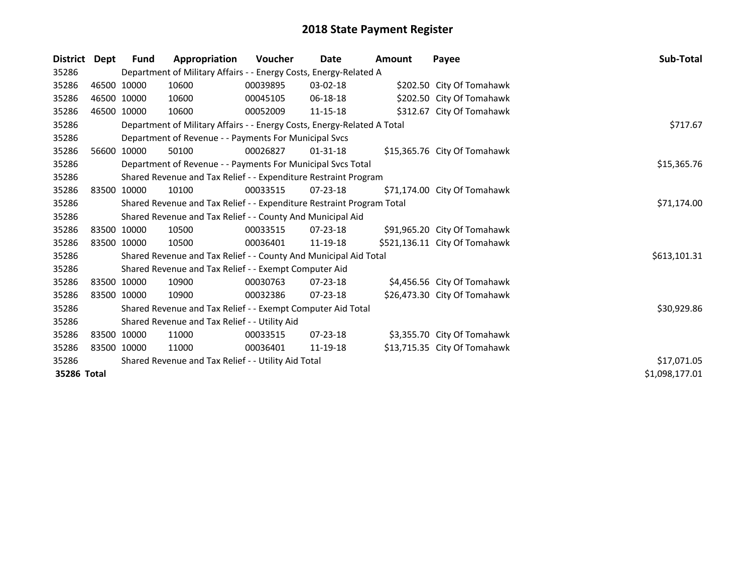# 2018 State Payment Register

| District | Dept | Fund | Appropriation | Voucher | Date | Amount | Payee | Sub-Total |
|---|---|---|---|---|---|---|---|---|
| 35286 | | Department of Military Affairs - - Energy Costs, Energy-Related A | | | | | | |
| 35286 | 46500 | 10000 | 10600 | 00039895 | 03-02-18 | $202.50 | City Of Tomahawk | |
| 35286 | 46500 | 10000 | 10600 | 00045105 | 06-18-18 | $202.50 | City Of Tomahawk | |
| 35286 | 46500 | 10000 | 10600 | 00052009 | 11-15-18 | $312.67 | City Of Tomahawk | |
| 35286 | | Department of Military Affairs - - Energy Costs, Energy-Related A Total | | | | | | $717.67 |
| 35286 | | Department of Revenue - - Payments For Municipal Svcs | | | | | | |
| 35286 | 56600 | 10000 | 50100 | 00026827 | 01-31-18 | $15,365.76 | City Of Tomahawk | |
| 35286 | | Department of Revenue - - Payments For Municipal Svcs Total | | | | | | $15,365.76 |
| 35286 | | Shared Revenue and Tax Relief - - Expenditure Restraint Program | | | | | | |
| 35286 | 83500 | 10000 | 10100 | 00033515 | 07-23-18 | $71,174.00 | City Of Tomahawk | |
| 35286 | | Shared Revenue and Tax Relief - - Expenditure Restraint Program Total | | | | | | $71,174.00 |
| 35286 | | Shared Revenue and Tax Relief - - County And Municipal Aid | | | | | | |
| 35286 | 83500 | 10000 | 10500 | 00033515 | 07-23-18 | $91,965.20 | City Of Tomahawk | |
| 35286 | 83500 | 10000 | 10500 | 00036401 | 11-19-18 | $521,136.11 | City Of Tomahawk | |
| 35286 | | Shared Revenue and Tax Relief - - County And Municipal Aid Total | | | | | | $613,101.31 |
| 35286 | | Shared Revenue and Tax Relief - - Exempt Computer Aid | | | | | | |
| 35286 | 83500 | 10000 | 10900 | 00030763 | 07-23-18 | $4,456.56 | City Of Tomahawk | |
| 35286 | 83500 | 10000 | 10900 | 00032386 | 07-23-18 | $26,473.30 | City Of Tomahawk | |
| 35286 | | Shared Revenue and Tax Relief - - Exempt Computer Aid Total | | | | | | $30,929.86 |
| 35286 | | Shared Revenue and Tax Relief - - Utility Aid | | | | | | |
| 35286 | 83500 | 10000 | 11000 | 00033515 | 07-23-18 | $3,355.70 | City Of Tomahawk | |
| 35286 | 83500 | 10000 | 11000 | 00036401 | 11-19-18 | $13,715.35 | City Of Tomahawk | |
| 35286 | | Shared Revenue and Tax Relief - - Utility Aid Total | | | | | | $17,071.05 |
| **35286 Total** | | | | | | | | $1,098,177.01 |